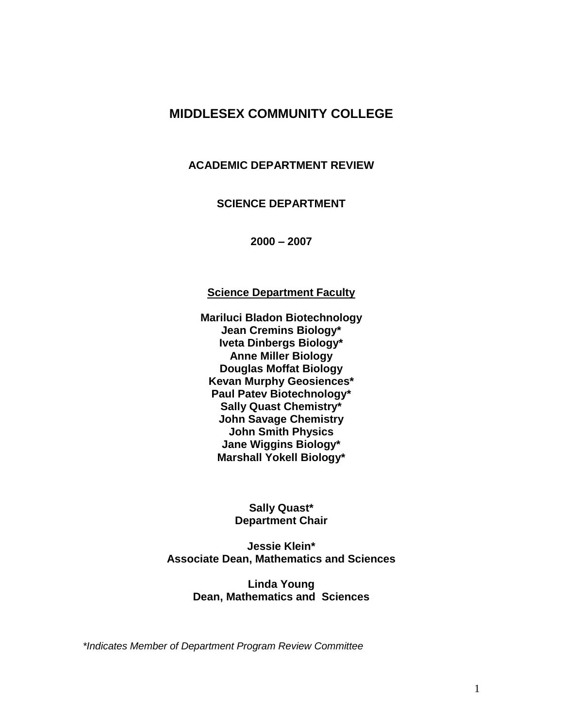# MIDDLESEX COMMUNITY COLLEGE

## ACADEMIC DEPARTMENT REVIEW

## SCIENCE DEPARTMENT

## 2000 – 2007

**Science Department Faculty**

**Mariluci Bladon Biotechnology**
**Jean Cremins Biology***
**Iveta Dinbergs Biology***
**Anne Miller Biology**
**Douglas Moffat Biology**
**Kevan Murphy Geosiences***
**Paul Patev Biotechnology***
**Sally Quast Chemistry***
**John Savage Chemistry**
**John Smith Physics**
**Jane Wiggins Biology***
**Marshall Yokell Biology***

**Sally Quast***
**Department Chair**

**Jessie Klein***
**Associate Dean, Mathematics and Sciences**

**Linda Young**
**Dean, Mathematics and Sciences**

*\*Indicates Member of Department Program Review Committee*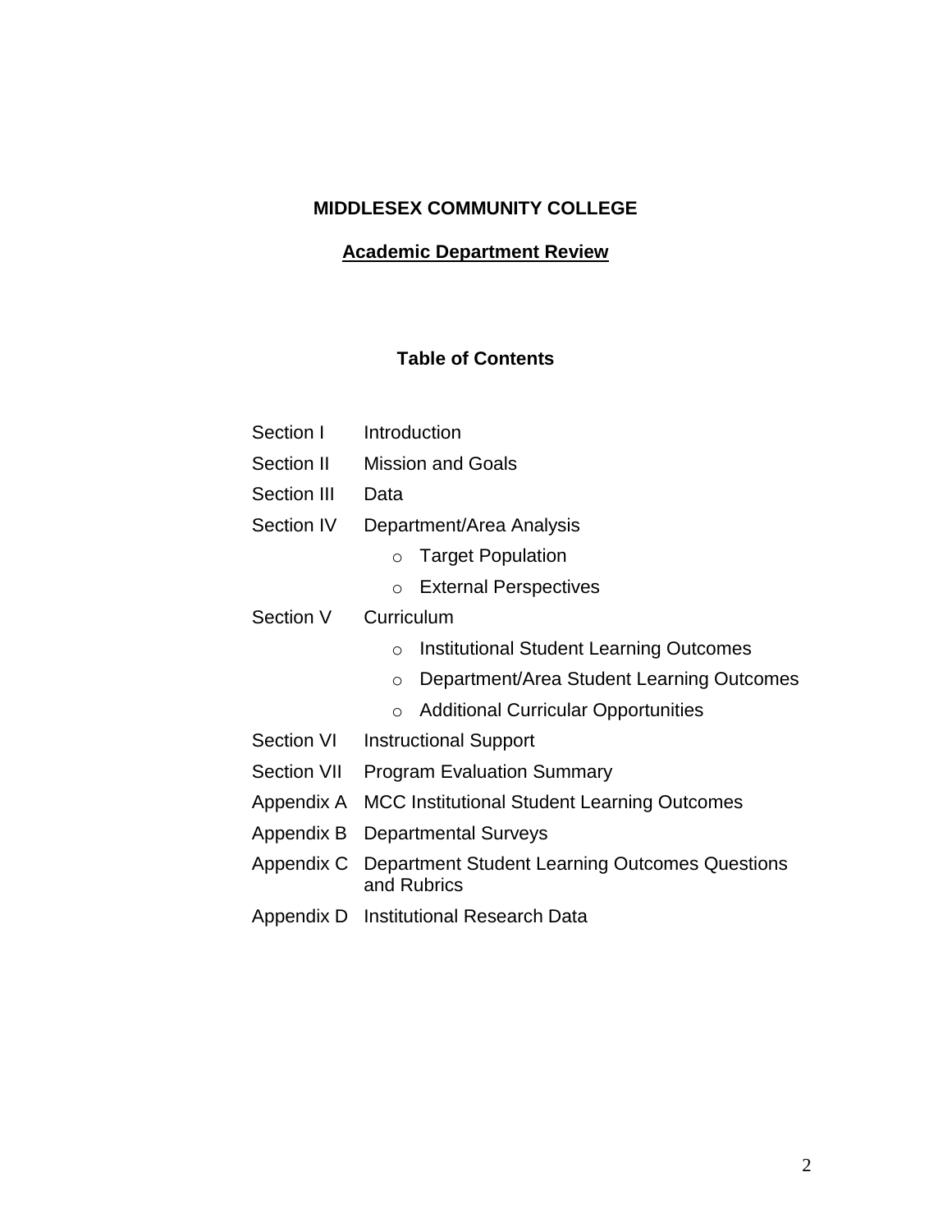**MIDDLESEX COMMUNITY COLLEGE**

**Academic Department Review**

**Table of Contents**

| | |
|---|---|
| Section I | Introduction |
| Section II | Mission and Goals |
| Section III | Data |
| Section IV | Department/Area Analysis |
| | ○ Target Population |
| | ○ External Perspectives |
| Section V | Curriculum |
| | ○ Institutional Student Learning Outcomes |
| | ○ Department/Area Student Learning Outcomes |
| | ○ Additional Curricular Opportunities |
| Section VI | Instructional Support |
| Section VII | Program Evaluation Summary |
| Appendix A | MCC Institutional Student Learning Outcomes |
| Appendix B | Departmental Surveys |
| Appendix C | Department Student Learning Outcomes Questions and Rubrics |
| Appendix D | Institutional Research Data |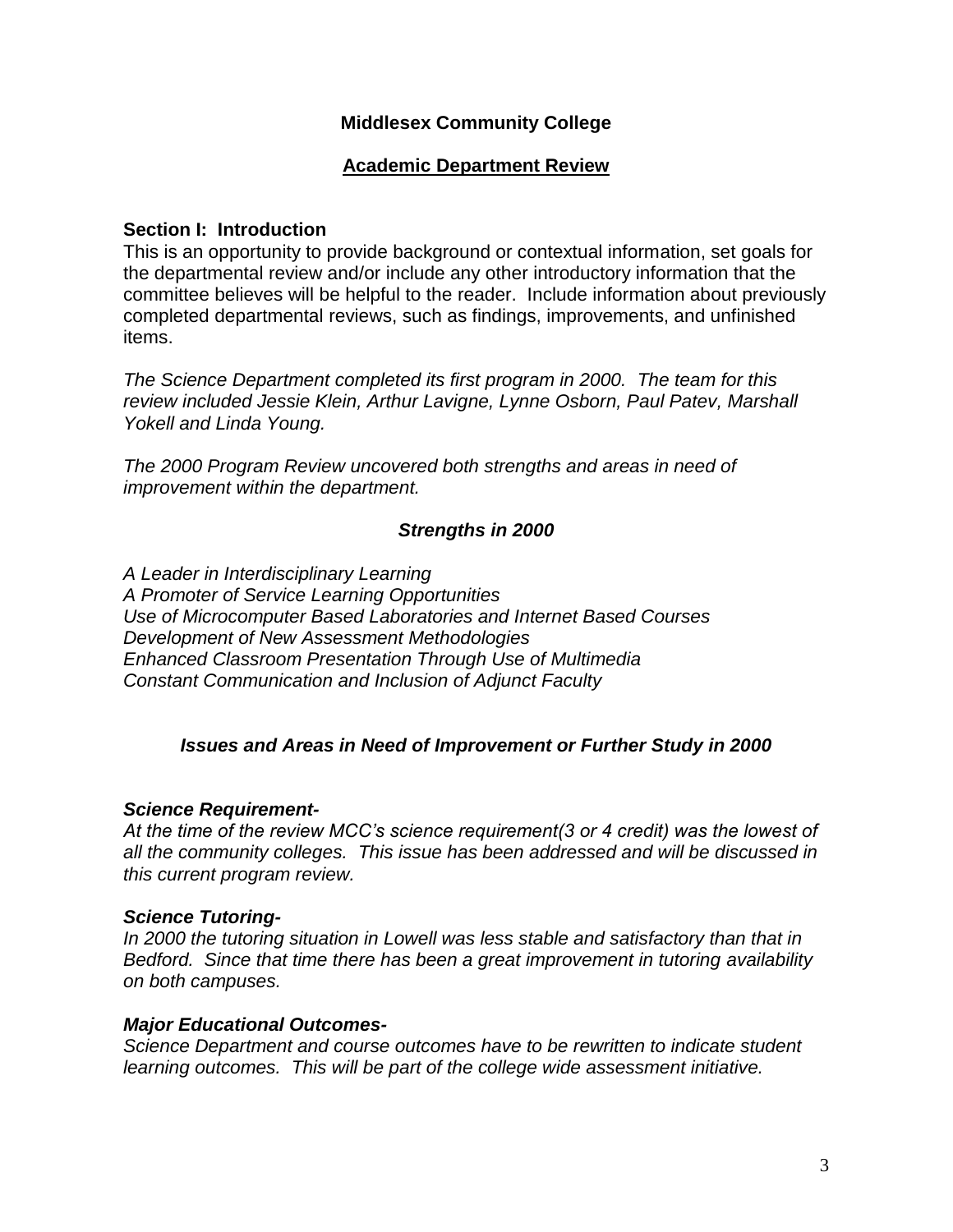**Middlesex Community College**

**Academic Department Review**

**Section I: Introduction**

This is an opportunity to provide background or contextual information, set goals for the departmental review and/or include any other introductory information that the committee believes will be helpful to the reader. Include information about previously completed departmental reviews, such as findings, improvements, and unfinished items.

*The Science Department completed its first program in 2000. The team for this review included Jessie Klein, Arthur Lavigne, Lynne Osborn, Paul Patev, Marshall Yokell and Linda Young.*

*The 2000 Program Review uncovered both strengths and areas in need of improvement within the department.*

***Strengths in 2000***

*A Leader in Interdisciplinary Learning*
*A Promoter of Service Learning Opportunities*
*Use of Microcomputer Based Laboratories and Internet Based Courses*
*Development of New Assessment Methodologies*
*Enhanced Classroom Presentation Through Use of Multimedia*
*Constant Communication and Inclusion of Adjunct Faculty*

***Issues and Areas in Need of Improvement or Further Study in 2000***

***Science Requirement-***

*At the time of the review MCC's science requirement(3 or 4 credit) was the lowest of all the community colleges. This issue has been addressed and will be discussed in this current program review.*

***Science Tutoring-***

*In 2000 the tutoring situation in Lowell was less stable and satisfactory than that in Bedford. Since that time there has been a great improvement in tutoring availability on both campuses.*

***Major Educational Outcomes-***

*Science Department and course outcomes have to be rewritten to indicate student learning outcomes. This will be part of the college wide assessment initiative.*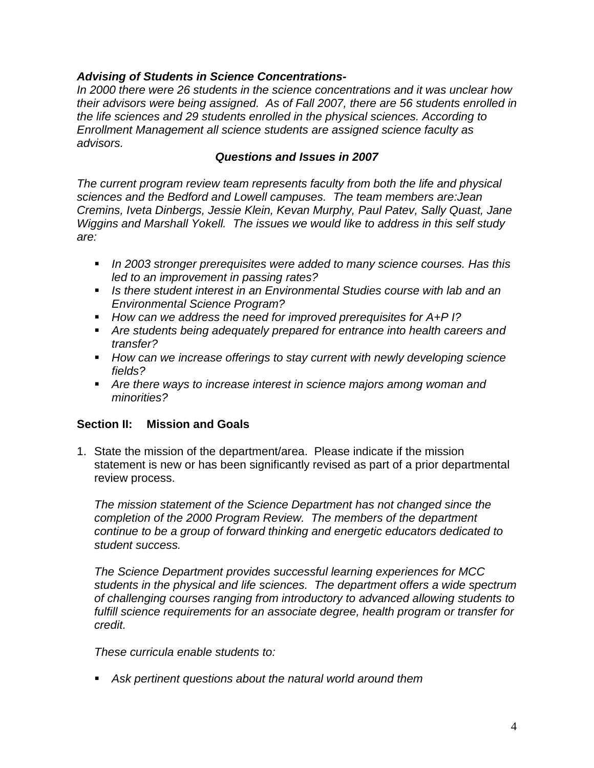***Advising of Students in Science Concentrations-***

*In 2000 there were 26 students in the science concentrations and it was unclear how their advisors were being assigned. As of Fall 2007, there are 56 students enrolled in the life sciences and 29 students enrolled in the physical sciences. According to Enrollment Management all science students are assigned science faculty as advisors.*

### ***Questions and Issues in 2007***

*The current program review team represents faculty from both the life and physical sciences and the Bedford and Lowell campuses. The team members are:Jean Cremins, Iveta Dinbergs, Jessie Klein, Kevan Murphy, Paul Patev, Sally Quast, Jane Wiggins and Marshall Yokell. The issues we would like to address in this self study are:*

- *In 2003 stronger prerequisites were added to many science courses. Has this led to an improvement in passing rates?*
- *Is there student interest in an Environmental Studies course with lab and an Environmental Science Program?*
- *How can we address the need for improved prerequisites for A+P I?*
- *Are students being adequately prepared for entrance into health careers and transfer?*
- *How can we increase offerings to stay current with newly developing science fields?*
- *Are there ways to increase interest in science majors among woman and minorities?*

## **Section II: Mission and Goals**

1. State the mission of the department/area. Please indicate if the mission statement is new or has been significantly revised as part of a prior departmental review process.

   *The mission statement of the Science Department has not changed since the completion of the 2000 Program Review. The members of the department continue to be a group of forward thinking and energetic educators dedicated to student success.*

   *The Science Department provides successful learning experiences for MCC students in the physical and life sciences. The department offers a wide spectrum of challenging courses ranging from introductory to advanced allowing students to fulfill science requirements for an associate degree, health program or transfer for credit.*

   *These curricula enable students to:*

   - *Ask pertinent questions about the natural world around them*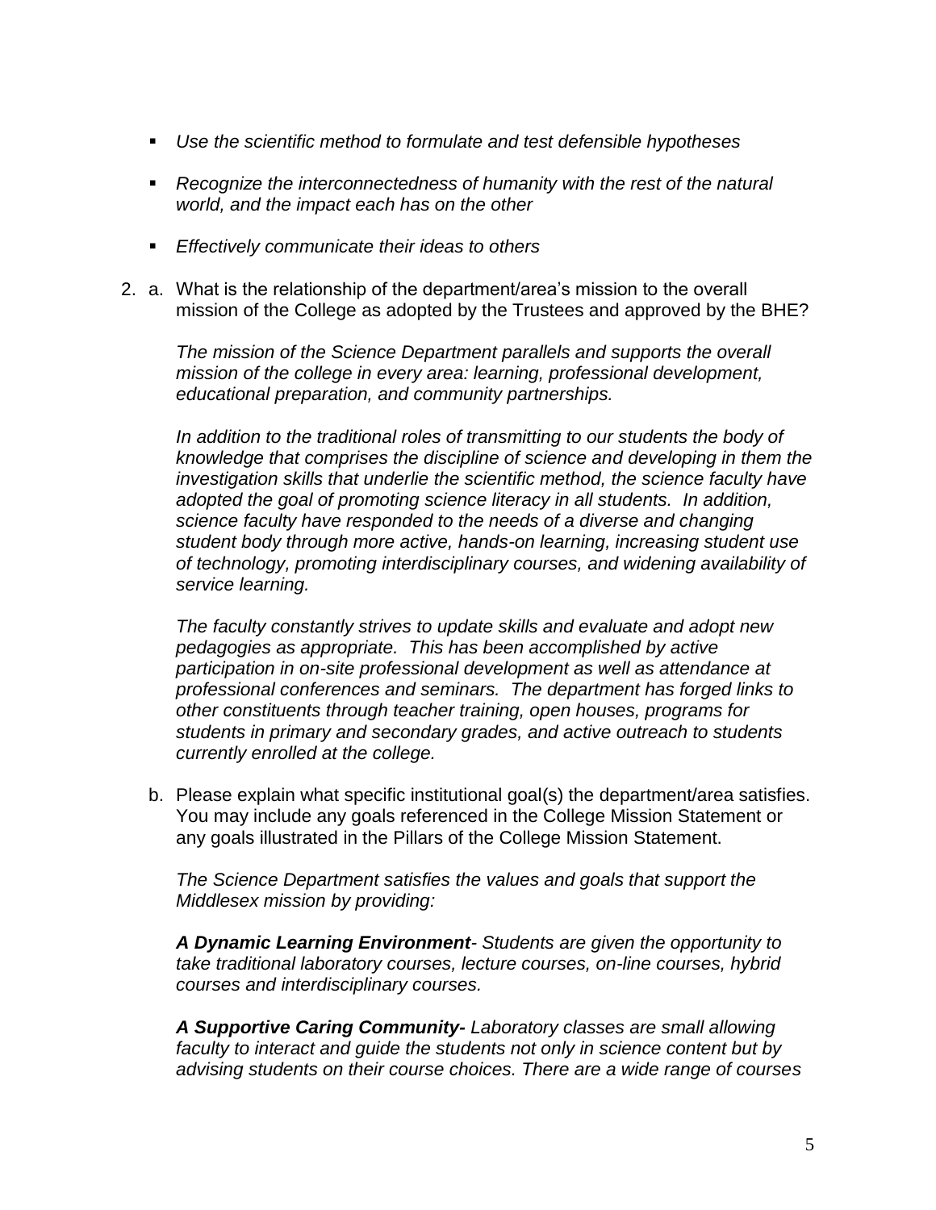- *Use the scientific method to formulate and test defensible hypotheses*

- *Recognize the interconnectedness of humanity with the rest of the natural world, and the impact each has on the other*

- *Effectively communicate their ideas to others*

2. a. What is the relationship of the department/area's mission to the overall mission of the College as adopted by the Trustees and approved by the BHE?

   *The mission of the Science Department parallels and supports the overall mission of the college in every area: learning, professional development, educational preparation, and community partnerships.*

   *In addition to the traditional roles of transmitting to our students the body of knowledge that comprises the discipline of science and developing in them the investigation skills that underlie the scientific method, the science faculty have adopted the goal of promoting science literacy in all students. In addition, science faculty have responded to the needs of a diverse and changing student body through more active, hands-on learning, increasing student use of technology, promoting interdisciplinary courses, and widening availability of service learning.*

   *The faculty constantly strives to update skills and evaluate and adopt new pedagogies as appropriate. This has been accomplished by active participation in on-site professional development as well as attendance at professional conferences and seminars. The department has forged links to other constituents through teacher training, open houses, programs for students in primary and secondary grades, and active outreach to students currently enrolled at the college.*

   b. Please explain what specific institutional goal(s) the department/area satisfies. You may include any goals referenced in the College Mission Statement or any goals illustrated in the Pillars of the College Mission Statement.

   *The Science Department satisfies the values and goals that support the Middlesex mission by providing:*

   ***A Dynamic Learning Environment**- Students are given the opportunity to take traditional laboratory courses, lecture courses, on-line courses, hybrid courses and interdisciplinary courses.*

   ***A Supportive Caring Community-** Laboratory classes are small allowing faculty to interact and guide the students not only in science content but by advising students on their course choices. There are a wide range of courses*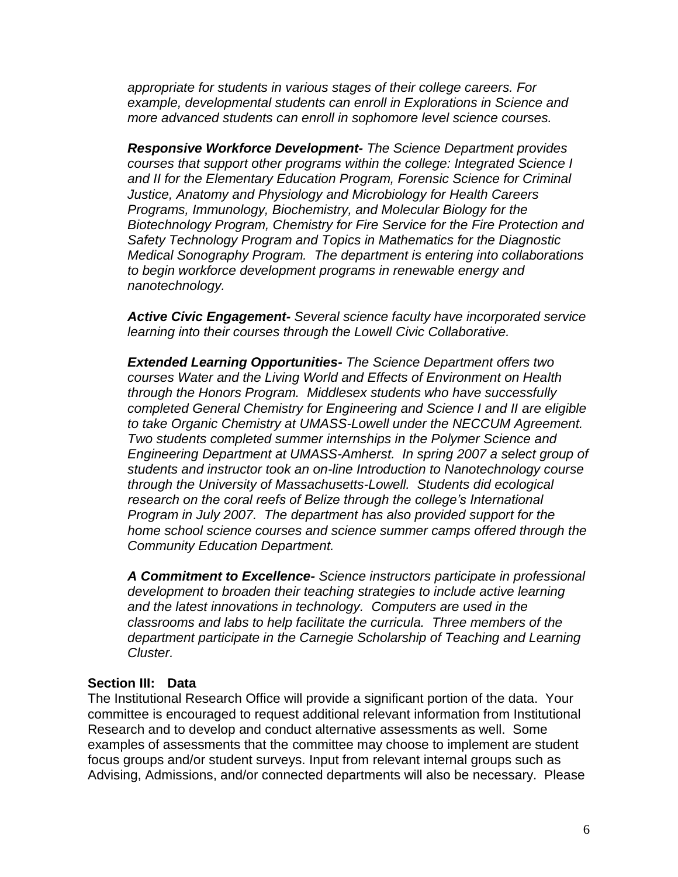*appropriate for students in various stages of their college careers. For example, developmental students can enroll in Explorations in Science and more advanced students can enroll in sophomore level science courses.*

***Responsive Workforce Development-*** *The Science Department provides courses that support other programs within the college: Integrated Science I and II for the Elementary Education Program, Forensic Science for Criminal Justice, Anatomy and Physiology and Microbiology for Health Careers Programs, Immunology, Biochemistry, and Molecular Biology for the Biotechnology Program, Chemistry for Fire Service for the Fire Protection and Safety Technology Program and Topics in Mathematics for the Diagnostic Medical Sonography Program. The department is entering into collaborations to begin workforce development programs in renewable energy and nanotechnology.*

***Active Civic Engagement-*** *Several science faculty have incorporated service learning into their courses through the Lowell Civic Collaborative.*

***Extended Learning Opportunities-*** *The Science Department offers two courses Water and the Living World and Effects of Environment on Health through the Honors Program. Middlesex students who have successfully completed General Chemistry for Engineering and Science I and II are eligible to take Organic Chemistry at UMASS-Lowell under the NECCUM Agreement. Two students completed summer internships in the Polymer Science and Engineering Department at UMASS-Amherst. In spring 2007 a select group of students and instructor took an on-line Introduction to Nanotechnology course through the University of Massachusetts-Lowell. Students did ecological research on the coral reefs of Belize through the college's International Program in July 2007. The department has also provided support for the home school science courses and science summer camps offered through the Community Education Department.*

***A Commitment to Excellence-*** *Science instructors participate in professional development to broaden their teaching strategies to include active learning and the latest innovations in technology. Computers are used in the classrooms and labs to help facilitate the curricula. Three members of the department participate in the Carnegie Scholarship of Teaching and Learning Cluster.*

**Section III: Data**

The Institutional Research Office will provide a significant portion of the data. Your committee is encouraged to request additional relevant information from Institutional Research and to develop and conduct alternative assessments as well. Some examples of assessments that the committee may choose to implement are student focus groups and/or student surveys. Input from relevant internal groups such as Advising, Admissions, and/or connected departments will also be necessary. Please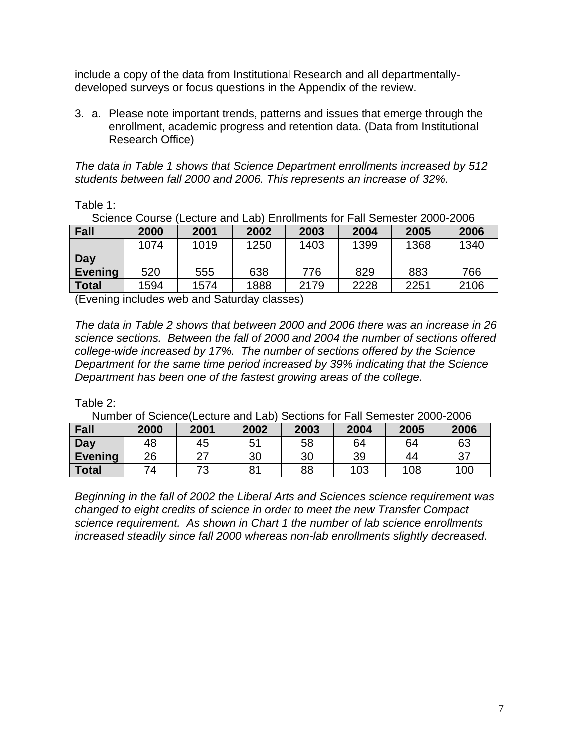include a copy of the data from Institutional Research and all departmentally-developed surveys or focus questions in the Appendix of the review.

3. a. Please note important trends, patterns and issues that emerge through the enrollment, academic progress and retention data. (Data from Institutional Research Office)

*The data in Table 1 shows that Science Department enrollments increased by 512 students between fall 2000 and 2006. This represents an increase of 32%.*

Table 1:

Science Course (Lecture and Lab) Enrollments for Fall Semester 2000-2006

| Fall | 2000 | 2001 | 2002 | 2003 | 2004 | 2005 | 2006 |
|---|---|---|---|---|---|---|---|
| Day | 1074 | 1019 | 1250 | 1403 | 1399 | 1368 | 1340 |
| Evening | 520 | 555 | 638 | 776 | 829 | 883 | 766 |
| Total | 1594 | 1574 | 1888 | 2179 | 2228 | 2251 | 2106 |

(Evening includes web and Saturday classes)

*The data in Table 2 shows that between 2000 and 2006 there was an increase in 26 science sections. Between the fall of 2000 and 2004 the number of sections offered college-wide increased by 17%. The number of sections offered by the Science Department for the same time period increased by 39% indicating that the Science Department has been one of the fastest growing areas of the college.*

Table 2:

Number of Science(Lecture and Lab) Sections for Fall Semester 2000-2006

| Fall | 2000 | 2001 | 2002 | 2003 | 2004 | 2005 | 2006 |
|---|---|---|---|---|---|---|---|
| Day | 48 | 45 | 51 | 58 | 64 | 64 | 63 |
| Evening | 26 | 27 | 30 | 30 | 39 | 44 | 37 |
| Total | 74 | 73 | 81 | 88 | 103 | 108 | 100 |

*Beginning in the fall of 2002 the Liberal Arts and Sciences science requirement was changed to eight credits of science in order to meet the new Transfer Compact science requirement. As shown in Chart 1 the number of lab science enrollments increased steadily since fall 2000 whereas non-lab enrollments slightly decreased.*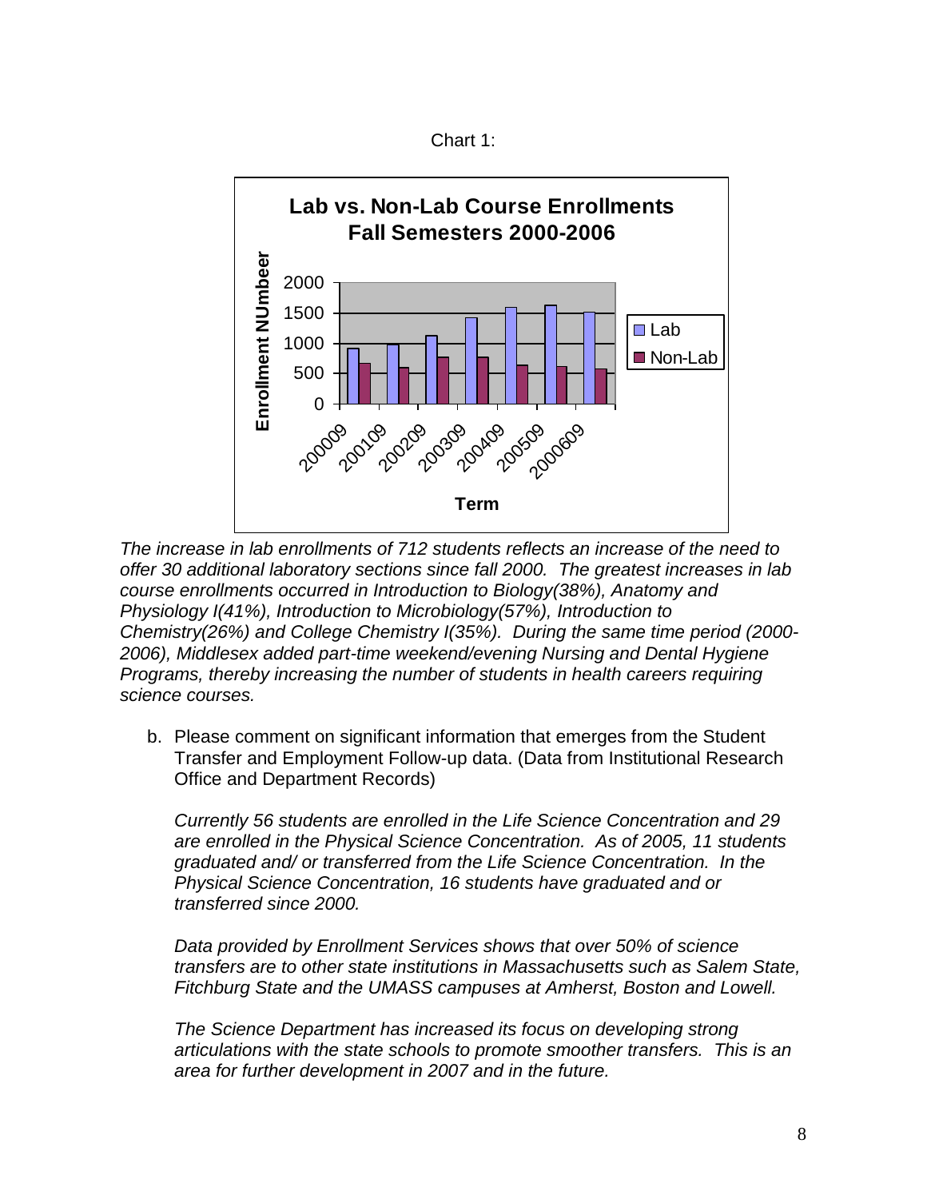Chart 1:

*The increase in lab enrollments of 712 students reflects an increase of the need to offer 30 additional laboratory sections since fall 2000. The greatest increases in lab course enrollments occurred in Introduction to Biology(38%), Anatomy and Physiology I(41%), Introduction to Microbiology(57%), Introduction to Chemistry(26%) and College Chemistry I(35%). During the same time period (2000-2006), Middlesex added part-time weekend/evening Nursing and Dental Hygiene Programs, thereby increasing the number of students in health careers requiring science courses.*

b. Please comment on significant information that emerges from the Student Transfer and Employment Follow-up data. (Data from Institutional Research Office and Department Records)

*Currently 56 students are enrolled in the Life Science Concentration and 29 are enrolled in the Physical Science Concentration. As of 2005, 11 students graduated and/ or transferred from the Life Science Concentration. In the Physical Science Concentration, 16 students have graduated and or transferred since 2000.*

*Data provided by Enrollment Services shows that over 50% of science transfers are to other state institutions in Massachusetts such as Salem State, Fitchburg State and the UMASS campuses at Amherst, Boston and Lowell.*

*The Science Department has increased its focus on developing strong articulations with the state schools to promote smoother transfers. This is an area for further development in 2007 and in the future.*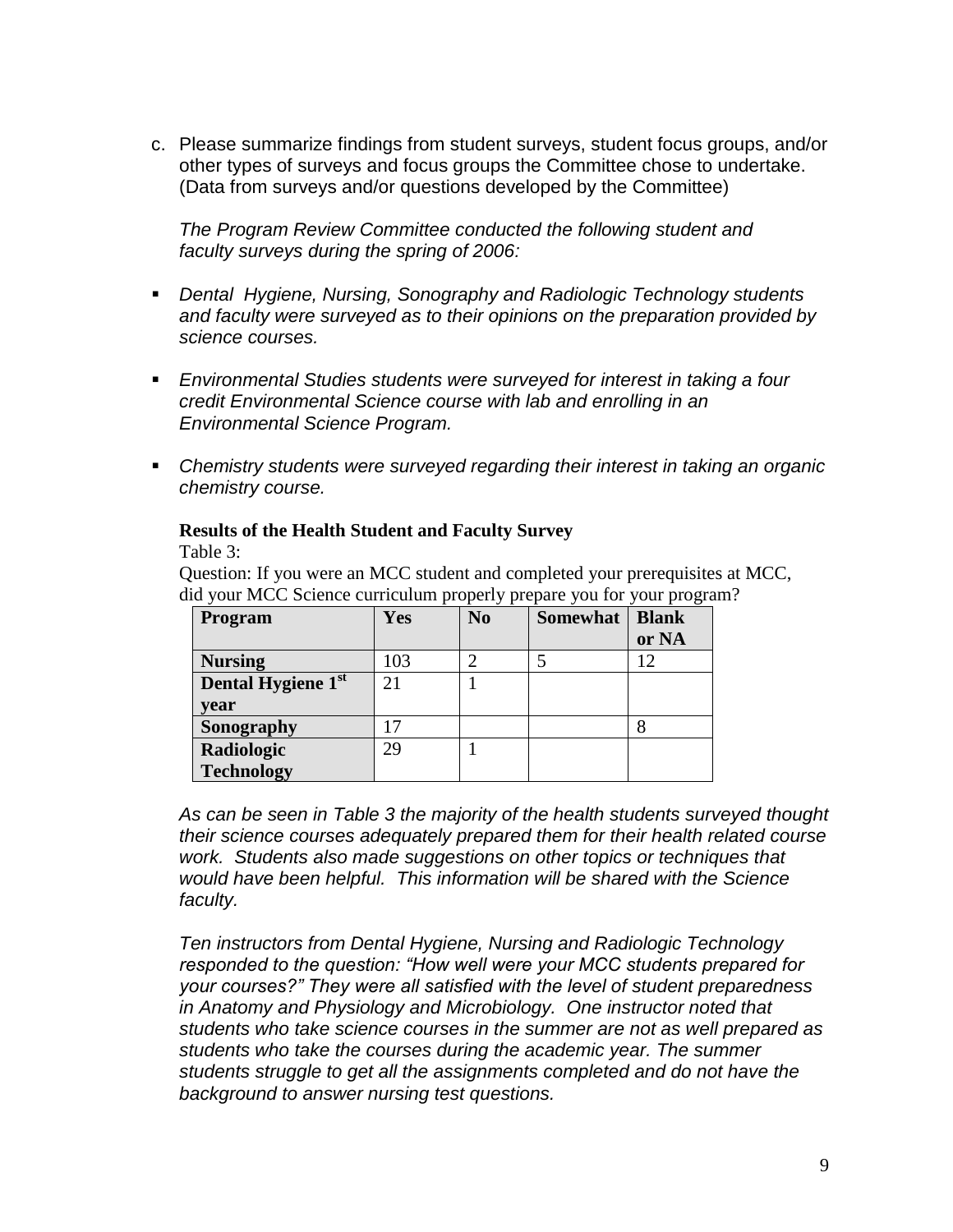c. Please summarize findings from student surveys, student focus groups, and/or other types of surveys and focus groups the Committee chose to undertake. (Data from surveys and/or questions developed by the Committee)

*The Program Review Committee conducted the following student and faculty surveys during the spring of 2006:*

- *Dental Hygiene, Nursing, Sonography and Radiologic Technology students and faculty were surveyed as to their opinions on the preparation provided by science courses.*

- *Environmental Studies students were surveyed for interest in taking a four credit Environmental Science course with lab and enrolling in an Environmental Science Program.*

- *Chemistry students were surveyed regarding their interest in taking an organic chemistry course.*

**Results of the Health Student and Faculty Survey**

Table 3:

Question: If you were an MCC student and completed your prerequisites at MCC, did your MCC Science curriculum properly prepare you for your program?

| Program | Yes | No | Somewhat | Blank or NA |
|---|---|---|---|---|
| **Nursing** | 103 | 2 | 5 | 12 |
| **Dental Hygiene 1st year** | 21 | 1 | | |
| **Sonography** | 17 | | | 8 |
| **Radiologic Technology** | 29 | 1 | | |

*As can be seen in Table 3 the majority of the health students surveyed thought their science courses adequately prepared them for their health related course work. Students also made suggestions on other topics or techniques that would have been helpful. This information will be shared with the Science faculty.*

*Ten instructors from Dental Hygiene, Nursing and Radiologic Technology responded to the question: "How well were your MCC students prepared for your courses?" They were all satisfied with the level of student preparedness in Anatomy and Physiology and Microbiology. One instructor noted that students who take science courses in the summer are not as well prepared as students who take the courses during the academic year. The summer students struggle to get all the assignments completed and do not have the background to answer nursing test questions.*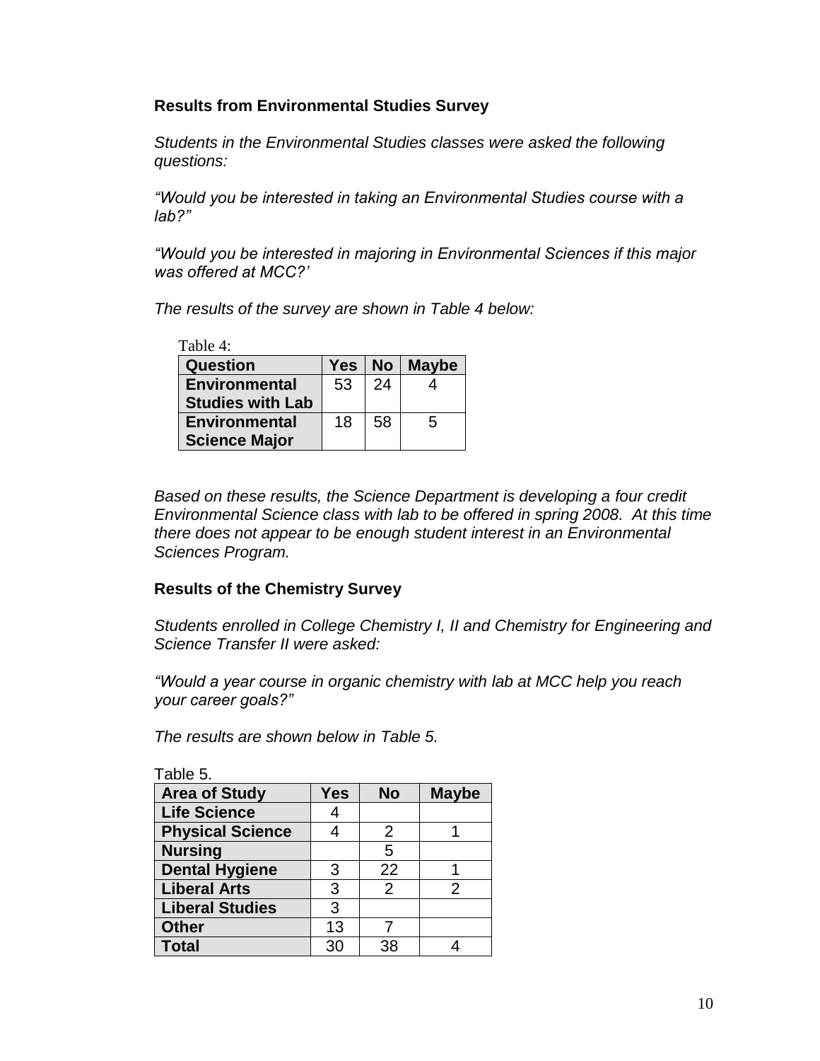**Results from Environmental Studies Survey**

*Students in the Environmental Studies classes were asked the following questions:*

*"Would you be interested in taking an Environmental Studies course with a lab?"*

*"Would you be interested in majoring in Environmental Sciences if this major was offered at MCC?'*

*The results of the survey are shown in Table 4 below:*

Table 4:

| Question | Yes | No | Maybe |
|---|---|---|---|
| Environmental Studies with Lab | 53 | 24 | 4 |
| Environmental Science Major | 18 | 58 | 5 |

*Based on these results, the Science Department is developing a four credit Environmental Science class with lab to be offered in spring 2008. At this time there does not appear to be enough student interest in an Environmental Sciences Program.*

**Results of the Chemistry Survey**

*Students enrolled in College Chemistry I, II and Chemistry for Engineering and Science Transfer II were asked:*

*"Would a year course in organic chemistry with lab at MCC help you reach your career goals?"*

*The results are shown below in Table 5.*

Table 5.

| Area of Study | Yes | No | Maybe |
|---|---|---|---|
| Life Science | 4 | | |
| Physical Science | 4 | 2 | 1 |
| Nursing | | 5 | |
| Dental Hygiene | 3 | 22 | 1 |
| Liberal Arts | 3 | 2 | 2 |
| Liberal Studies | 3 | | |
| Other | 13 | 7 | |
| Total | 30 | 38 | 4 |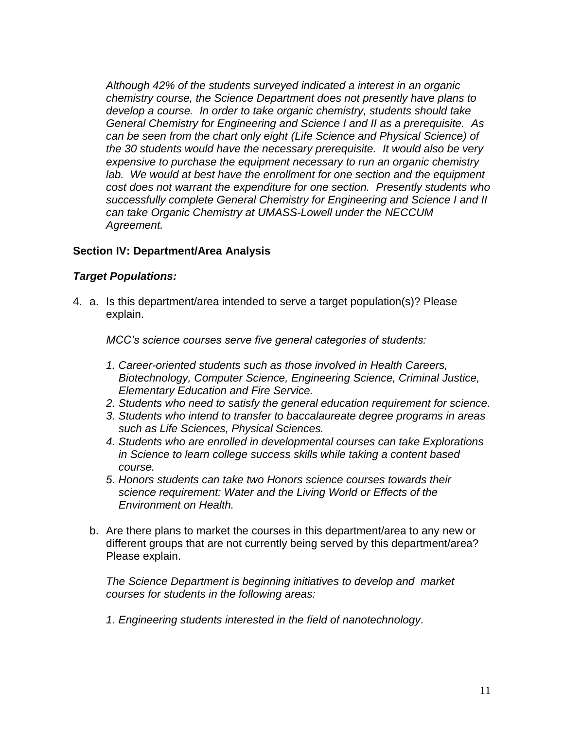*Although 42% of the students surveyed indicated a interest in an organic chemistry course, the Science Department does not presently have plans to develop a course. In order to take organic chemistry, students should take General Chemistry for Engineering and Science I and II as a prerequisite. As can be seen from the chart only eight (Life Science and Physical Science) of the 30 students would have the necessary prerequisite. It would also be very expensive to purchase the equipment necessary to run an organic chemistry lab. We would at best have the enrollment for one section and the equipment cost does not warrant the expenditure for one section. Presently students who successfully complete General Chemistry for Engineering and Science I and II can take Organic Chemistry at UMASS-Lowell under the NECCUM Agreement.*

## Section IV: Department/Area Analysis

### *Target Populations:*

4. a. Is this department/area intended to serve a target population(s)? Please explain.

   *MCC's science courses serve five general categories of students:*

   1. *Career-oriented students such as those involved in Health Careers, Biotechnology, Computer Science, Engineering Science, Criminal Justice, Elementary Education and Fire Service.*
   2. *Students who need to satisfy the general education requirement for science.*
   3. *Students who intend to transfer to baccalaureate degree programs in areas such as Life Sciences, Physical Sciences.*
   4. *Students who are enrolled in developmental courses can take Explorations in Science to learn college success skills while taking a content based course.*
   5. *Honors students can take two Honors science courses towards their science requirement: Water and the Living World or Effects of the Environment on Health.*

   b. Are there plans to market the courses in this department/area to any new or different groups that are not currently being served by this department/area? Please explain.

   *The Science Department is beginning initiatives to develop and market courses for students in the following areas:*

   1. *Engineering students interested in the field of nanotechnology.*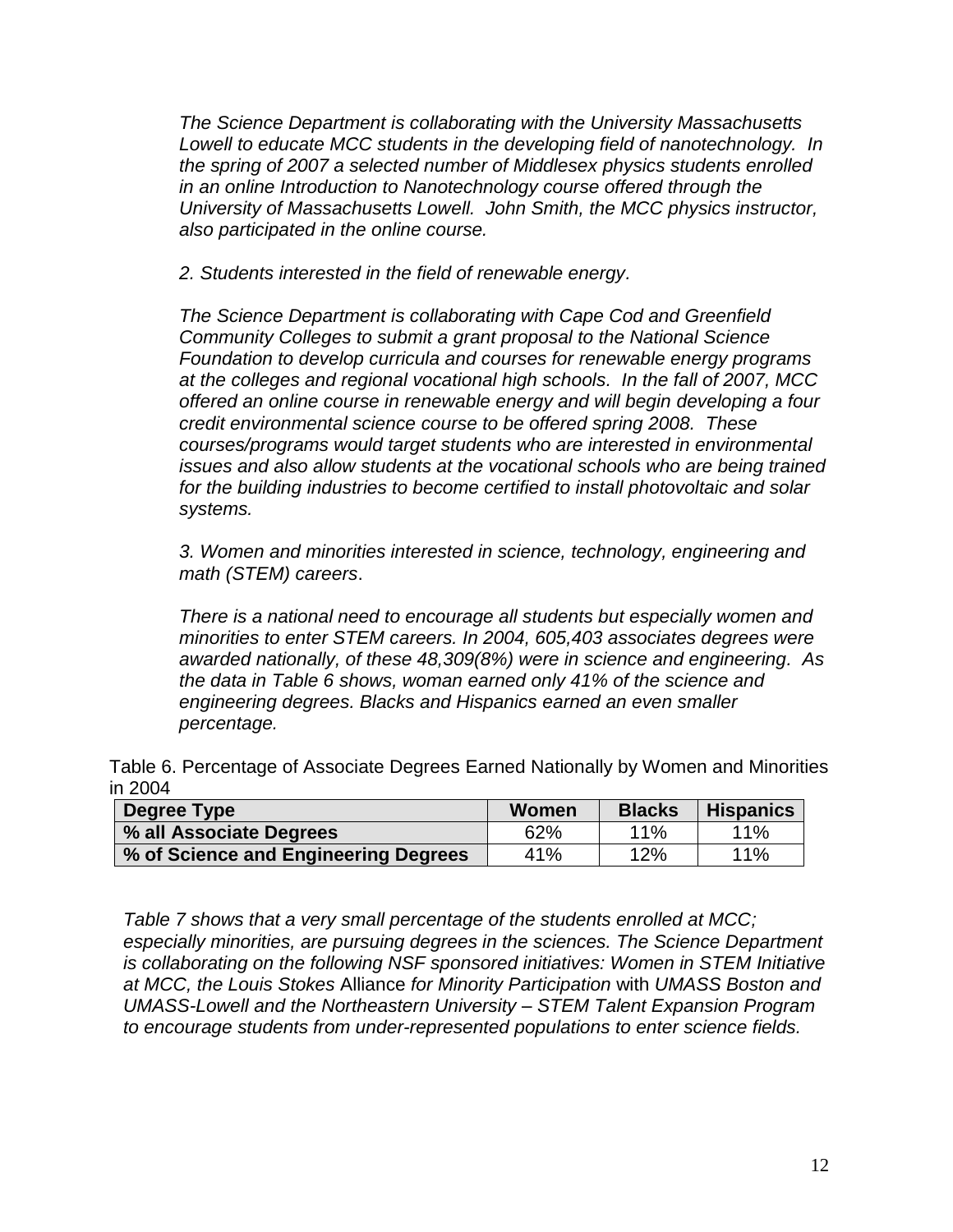*The Science Department is collaborating with the University Massachusetts Lowell to educate MCC students in the developing field of nanotechnology. In the spring of 2007 a selected number of Middlesex physics students enrolled in an online Introduction to Nanotechnology course offered through the University of Massachusetts Lowell. John Smith, the MCC physics instructor, also participated in the online course.*

*2. Students interested in the field of renewable energy*.

*The Science Department is collaborating with Cape Cod and Greenfield Community Colleges to submit a grant proposal to the National Science Foundation to develop curricula and courses for renewable energy programs at the colleges and regional vocational high schools. In the fall of 2007, MCC offered an online course in renewable energy and will begin developing a four credit environmental science course to be offered spring 2008. These courses/programs would target students who are interested in environmental issues and also allow students at the vocational schools who are being trained for the building industries to become certified to install photovoltaic and solar systems.*

*3. Women and minorities interested in science, technology, engineering and math (STEM) careers*.

*There is a national need to encourage all students but especially women and minorities to enter STEM careers. In 2004, 605,403 associates degrees were awarded nationally, of these 48,309(8%) were in science and engineering. As the data in Table 6 shows, woman earned only 41% of the science and engineering degrees. Blacks and Hispanics earned an even smaller percentage.*

Table 6. Percentage of Associate Degrees Earned Nationally by Women and Minorities in 2004

| Degree Type | Women | Blacks | Hispanics |
|---|---|---|---|
| % all Associate Degrees | 62% | 11% | 11% |
| % of Science and Engineering Degrees | 41% | 12% | 11% |

*Table 7 shows that a very small percentage of the students enrolled at MCC; especially minorities, are pursuing degrees in the sciences. The Science Department is collaborating on the following NSF sponsored initiatives: Women in STEM Initiative at MCC, the Louis Stokes* Alliance *for Minority Participation* with *UMASS Boston and UMASS-Lowell and the Northeastern University – STEM Talent Expansion Program to encourage students from under-represented populations to enter science fields.*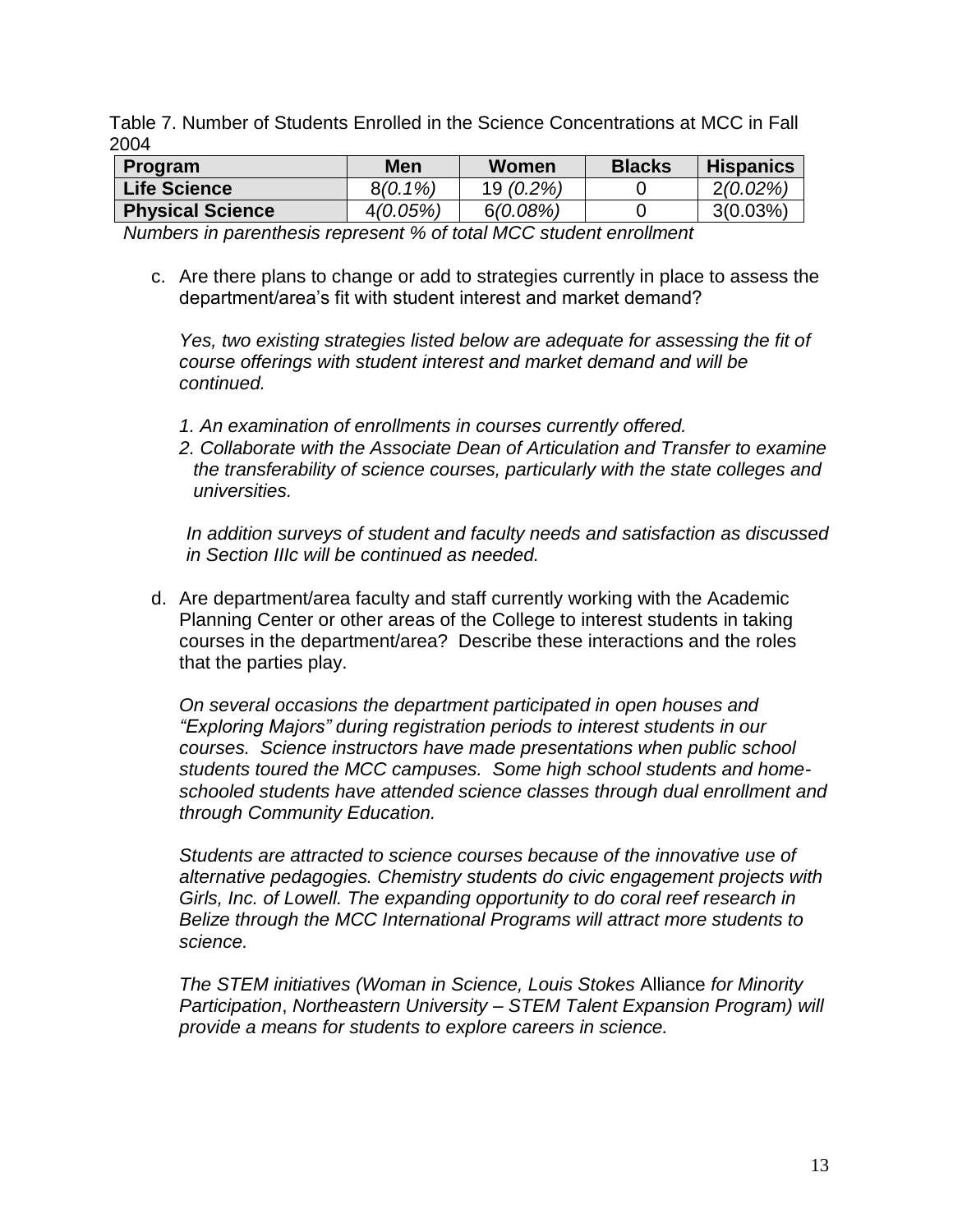Table 7. Number of Students Enrolled in the Science Concentrations at MCC in Fall 2004

| Program | Men | Women | Blacks | Hispanics |
|---|---|---|---|---|
| **Life Science** | 8*(0.1%)* | 19 *(0.2%)* | 0 | 2*(0.02%)* |
| **Physical Science** | 4*(0.05%)* | 6*(0.08%)* | 0 | 3(0.03%) |

*Numbers in parenthesis represent % of total MCC student enrollment*

c. Are there plans to change or add to strategies currently in place to assess the department/area's fit with student interest and market demand?

*Yes, two existing strategies listed below are adequate for assessing the fit of course offerings with student interest and market demand and will be continued.*

*1. An examination of enrollments in courses currently offered.*
*2. Collaborate with the Associate Dean of Articulation and Transfer to examine the transferability of science courses, particularly with the state colleges and universities.*

*In addition surveys of student and faculty needs and satisfaction as discussed in Section IIIc will be continued as needed.*

d. Are department/area faculty and staff currently working with the Academic Planning Center or other areas of the College to interest students in taking courses in the department/area? Describe these interactions and the roles that the parties play.

*On several occasions the department participated in open houses and "Exploring Majors" during registration periods to interest students in our courses. Science instructors have made presentations when public school students toured the MCC campuses. Some high school students and home-schooled students have attended science classes through dual enrollment and through Community Education.*

*Students are attracted to science courses because of the innovative use of alternative pedagogies. Chemistry students do civic engagement projects with Girls, Inc. of Lowell. The expanding opportunity to do coral reef research in Belize through the MCC International Programs will attract more students to science.*

*The STEM initiatives (Woman in Science, Louis Stokes* Alliance *for Minority Participation*, *Northeastern University – STEM Talent Expansion Program) will provide a means for students to explore careers in science.*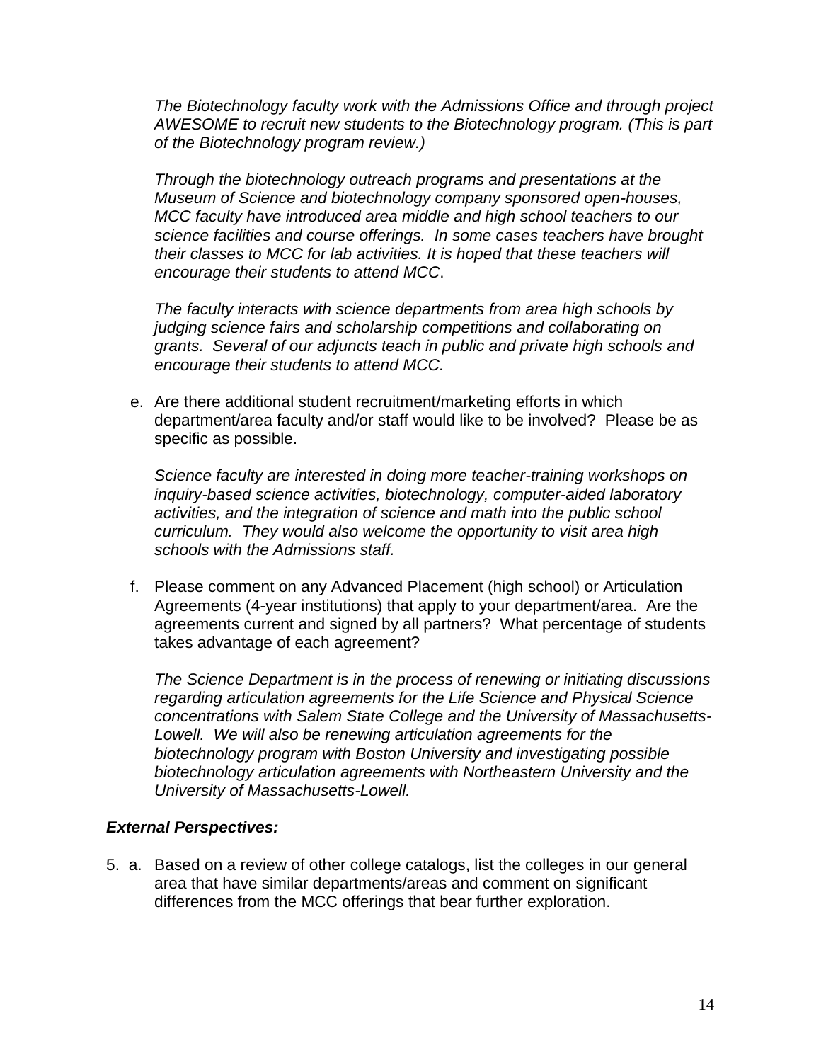*The Biotechnology faculty work with the Admissions Office and through project AWESOME to recruit new students to the Biotechnology program. (This is part of the Biotechnology program review.)*

*Through the biotechnology outreach programs and presentations at the Museum of Science and biotechnology company sponsored open-houses, MCC faculty have introduced area middle and high school teachers to our science facilities and course offerings. In some cases teachers have brought their classes to MCC for lab activities. It is hoped that these teachers will encourage their students to attend MCC*.

*The faculty interacts with science departments from area high schools by judging science fairs and scholarship competitions and collaborating on grants. Several of our adjuncts teach in public and private high schools and encourage their students to attend MCC.*

e. Are there additional student recruitment/marketing efforts in which department/area faculty and/or staff would like to be involved? Please be as specific as possible.

   *Science faculty are interested in doing more teacher-training workshops on inquiry-based science activities, biotechnology, computer-aided laboratory activities, and the integration of science and math into the public school curriculum. They would also welcome the opportunity to visit area high schools with the Admissions staff.*

f. Please comment on any Advanced Placement (high school) or Articulation Agreements (4-year institutions) that apply to your department/area. Are the agreements current and signed by all partners? What percentage of students takes advantage of each agreement?

   *The Science Department is in the process of renewing or initiating discussions regarding articulation agreements for the Life Science and Physical Science concentrations with Salem State College and the University of Massachusetts-Lowell. We will also be renewing articulation agreements for the biotechnology program with Boston University and investigating possible biotechnology articulation agreements with Northeastern University and the University of Massachusetts-Lowell.*

***External Perspectives:***

5. a. Based on a review of other college catalogs, list the colleges in our general area that have similar departments/areas and comment on significant differences from the MCC offerings that bear further exploration.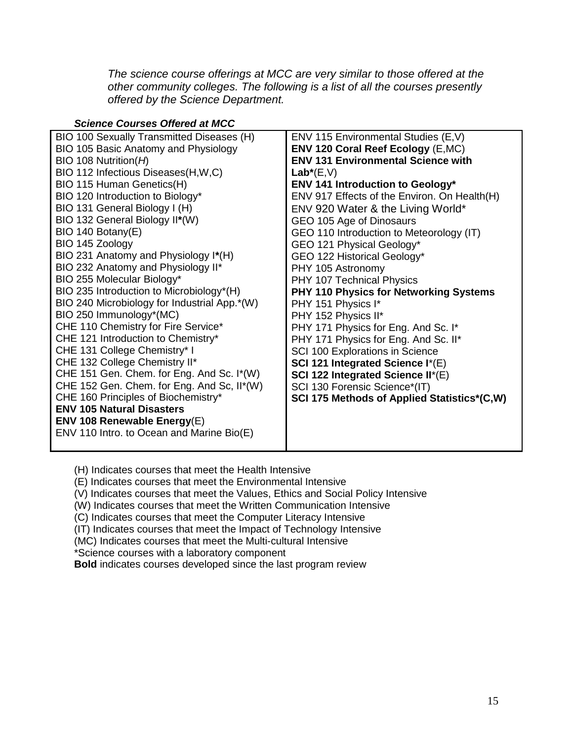*The science course offerings at MCC are very similar to those offered at the other community colleges. The following is a list of all the courses presently offered by the Science Department.*

***Science Courses Offered at MCC***

| | |
|---|---|
| BIO 100 Sexually Transmitted Diseases (H) | ENV 115 Environmental Studies (E,V) |
| BIO 105 Basic Anatomy and Physiology | **ENV 120 Coral Reef Ecology** (E,MC) |
| BIO 108 Nutrition(*H*) | **ENV 131 Environmental Science with Lab***(E,V) |
| BIO 112 Infectious Diseases(H,W,C) | **ENV 141 Introduction to Geology*** |
| BIO 115 Human Genetics(H) | ENV 917 Effects of the Environ. On Health(H) |
| BIO 120 Introduction to Biology* | ENV 920 Water & the Living World* |
| BIO 131 General Biology I (H) | GEO 105 Age of Dinosaurs |
| BIO 132 General Biology II**\***(W) | GEO 110 Introduction to Meteorology (IT) |
| BIO 140 Botany(E) | GEO 121 Physical Geology* |
| BIO 145 Zoology | GEO 122 Historical Geology* |
| BIO 231 Anatomy and Physiology I**\***(H) | PHY 105 Astronomy |
| BIO 232 Anatomy and Physiology II* | PHY 107 Technical Physics |
| BIO 255 Molecular Biology* | **PHY 110 Physics for Networking Systems** |
| BIO 235 Introduction to Microbiology*(H) | PHY 151 Physics I* |
| BIO 240 Microbiology for Industrial App.*(W) | PHY 152 Physics II* |
| BIO 250 Immunology*(MC) | PHY 171 Physics for Eng. And Sc. I* |
| CHE 110 Chemistry for Fire Service* | PHY 171 Physics for Eng. And Sc. II* |
| CHE 121 Introduction to Chemistry* | SCI 100 Explorations in Science |
| CHE 131 College Chemistry* I | **SCI 121 Integrated Science I***(E) |
| CHE 132 College Chemistry II* | **SCI 122 Integrated Science II***(E) |
| CHE 151 Gen. Chem. for Eng. And Sc. I*(W) | SCI 130 Forensic Science*(IT) |
| CHE 152 Gen. Chem. for Eng. And Sc, II*(W) | **SCI 175 Methods of Applied Statistics*(C,W)** |
| CHE 160 Principles of Biochemistry* | |
| **ENV 105 Natural Disasters** | |
| **ENV 108 Renewable Energy**(E) | |
| ENV 110 Intro. to Ocean and Marine Bio(E) | |

(H) Indicates courses that meet the Health Intensive
(E) Indicates courses that meet the Environmental Intensive
(V) Indicates courses that meet the Values, Ethics and Social Policy Intensive
(W) Indicates courses that meet the Written Communication Intensive
(C) Indicates courses that meet the Computer Literacy Intensive
(IT) Indicates courses that meet the Impact of Technology Intensive
(MC) Indicates courses that meet the Multi-cultural Intensive
*Science courses with a laboratory component
**Bold** indicates courses developed since the last program review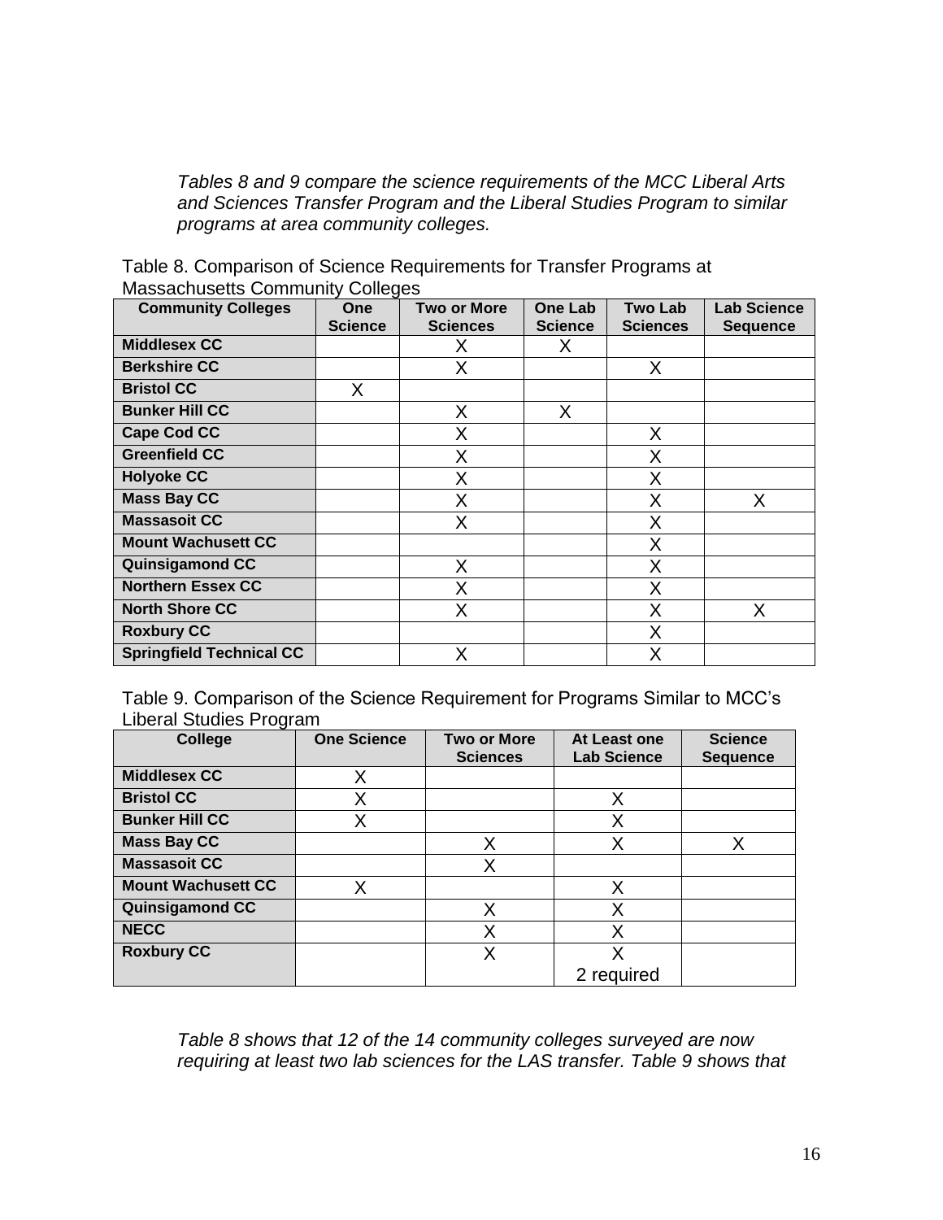*Tables 8 and 9 compare the science requirements of the MCC Liberal Arts and Sciences Transfer Program and the Liberal Studies Program to similar programs at area community colleges.*

Table 8. Comparison of Science Requirements for Transfer Programs at Massachusetts Community Colleges

| Community Colleges | One Science | Two or More Sciences | One Lab Science | Two Lab Sciences | Lab Science Sequence |
|---|---|---|---|---|---|
| **Middlesex CC** | | X | X | | |
| **Berkshire CC** | | X | | X | |
| **Bristol CC** | X | | | | |
| **Bunker Hill CC** | | X | X | | |
| **Cape Cod CC** | | X | | X | |
| **Greenfield CC** | | X | | X | |
| **Holyoke CC** | | X | | X | |
| **Mass Bay CC** | | X | | X | X |
| **Massasoit CC** | | X | | X | |
| **Mount Wachusett CC** | | | | X | |
| **Quinsigamond CC** | | X | | X | |
| **Northern Essex CC** | | X | | X | |
| **North Shore CC** | | X | | X | X |
| **Roxbury CC** | | | | X | |
| **Springfield Technical CC** | | X | | X | |

Table 9. Comparison of the Science Requirement for Programs Similar to MCC's Liberal Studies Program

| College | One Science | Two or More Sciences | At Least one Lab Science | Science Sequence |
|---|---|---|---|---|
| **Middlesex CC** | X | | | |
| **Bristol CC** | X | | X | |
| **Bunker Hill CC** | X | | X | |
| **Mass Bay CC** | | X | X | X |
| **Massasoit CC** | | X | | |
| **Mount Wachusett CC** | X | | X | |
| **Quinsigamond CC** | | X | X | |
| **NECC** | | X | X | |
| **Roxbury CC** | | X | X 2 required | |

*Table 8 shows that 12 of the 14 community colleges surveyed are now requiring at least two lab sciences for the LAS transfer. Table 9 shows that*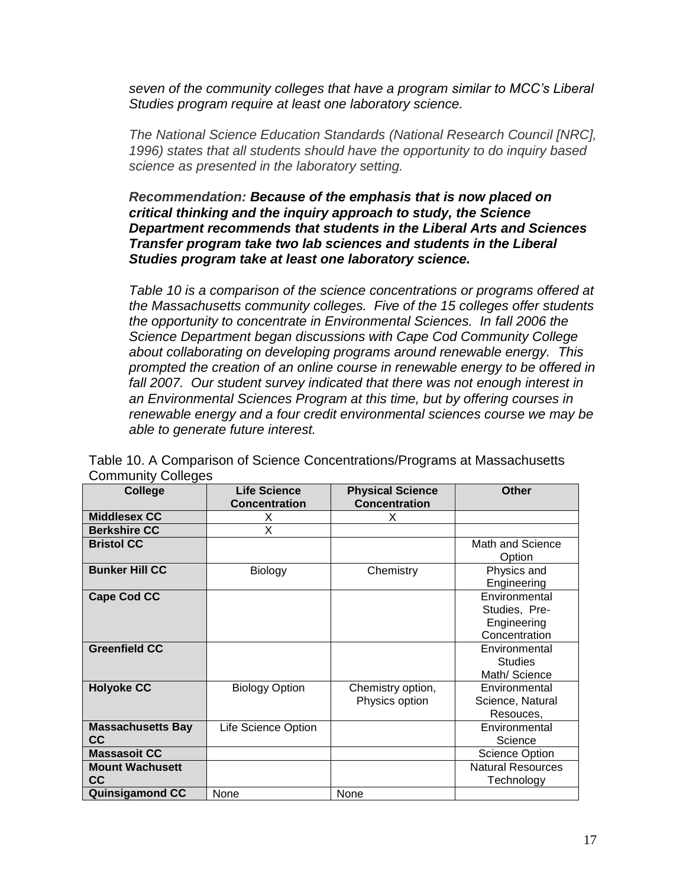*seven of the community colleges that have a program similar to MCC's Liberal Studies program require at least one laboratory science.*

*The National Science Education Standards (National Research Council [NRC], 1996) states that all students should have the opportunity to do inquiry based science as presented in the laboratory setting.*

***Recommendation: Because of the emphasis that is now placed on critical thinking and the inquiry approach to study, the Science Department recommends that students in the Liberal Arts and Sciences Transfer program take two lab sciences and students in the Liberal Studies program take at least one laboratory science.***

*Table 10 is a comparison of the science concentrations or programs offered at the Massachusetts community colleges. Five of the 15 colleges offer students the opportunity to concentrate in Environmental Sciences. In fall 2006 the Science Department began discussions with Cape Cod Community College about collaborating on developing programs around renewable energy. This prompted the creation of an online course in renewable energy to be offered in fall 2007. Our student survey indicated that there was not enough interest in an Environmental Sciences Program at this time, but by offering courses in renewable energy and a four credit environmental sciences course we may be able to generate future interest.*

Table 10. A Comparison of Science Concentrations/Programs at Massachusetts Community Colleges

| College | Life Science Concentration | Physical Science Concentration | Other |
|---|---|---|---|
| **Middlesex CC** | X | X | |
| **Berkshire CC** | X | | |
| **Bristol CC** | | | Math and Science Option |
| **Bunker Hill CC** | Biology | Chemistry | Physics and Engineering |
| **Cape Cod CC** | | | Environmental Studies, Pre-Engineering Concentration |
| **Greenfield CC** | | | Environmental Studies Math/ Science |
| **Holyoke CC** | Biology Option | Chemistry option, Physics option | Environmental Science, Natural Resouces, |
| **Massachusetts Bay CC** | Life Science Option | | Environmental Science |
| **Massasoit CC** | | | Science Option |
| **Mount Wachusett CC** | | | Natural Resources Technology |
| **Quinsigamond CC** | None | None | |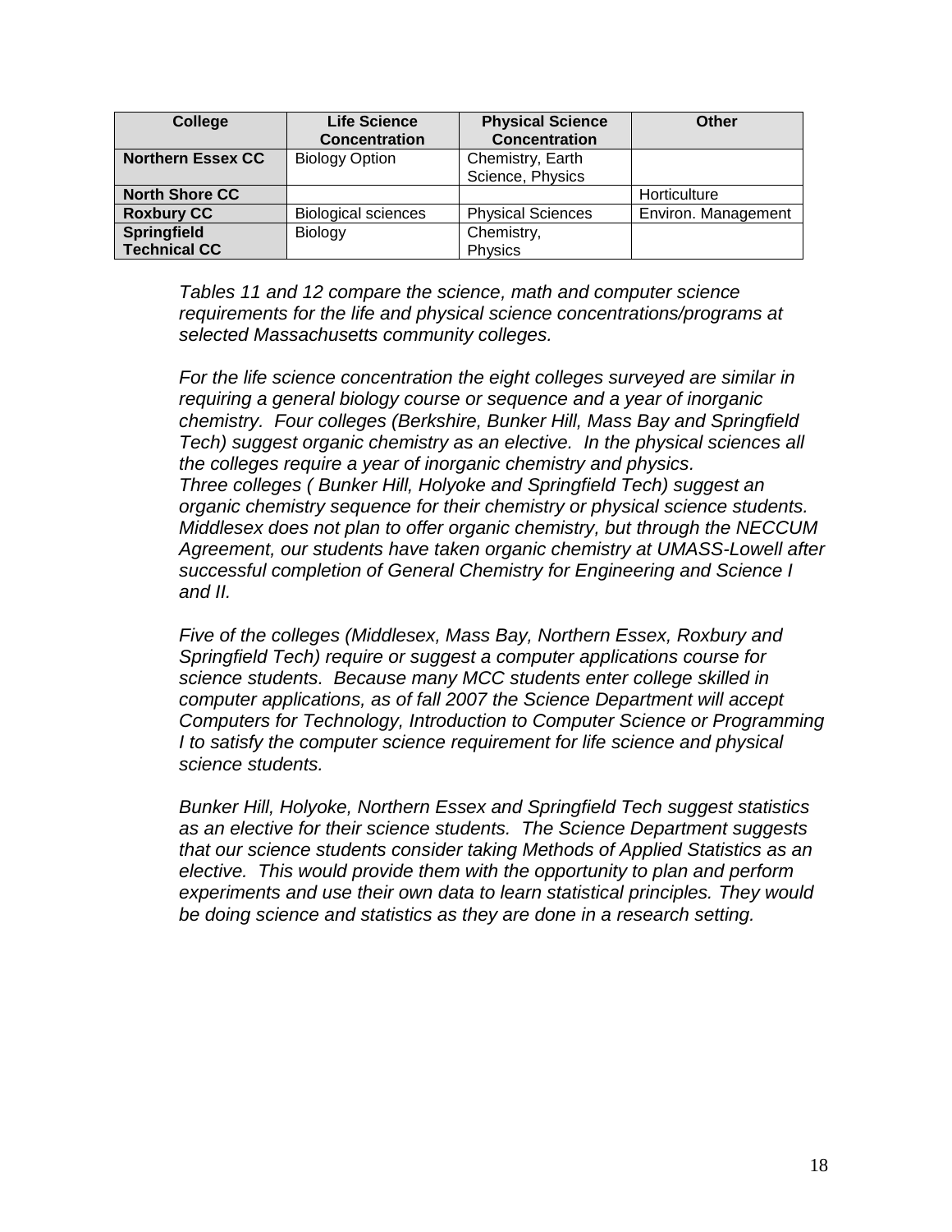| College | Life Science Concentration | Physical Science Concentration | Other |
|---|---|---|---|
| **Northern Essex CC** | Biology Option | Chemistry, Earth Science, Physics | |
| **North Shore CC** | | | Horticulture |
| **Roxbury CC** | Biological sciences | Physical Sciences | Environ. Management |
| **Springfield Technical CC** | Biology | Chemistry, Physics | |

*Tables 11 and 12 compare the science, math and computer science requirements for the life and physical science concentrations/programs at selected Massachusetts community colleges.*

*For the life science concentration the eight colleges surveyed are similar in requiring a general biology course or sequence and a year of inorganic chemistry. Four colleges (Berkshire, Bunker Hill, Mass Bay and Springfield Tech) suggest organic chemistry as an elective. In the physical sciences all the colleges require a year of inorganic chemistry and physics. Three colleges ( Bunker Hill, Holyoke and Springfield Tech) suggest an organic chemistry sequence for their chemistry or physical science students. Middlesex does not plan to offer organic chemistry, but through the NECCUM Agreement, our students have taken organic chemistry at UMASS-Lowell after successful completion of General Chemistry for Engineering and Science I and II.*

*Five of the colleges (Middlesex, Mass Bay, Northern Essex, Roxbury and Springfield Tech) require or suggest a computer applications course for science students. Because many MCC students enter college skilled in computer applications, as of fall 2007 the Science Department will accept Computers for Technology, Introduction to Computer Science or Programming I to satisfy the computer science requirement for life science and physical science students.*

*Bunker Hill, Holyoke, Northern Essex and Springfield Tech suggest statistics as an elective for their science students. The Science Department suggests that our science students consider taking Methods of Applied Statistics as an elective. This would provide them with the opportunity to plan and perform experiments and use their own data to learn statistical principles. They would be doing science and statistics as they are done in a research setting.*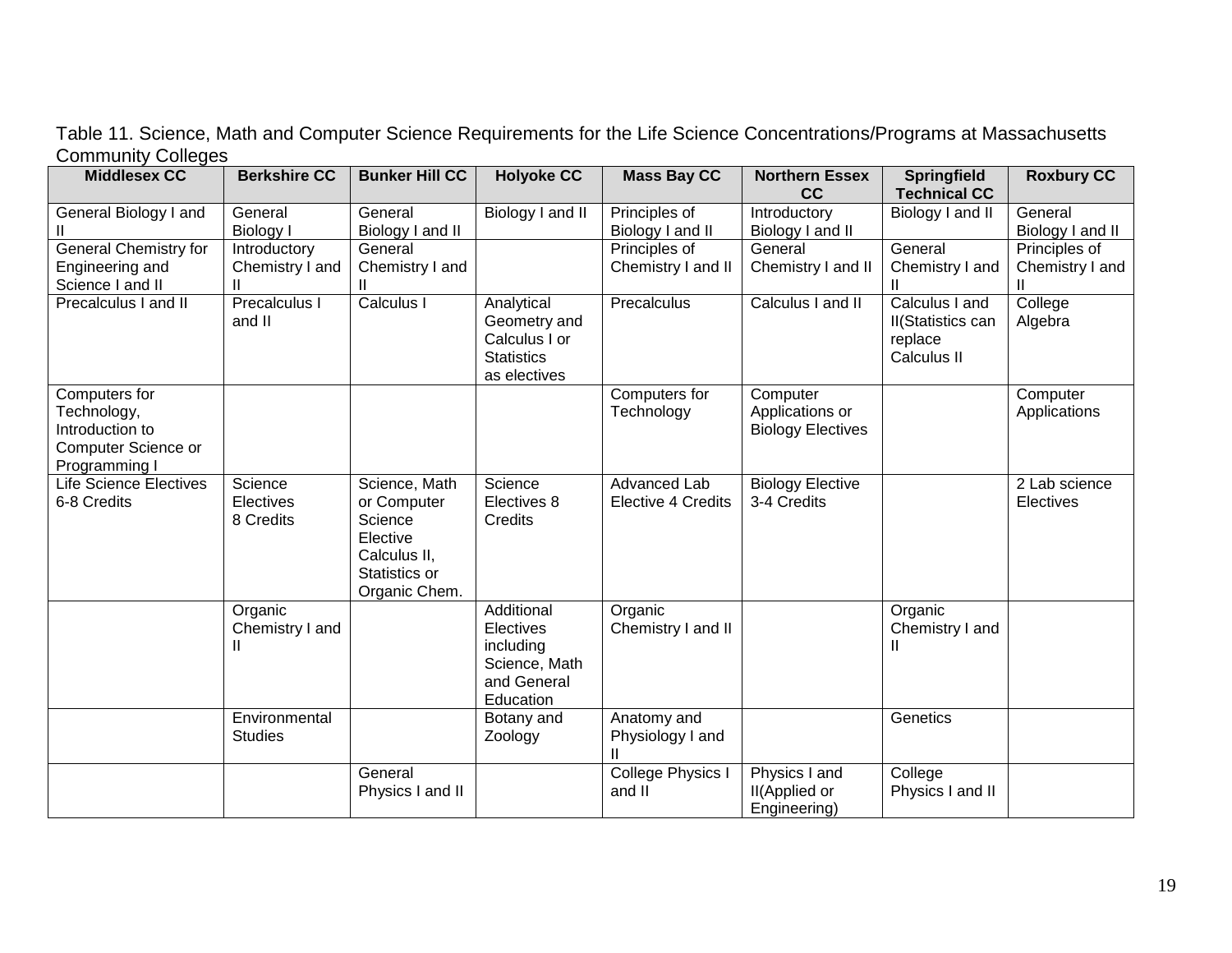Table 11. Science, Math and Computer Science Requirements for the Life Science Concentrations/Programs at Massachusetts Community Colleges

| Middlesex CC | Berkshire CC | Bunker Hill CC | Holyoke CC | Mass Bay CC | Northern Essex CC | Springfield Technical CC | Roxbury CC |
|---|---|---|---|---|---|---|---|
| General Biology I and II | General Biology I | General Biology I and II | Biology I and II | Principles of Biology I and II | Introductory Biology I and II | Biology I and II | General Biology I and II |
| General Chemistry for Engineering and Science I and II | Introductory Chemistry I and II | General Chemistry I and II | | Principles of Chemistry I and II | General Chemistry I and II | General Chemistry I and II | Principles of Chemistry I and II |
| Precalculus I and II | Precalculus I and II | Calculus I | Analytical Geometry and Calculus I or Statistics as electives | Precalculus | Calculus I and II | Calculus I and II(Statistics can replace Calculus II | College Algebra |
| Computers for Technology, Introduction to Computer Science or Programming I | | | | Computers for Technology | Computer Applications or Biology Electives | | Computer Applications |
| Life Science Electives 6-8 Credits | Science Electives 8 Credits | Science, Math or Computer Science Elective Calculus II, Statistics or Organic Chem. | Science Electives 8 Credits | Advanced Lab Elective 4 Credits | Biology Elective 3-4 Credits | | 2 Lab science Electives |
| | Organic Chemistry I and II | | Additional Electives including Science, Math and General Education | Organic Chemistry I and II | | Organic Chemistry I and II | |
| | Environmental Studies | | Botany and Zoology | Anatomy and Physiology I and II | | Genetics | |
| | | General Physics I and II | | College Physics I and II | Physics I and II(Applied or Engineering) | College Physics I and II | |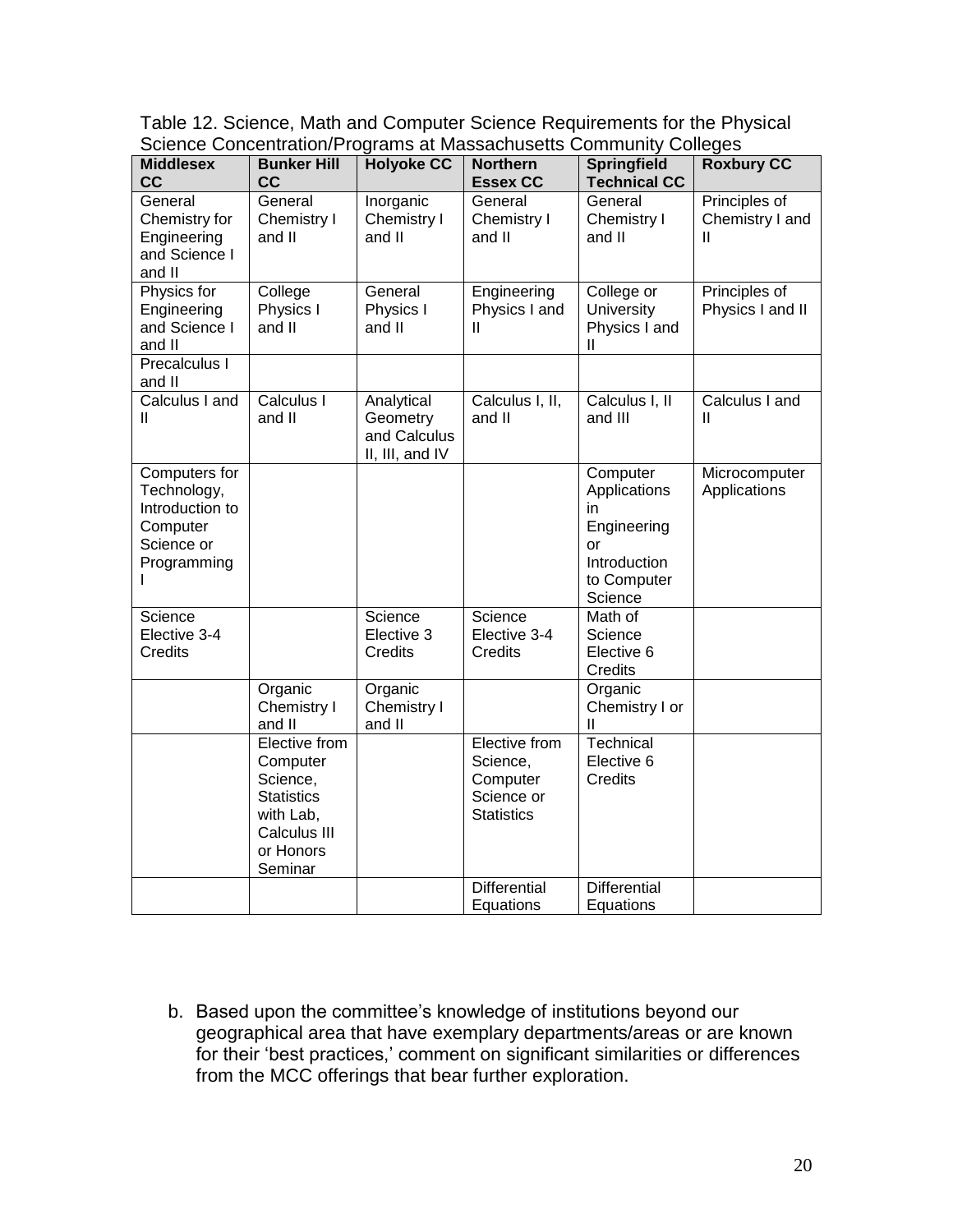Table 12. Science, Math and Computer Science Requirements for the Physical Science Concentration/Programs at Massachusetts Community Colleges

| Middlesex CC | Bunker Hill CC | Holyoke CC | Northern Essex CC | Springfield Technical CC | Roxbury CC |
|---|---|---|---|---|---|
| General Chemistry for Engineering and Science I and II | General Chemistry I and II | Inorganic Chemistry I and II | General Chemistry I and II | General Chemistry I and II | Principles of Chemistry I and II |
| Physics for Engineering and Science I and II | College Physics I and II | General Physics I and II | Engineering Physics I and II | College or University Physics I and II | Principles of Physics I and II |
| Precalculus I and II | | | | | |
| Calculus I and II | Calculus I and II | Analytical Geometry and Calculus II, III, and IV | Calculus I, II, and II | Calculus I, II and III | Calculus I and II |
| Computers for Technology, Introduction to Computer Science or Programming I | | | | Computer Applications in Engineering or Introduction to Computer Science | Microcomputer Applications |
| Science Elective 3-4 Credits | | Science Elective 3 Credits | Science Elective 3-4 Credits | Math of Science Elective 6 Credits | |
| | Organic Chemistry I and II | Organic Chemistry I and II | | Organic Chemistry I or II | |
| | Elective from Computer Science, Statistics with Lab, Calculus III or Honors Seminar | | Elective from Science, Computer Science or Statistics | Technical Elective 6 Credits | |
| | | | Differential Equations | Differential Equations | |

b. Based upon the committee's knowledge of institutions beyond our geographical area that have exemplary departments/areas or are known for their 'best practices,' comment on significant similarities or differences from the MCC offerings that bear further exploration.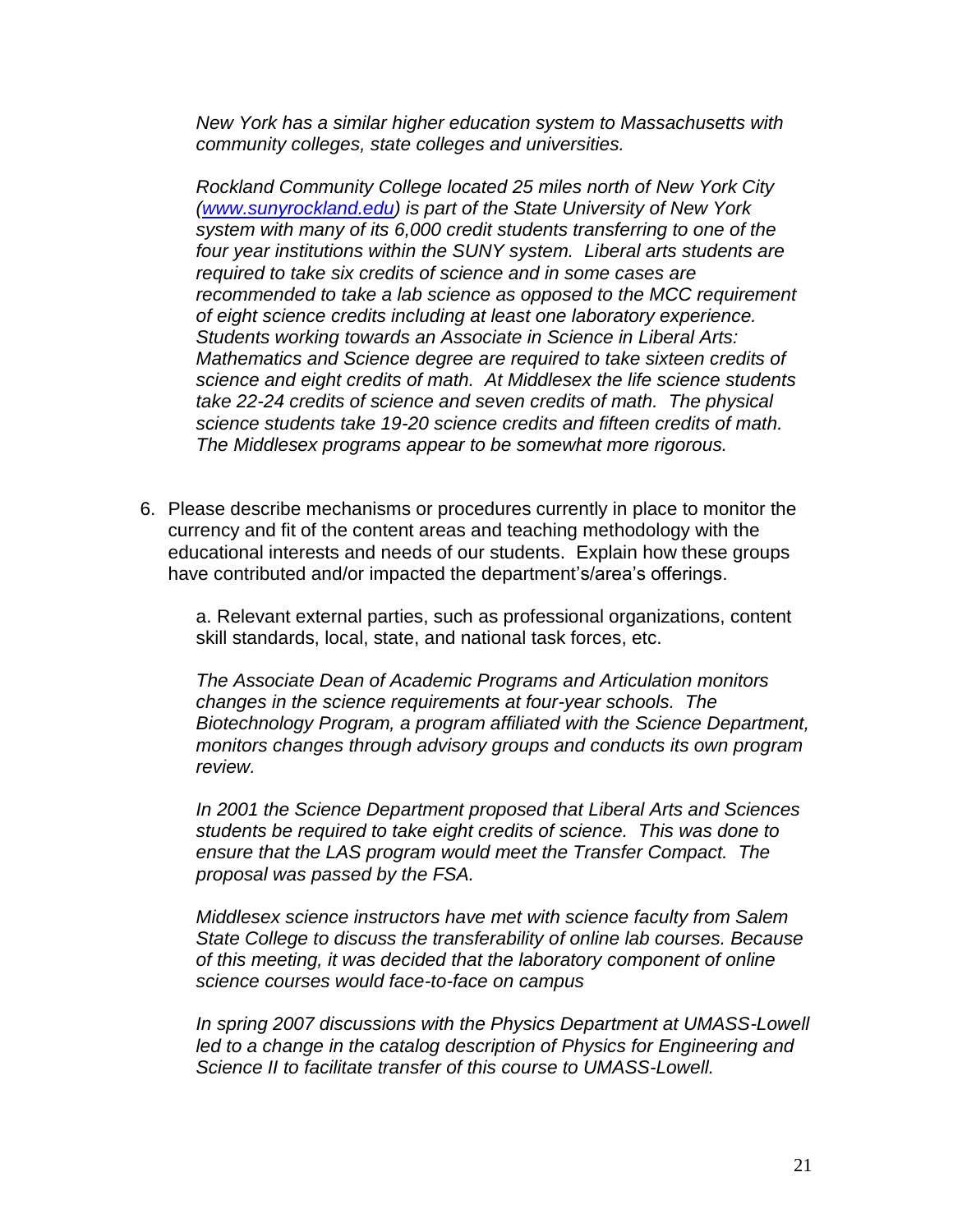*New York has a similar higher education system to Massachusetts with community colleges, state colleges and universities.*

*Rockland Community College located 25 miles north of New York City ([www.sunyrockland.edu](www.sunyrockland.edu)) is part of the State University of New York system with many of its 6,000 credit students transferring to one of the four year institutions within the SUNY system. Liberal arts students are required to take six credits of science and in some cases are recommended to take a lab science as opposed to the MCC requirement of eight science credits including at least one laboratory experience. Students working towards an Associate in Science in Liberal Arts: Mathematics and Science degree are required to take sixteen credits of science and eight credits of math. At Middlesex the life science students take 22-24 credits of science and seven credits of math. The physical science students take 19-20 science credits and fifteen credits of math. The Middlesex programs appear to be somewhat more rigorous.*

6. Please describe mechanisms or procedures currently in place to monitor the currency and fit of the content areas and teaching methodology with the educational interests and needs of our students. Explain how these groups have contributed and/or impacted the department's/area's offerings.

   a. Relevant external parties, such as professional organizations, content skill standards, local, state, and national task forces, etc.

   *The Associate Dean of Academic Programs and Articulation monitors changes in the science requirements at four-year schools. The Biotechnology Program, a program affiliated with the Science Department, monitors changes through advisory groups and conducts its own program review.*

   *In 2001 the Science Department proposed that Liberal Arts and Sciences students be required to take eight credits of science. This was done to ensure that the LAS program would meet the Transfer Compact. The proposal was passed by the FSA.*

   *Middlesex science instructors have met with science faculty from Salem State College to discuss the transferability of online lab courses. Because of this meeting, it was decided that the laboratory component of online science courses would face-to-face on campus*

   *In spring 2007 discussions with the Physics Department at UMASS-Lowell led to a change in the catalog description of Physics for Engineering and Science II to facilitate transfer of this course to UMASS-Lowell.*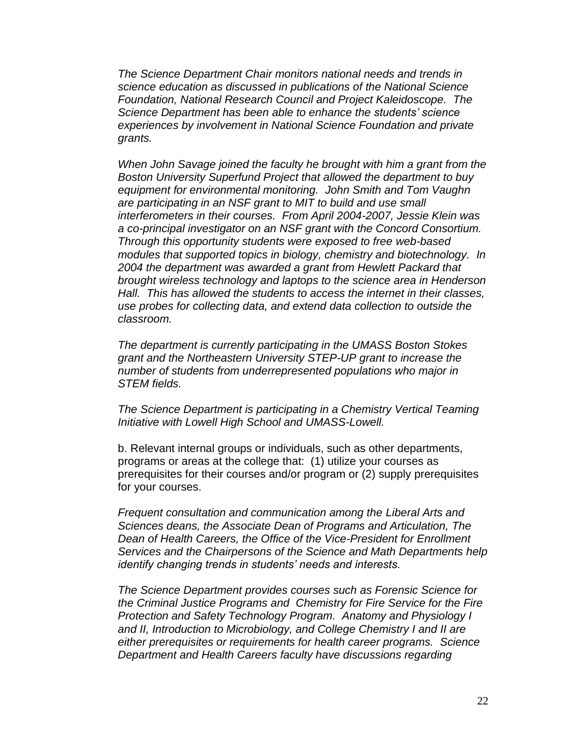*The Science Department Chair monitors national needs and trends in science education as discussed in publications of the National Science Foundation, National Research Council and Project Kaleidoscope. The Science Department has been able to enhance the students' science experiences by involvement in National Science Foundation and private grants.*

*When John Savage joined the faculty he brought with him a grant from the Boston University Superfund Project that allowed the department to buy equipment for environmental monitoring. John Smith and Tom Vaughn are participating in an NSF grant to MIT to build and use small interferometers in their courses. From April 2004-2007, Jessie Klein was a co-principal investigator on an NSF grant with the Concord Consortium. Through this opportunity students were exposed to free web-based modules that supported topics in biology, chemistry and biotechnology. In 2004 the department was awarded a grant from Hewlett Packard that brought wireless technology and laptops to the science area in Henderson Hall. This has allowed the students to access the internet in their classes, use probes for collecting data, and extend data collection to outside the classroom.*

*The department is currently participating in the UMASS Boston Stokes grant and the Northeastern University STEP-UP grant to increase the number of students from underrepresented populations who major in STEM fields.*

*The Science Department is participating in a Chemistry Vertical Teaming Initiative with Lowell High School and UMASS-Lowell.*

b. Relevant internal groups or individuals, such as other departments, programs or areas at the college that: (1) utilize your courses as prerequisites for their courses and/or program or (2) supply prerequisites for your courses.

*Frequent consultation and communication among the Liberal Arts and Sciences deans, the Associate Dean of Programs and Articulation, The Dean of Health Careers, the Office of the Vice-President for Enrollment Services and the Chairpersons of the Science and Math Departments help identify changing trends in students' needs and interests.*

*The Science Department provides courses such as Forensic Science for the Criminal Justice Programs and Chemistry for Fire Service for the Fire Protection and Safety Technology Program. Anatomy and Physiology I and II, Introduction to Microbiology, and College Chemistry I and II are either prerequisites or requirements for health career programs. Science Department and Health Careers faculty have discussions regarding*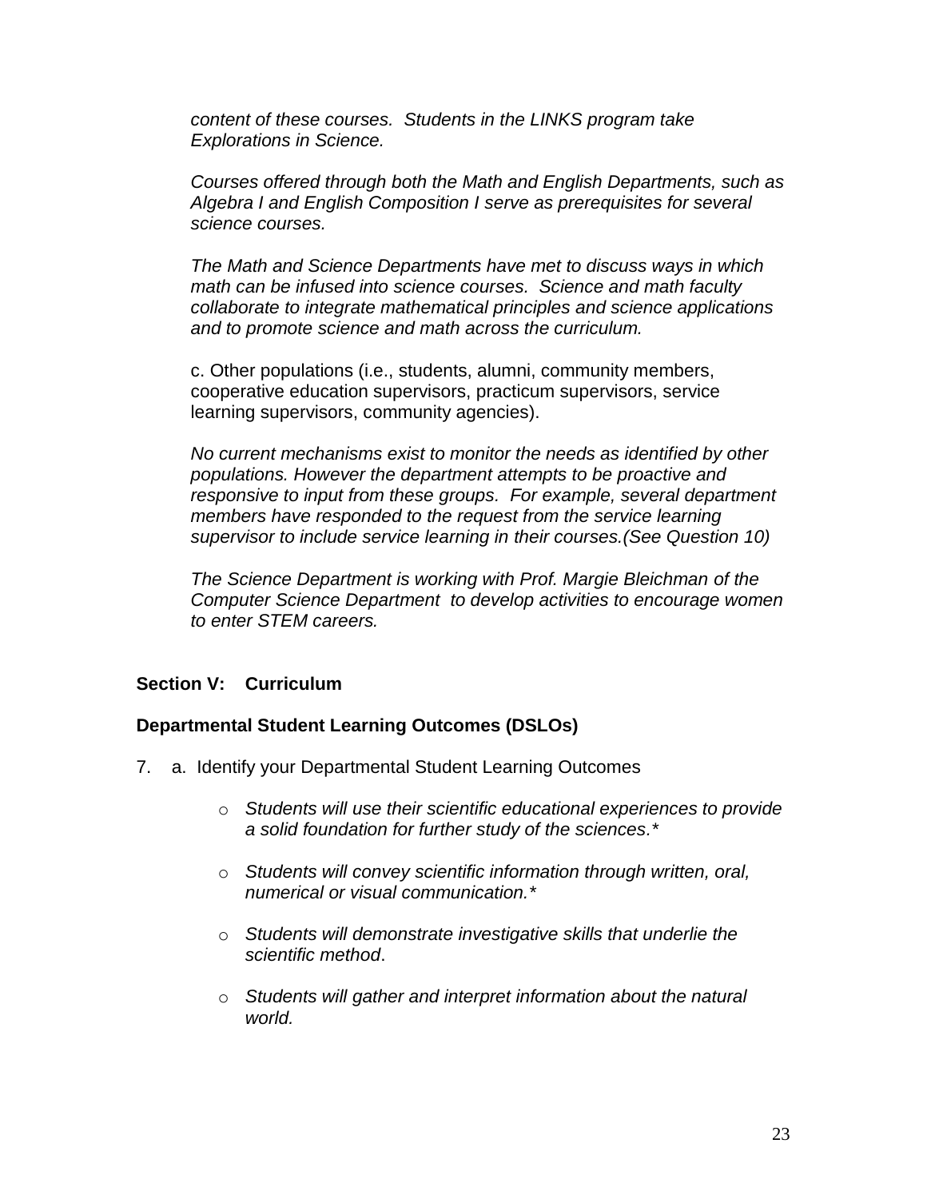*content of these courses. Students in the LINKS program take Explorations in Science.*

*Courses offered through both the Math and English Departments, such as Algebra I and English Composition I serve as prerequisites for several science courses.*

*The Math and Science Departments have met to discuss ways in which math can be infused into science courses. Science and math faculty collaborate to integrate mathematical principles and science applications and to promote science and math across the curriculum.*

c. Other populations (i.e., students, alumni, community members, cooperative education supervisors, practicum supervisors, service learning supervisors, community agencies).

*No current mechanisms exist to monitor the needs as identified by other populations. However the department attempts to be proactive and responsive to input from these groups. For example, several department members have responded to the request from the service learning supervisor to include service learning in their courses.(See Question 10)*

*The Science Department is working with Prof. Margie Bleichman of the Computer Science Department to develop activities to encourage women to enter STEM careers.*

## Section V: Curriculum

### Departmental Student Learning Outcomes (DSLOs)

7. a. Identify your Departmental Student Learning Outcomes

    - *Students will use their scientific educational experiences to provide a solid foundation for further study of the sciences.**
    - *Students will convey scientific information through written, oral, numerical or visual communication.**
    - *Students will demonstrate investigative skills that underlie the scientific method*.
    - *Students will gather and interpret information about the natural world.*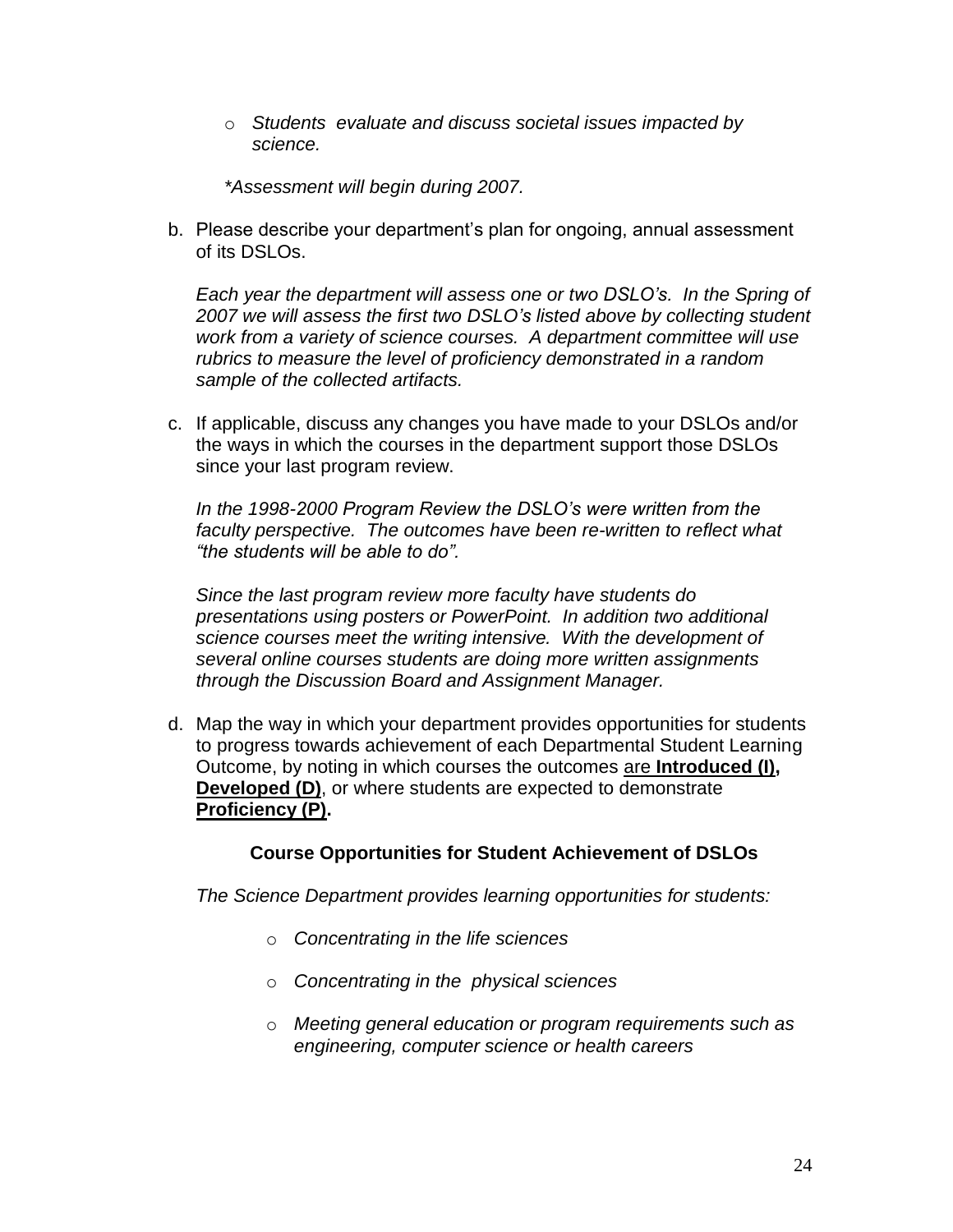- *Students evaluate and discuss societal issues impacted by science.*

*\*Assessment will begin during 2007.*

b. Please describe your department's plan for ongoing, annual assessment of its DSLOs.

*Each year the department will assess one or two DSLO's. In the Spring of 2007 we will assess the first two DSLO's listed above by collecting student work from a variety of science courses. A department committee will use rubrics to measure the level of proficiency demonstrated in a random sample of the collected artifacts.*

c. If applicable, discuss any changes you have made to your DSLOs and/or the ways in which the courses in the department support those DSLOs since your last program review.

*In the 1998-2000 Program Review the DSLO's were written from the faculty perspective. The outcomes have been re-written to reflect what "the students will be able to do".*

*Since the last program review more faculty have students do presentations using posters or PowerPoint. In addition two additional science courses meet the writing intensive. With the development of several online courses students are doing more written assignments through the Discussion Board and Assignment Manager.*

d. Map the way in which your department provides opportunities for students to progress towards achievement of each Departmental Student Learning Outcome, by noting in which courses the outcomes <u>are **Introduced (I),**</u> <u>**Developed (D)**</u>, or where students are expected to demonstrate <u>**Proficiency (P)**</u>**.**

**Course Opportunities for Student Achievement of DSLOs**

*The Science Department provides learning opportunities for students:*

- *Concentrating in the life sciences*
- *Concentrating in the physical sciences*
- *Meeting general education or program requirements such as engineering, computer science or health careers*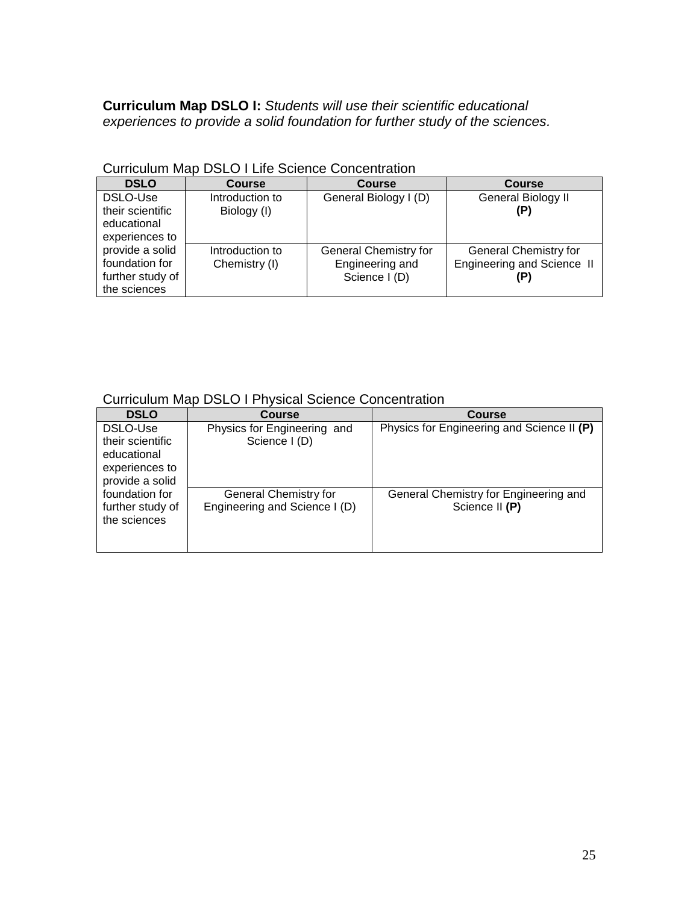**Curriculum Map DSLO I:** *Students will use their scientific educational experiences to provide a solid foundation for further study of the sciences*.

Curriculum Map DSLO I Life Science Concentration

| DSLO | Course | Course | Course |
|---|---|---|---|
| DSLO-Use their scientific educational experiences to provide a solid foundation for further study of the sciences | Introduction to Biology (I) | General Biology I (D) | General Biology II **(P)** |
| | Introduction to Chemistry (I) | General Chemistry for Engineering and Science I (D) | General Chemistry for Engineering and Science II **(P)** |

Curriculum Map DSLO I Physical Science Concentration

| DSLO | Course | Course |
|---|---|---|
| DSLO-Use their scientific educational experiences to provide a solid foundation for further study of the sciences | Physics for Engineering and Science I (D) | Physics for Engineering and Science II **(P)** |
| | General Chemistry for Engineering and Science I (D) | General Chemistry for Engineering and Science II **(P)** |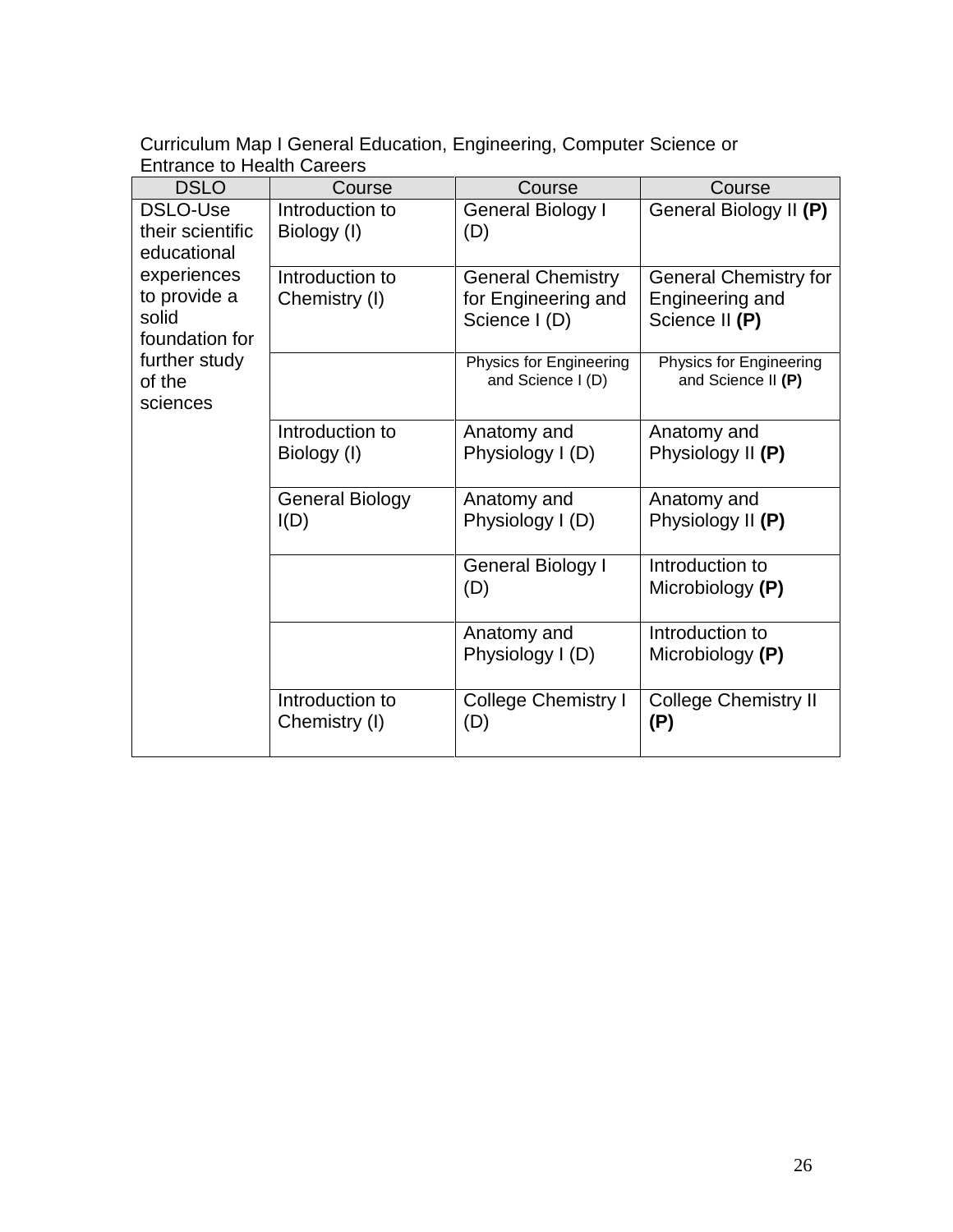Curriculum Map I General Education, Engineering, Computer Science or Entrance to Health Careers

| DSLO | Course | Course | Course |
|---|---|---|---|
| DSLO-Use their scientific educational experiences to provide a solid foundation for further study of the sciences | Introduction to Biology (I) | General Biology I (D) | General Biology II **(P)** |
| | Introduction to Chemistry (I) | General Chemistry for Engineering and Science I (D) | General Chemistry for Engineering and Science II **(P)** |
| | | Physics for Engineering and Science I (D) | Physics for Engineering and Science II **(P)** |
| | Introduction to Biology (I) | Anatomy and Physiology I (D) | Anatomy and Physiology II **(P)** |
| | General Biology I(D) | Anatomy and Physiology I (D) | Anatomy and Physiology II **(P)** |
| | | General Biology I (D) | Introduction to Microbiology **(P)** |
| | | Anatomy and Physiology I (D) | Introduction to Microbiology **(P)** |
| | Introduction to Chemistry (I) | College Chemistry I (D) | College Chemistry II **(P)** |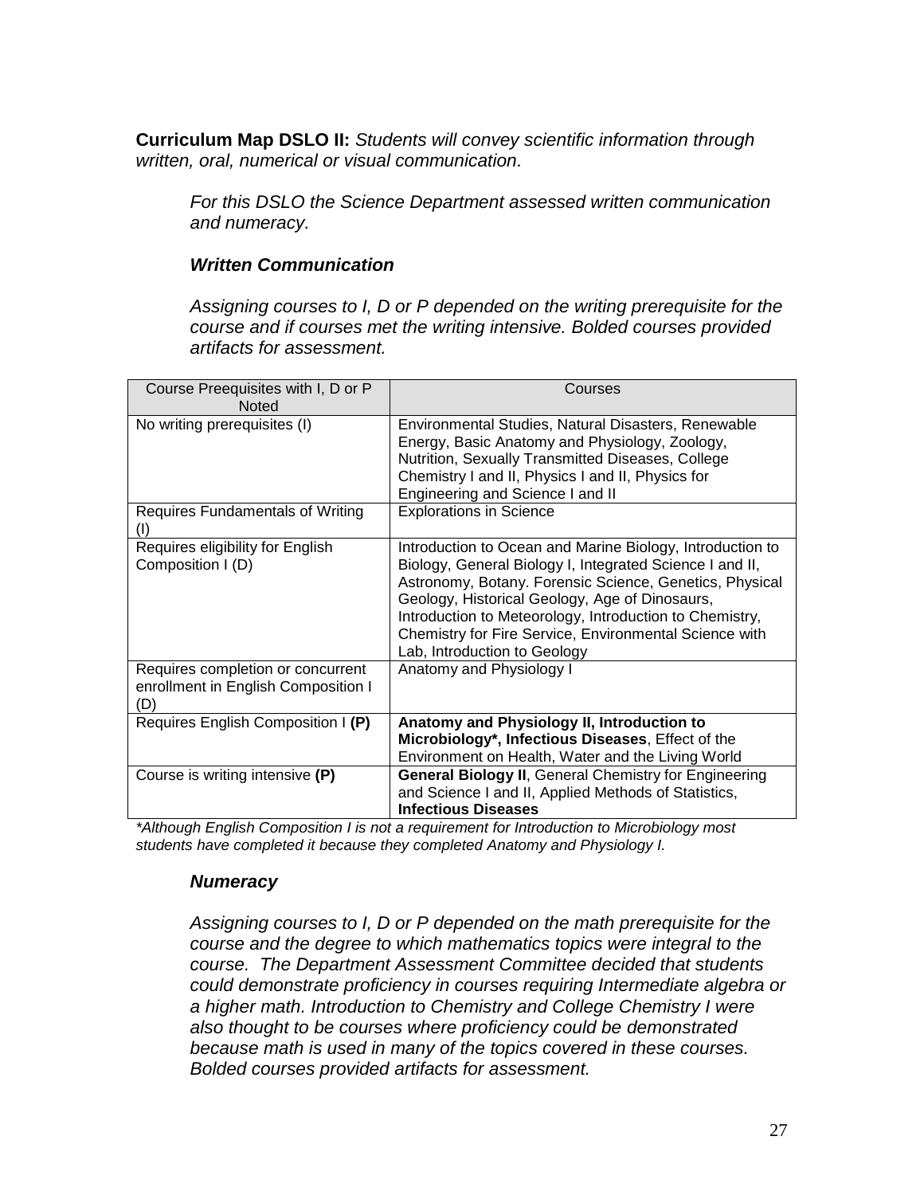**Curriculum Map DSLO II:** *Students will convey scientific information through written, oral, numerical or visual communication.*

*For this DSLO the Science Department assessed written communication and numeracy.*

***Written Communication***

*Assigning courses to I, D or P depended on the writing prerequisite for the course and if courses met the writing intensive. Bolded courses provided artifacts for assessment.*

| Course Preequisites with I, D or P Noted | Courses |
|---|---|
| No writing prerequisites (I) | Environmental Studies, Natural Disasters, Renewable Energy, Basic Anatomy and Physiology, Zoology, Nutrition, Sexually Transmitted Diseases, College Chemistry I and II, Physics I and II, Physics for Engineering and Science I and II |
| Requires Fundamentals of Writing (I) | Explorations in Science |
| Requires eligibility for English Composition I (D) | Introduction to Ocean and Marine Biology, Introduction to Biology, General Biology I, Integrated Science I and II, Astronomy, Botany. Forensic Science, Genetics, Physical Geology, Historical Geology, Age of Dinosaurs, Introduction to Meteorology, Introduction to Chemistry, Chemistry for Fire Service, Environmental Science with Lab, Introduction to Geology |
| Requires completion or concurrent enrollment in English Composition I (D) | Anatomy and Physiology I |
| Requires English Composition I **(P)** | **Anatomy and Physiology II, Introduction to Microbiology*, Infectious Diseases**, Effect of the Environment on Health, Water and the Living World |
| Course is writing intensive **(P)** | **General Biology II**, General Chemistry for Engineering and Science I and II, Applied Methods of Statistics, **Infectious Diseases** |

*\*Although English Composition I is not a requirement for Introduction to Microbiology most students have completed it because they completed Anatomy and Physiology I.*

***Numeracy***

*Assigning courses to I, D or P depended on the math prerequisite for the course and the degree to which mathematics topics were integral to the course. The Department Assessment Committee decided that students could demonstrate proficiency in courses requiring Intermediate algebra or a higher math. Introduction to Chemistry and College Chemistry I were also thought to be courses where proficiency could be demonstrated because math is used in many of the topics covered in these courses. Bolded courses provided artifacts for assessment.*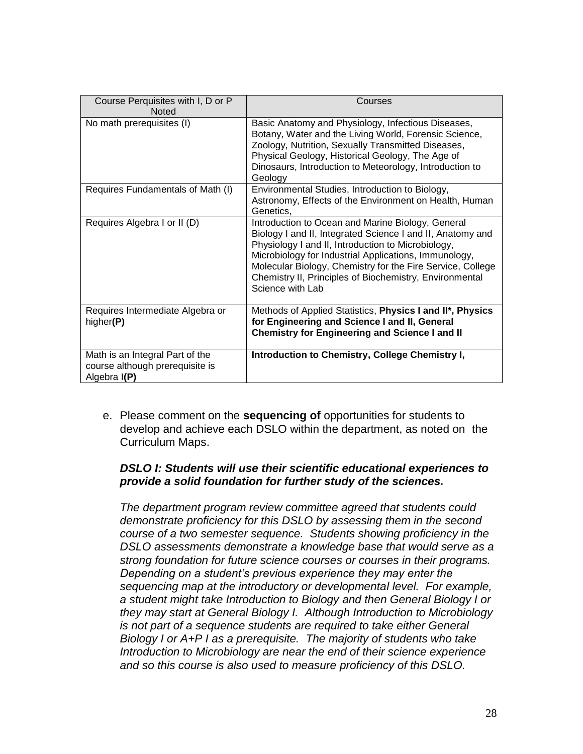| Course Perquisites with I, D or P Noted | Courses |
| --- | --- |
| No math prerequisites (I) | Basic Anatomy and Physiology, Infectious Diseases, Botany, Water and the Living World, Forensic Science, Zoology, Nutrition, Sexually Transmitted Diseases, Physical Geology, Historical Geology, The Age of Dinosaurs, Introduction to Meteorology, Introduction to Geology |
| Requires Fundamentals of Math (I) | Environmental Studies, Introduction to Biology, Astronomy, Effects of the Environment on Health, Human Genetics, |
| Requires Algebra I or II (D) | Introduction to Ocean and Marine Biology, General Biology I and II, Integrated Science I and II, Anatomy and Physiology I and II, Introduction to Microbiology, Microbiology for Industrial Applications, Immunology, Molecular Biology, Chemistry for the Fire Service, College Chemistry II, Principles of Biochemistry, Environmental Science with Lab |
| Requires Intermediate Algebra or higher**(P)** | Methods of Applied Statistics, **Physics I and II*, Physics for Engineering and Science I and II, General Chemistry for Engineering and Science I and II** |
| Math is an Integral Part of the course although prerequisite is Algebra I**(P)** | **Introduction to Chemistry, College Chemistry I,** |

e. Please comment on the **sequencing of** opportunities for students to develop and achieve each DSLO within the department, as noted on the Curriculum Maps.

***DSLO I: Students will use their scientific educational experiences to provide a solid foundation for further study of the sciences.***

*The department program review committee agreed that students could demonstrate proficiency for this DSLO by assessing them in the second course of a two semester sequence. Students showing proficiency in the DSLO assessments demonstrate a knowledge base that would serve as a strong foundation for future science courses or courses in their programs. Depending on a student's previous experience they may enter the sequencing map at the introductory or developmental level. For example, a student might take Introduction to Biology and then General Biology I or they may start at General Biology I. Although Introduction to Microbiology is not part of a sequence students are required to take either General Biology I or A+P I as a prerequisite. The majority of students who take Introduction to Microbiology are near the end of their science experience and so this course is also used to measure proficiency of this DSLO.*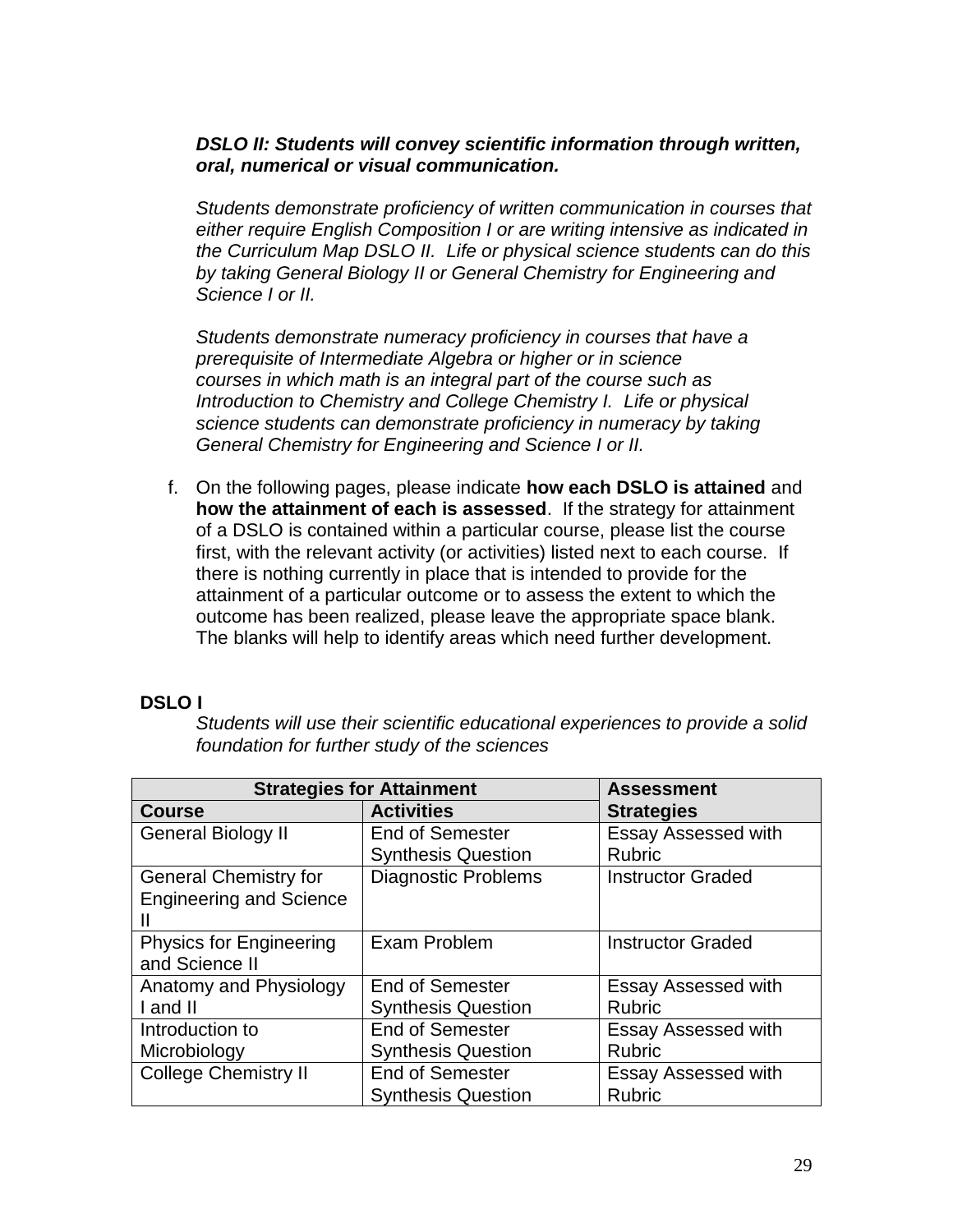***DSLO II: Students will convey scientific information through written, oral, numerical or visual communication.***

*Students demonstrate proficiency of written communication in courses that either require English Composition I or are writing intensive as indicated in the Curriculum Map DSLO II. Life or physical science students can do this by taking General Biology II or General Chemistry for Engineering and Science I or II.*

*Students demonstrate numeracy proficiency in courses that have a prerequisite of Intermediate Algebra or higher or in science courses in which math is an integral part of the course such as Introduction to Chemistry and College Chemistry I. Life or physical science students can demonstrate proficiency in numeracy by taking General Chemistry for Engineering and Science I or II.*

f. On the following pages, please indicate **how each DSLO is attained** and **how the attainment of each is assessed**. If the strategy for attainment of a DSLO is contained within a particular course, please list the course first, with the relevant activity (or activities) listed next to each course. If there is nothing currently in place that is intended to provide for the attainment of a particular outcome or to assess the extent to which the outcome has been realized, please leave the appropriate space blank. The blanks will help to identify areas which need further development.

**DSLO I**

*Students will use their scientific educational experiences to provide a solid foundation for further study of the sciences*

| **Strategies for Attainment** | | **Assessment Strategies** |
|---|---|---|
| **Course** | **Activities** | |
| General Biology II | End of Semester Synthesis Question | Essay Assessed with Rubric |
| General Chemistry for Engineering and Science II | Diagnostic Problems | Instructor Graded |
| Physics for Engineering and Science II | Exam Problem | Instructor Graded |
| Anatomy and Physiology I and II | End of Semester Synthesis Question | Essay Assessed with Rubric |
| Introduction to Microbiology | End of Semester Synthesis Question | Essay Assessed with Rubric |
| College Chemistry II | End of Semester Synthesis Question | Essay Assessed with Rubric |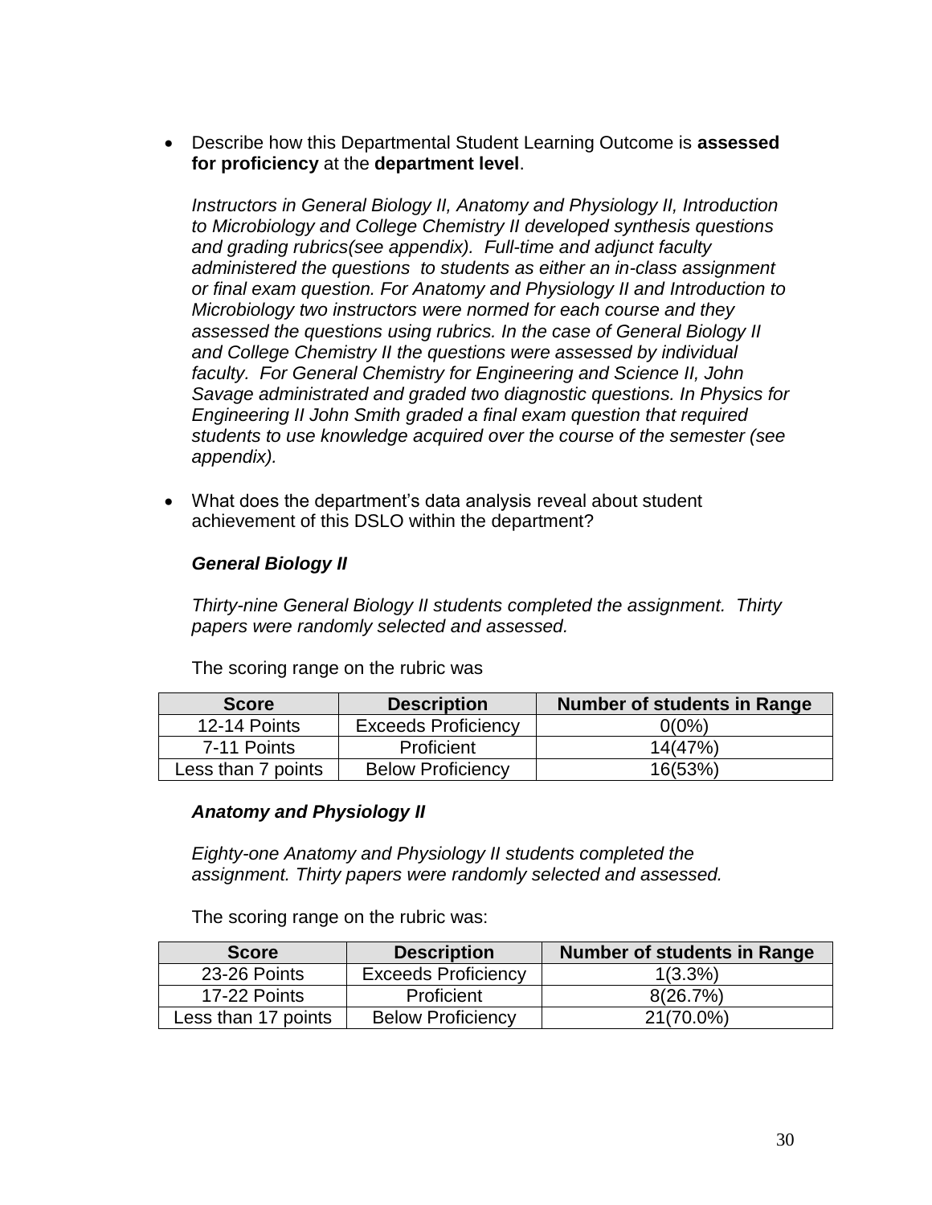- Describe how this Departmental Student Learning Outcome is **assessed for proficiency** at the **department level**.

  *Instructors in General Biology II, Anatomy and Physiology II, Introduction to Microbiology and College Chemistry II developed synthesis questions and grading rubrics(see appendix). Full-time and adjunct faculty administered the questions to students as either an in-class assignment or final exam question. For Anatomy and Physiology II and Introduction to Microbiology two instructors were normed for each course and they assessed the questions using rubrics. In the case of General Biology II and College Chemistry II the questions were assessed by individual faculty. For General Chemistry for Engineering and Science II, John Savage administrated and graded two diagnostic questions. In Physics for Engineering II John Smith graded a final exam question that required students to use knowledge acquired over the course of the semester (see appendix).*

- What does the department's data analysis reveal about student achievement of this DSLO within the department?

  ***General Biology II***

  *Thirty-nine General Biology II students completed the assignment. Thirty papers were randomly selected and assessed.*

  The scoring range on the rubric was

| Score | Description | Number of students in Range |
|---|---|---|
| 12-14 Points | Exceeds Proficiency | 0(0%) |
| 7-11 Points | Proficient | 14(47%) |
| Less than 7 points | Below Proficiency | 16(53%) |

  ***Anatomy and Physiology II***

  *Eighty-one Anatomy and Physiology II students completed the assignment. Thirty papers were randomly selected and assessed.*

  The scoring range on the rubric was:

| Score | Description | Number of students in Range |
|---|---|---|
| 23-26 Points | Exceeds Proficiency | 1(3.3%) |
| 17-22 Points | Proficient | 8(26.7%) |
| Less than 17 points | Below Proficiency | 21(70.0%) |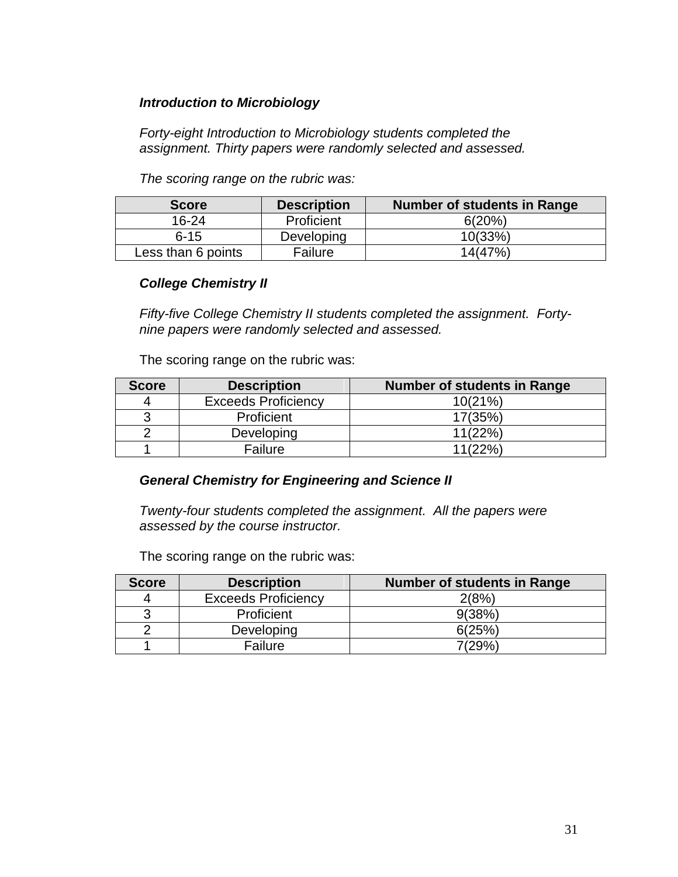***Introduction to Microbiology***

*Forty-eight Introduction to Microbiology students completed the assignment. Thirty papers were randomly selected and assessed.*

*The scoring range on the rubric was:*

| Score | Description | Number of students in Range |
|---|---|---|
| 16-24 | Proficient | 6(20%) |
| 6-15 | Developing | 10(33%) |
| Less than 6 points | Failure | 14(47%) |

***College Chemistry II***

*Fifty-five College Chemistry II students completed the assignment. Forty-nine papers were randomly selected and assessed.*

The scoring range on the rubric was:

| Score | Description | Number of students in Range |
|---|---|---|
| 4 | Exceeds Proficiency | 10(21%) |
| 3 | Proficient | 17(35%) |
| 2 | Developing | 11(22%) |
| 1 | Failure | 11(22%) |

***General Chemistry for Engineering and Science II***

*Twenty-four students completed the assignment. All the papers were assessed by the course instructor.*

The scoring range on the rubric was:

| Score | Description | Number of students in Range |
|---|---|---|
| 4 | Exceeds Proficiency | 2(8%) |
| 3 | Proficient | 9(38%) |
| 2 | Developing | 6(25%) |
| 1 | Failure | 7(29%) |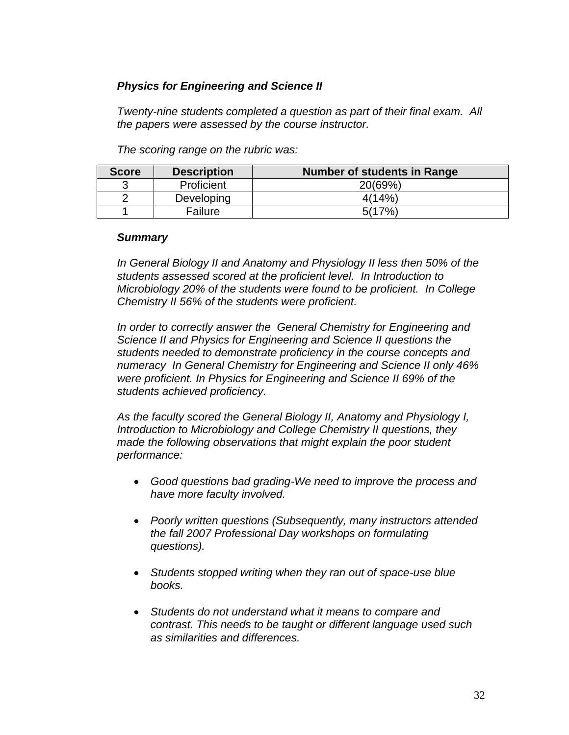***Physics for Engineering and Science II***

*Twenty-nine students completed a question as part of their final exam. All the papers were assessed by the course instructor.*

*The scoring range on the rubric was:*

| Score | Description | Number of students in Range |
|---|---|---|
| 3 | Proficient | 20(69%) |
| 2 | Developing | 4(14%) |
| 1 | Failure | 5(17%) |

***Summary***

*In General Biology II and Anatomy and Physiology II less then 50% of the students assessed scored at the proficient level. In Introduction to Microbiology 20% of the students were found to be proficient. In College Chemistry II 56% of the students were proficient.*

*In order to correctly answer the General Chemistry for Engineering and Science II and Physics for Engineering and Science II questions the students needed to demonstrate proficiency in the course concepts and numeracy In General Chemistry for Engineering and Science II only 46% were proficient. In Physics for Engineering and Science II 69% of the students achieved proficiency.*

*As the faculty scored the General Biology II, Anatomy and Physiology I, Introduction to Microbiology and College Chemistry II questions, they made the following observations that might explain the poor student performance:*

- *Good questions bad grading-We need to improve the process and have more faculty involved.*
- *Poorly written questions (Subsequently, many instructors attended the fall 2007 Professional Day workshops on formulating questions).*
- *Students stopped writing when they ran out of space-use blue books.*
- *Students do not understand what it means to compare and contrast. This needs to be taught or different language used such as similarities and differences.*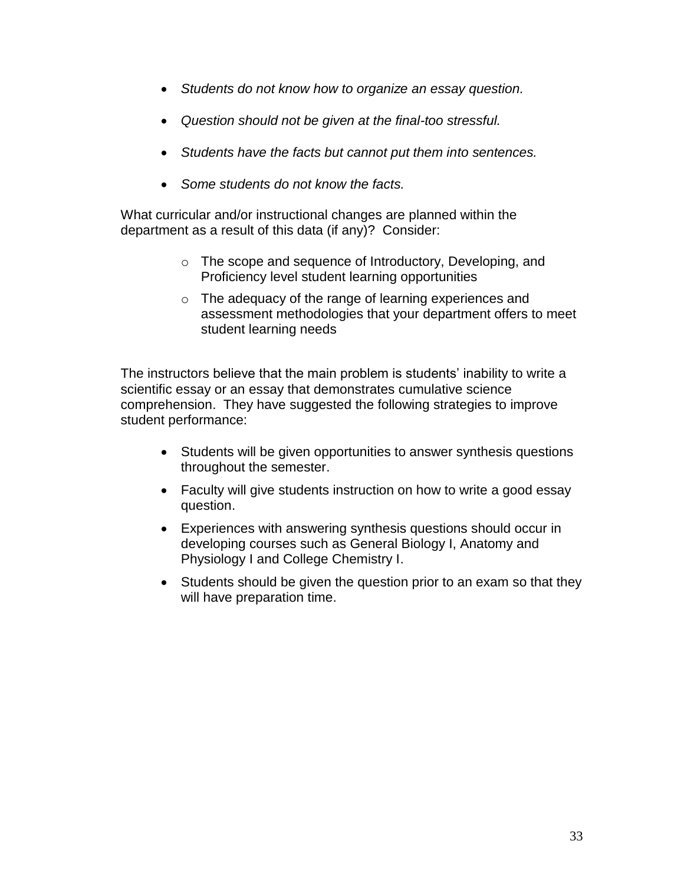- *Students do not know how to organize an essay question.*
- *Question should not be given at the final-too stressful.*
- *Students have the facts but cannot put them into sentences.*
- *Some students do not know the facts.*

What curricular and/or instructional changes are planned within the department as a result of this data (if any)? Consider:

- The scope and sequence of Introductory, Developing, and Proficiency level student learning opportunities
- The adequacy of the range of learning experiences and assessment methodologies that your department offers to meet student learning needs

The instructors believe that the main problem is students' inability to write a scientific essay or an essay that demonstrates cumulative science comprehension. They have suggested the following strategies to improve student performance:

- Students will be given opportunities to answer synthesis questions throughout the semester.
- Faculty will give students instruction on how to write a good essay question.
- Experiences with answering synthesis questions should occur in developing courses such as General Biology I, Anatomy and Physiology I and College Chemistry I.
- Students should be given the question prior to an exam so that they will have preparation time.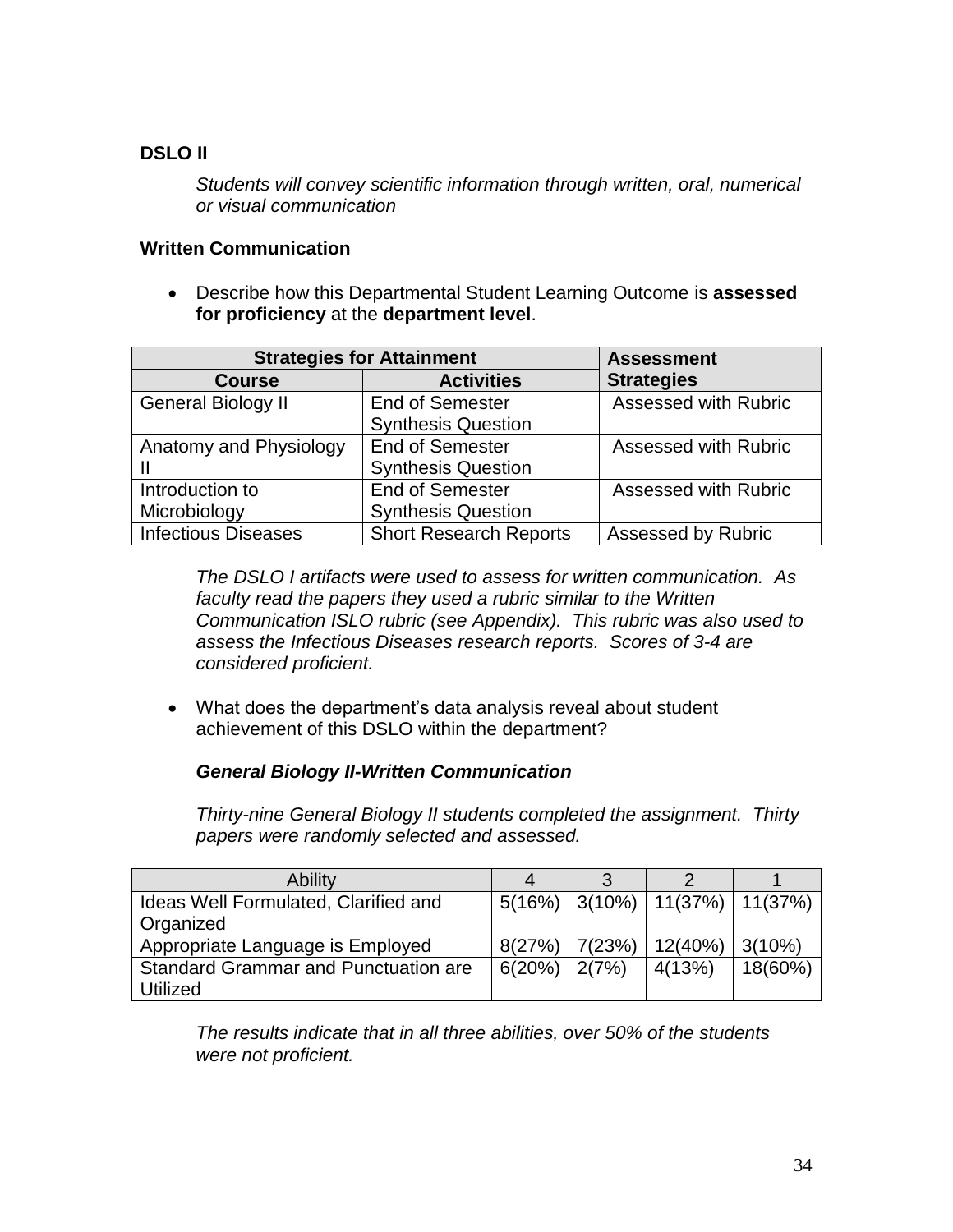**DSLO II**

*Students will convey scientific information through written, oral, numerical or visual communication*

**Written Communication**

- Describe how this Departmental Student Learning Outcome is **assessed for proficiency** at the **department level**.

| Strategies for Attainment | | Assessment Strategies |
|---|---|---|
| **Course** | **Activities** | |
| General Biology II | End of Semester Synthesis Question | Assessed with Rubric |
| Anatomy and Physiology II | End of Semester Synthesis Question | Assessed with Rubric |
| Introduction to Microbiology | End of Semester Synthesis Question | Assessed with Rubric |
| Infectious Diseases | Short Research Reports | Assessed by Rubric |

*The DSLO I artifacts were used to assess for written communication. As faculty read the papers they used a rubric similar to the Written Communication ISLO rubric (see Appendix). This rubric was also used to assess the Infectious Diseases research reports. Scores of 3-4 are considered proficient.*

- What does the department's data analysis reveal about student achievement of this DSLO within the department?

***General Biology II-Written Communication***

*Thirty-nine General Biology II students completed the assignment. Thirty papers were randomly selected and assessed.*

| Ability | 4 | 3 | 2 | 1 |
|---|---|---|---|---|
| Ideas Well Formulated, Clarified and Organized | 5(16%) | 3(10%) | 11(37%) | 11(37%) |
| Appropriate Language is Employed | 8(27%) | 7(23%) | 12(40%) | 3(10%) |
| Standard Grammar and Punctuation are Utilized | 6(20%) | 2(7%) | 4(13%) | 18(60%) |

*The results indicate that in all three abilities, over 50% of the students were not proficient.*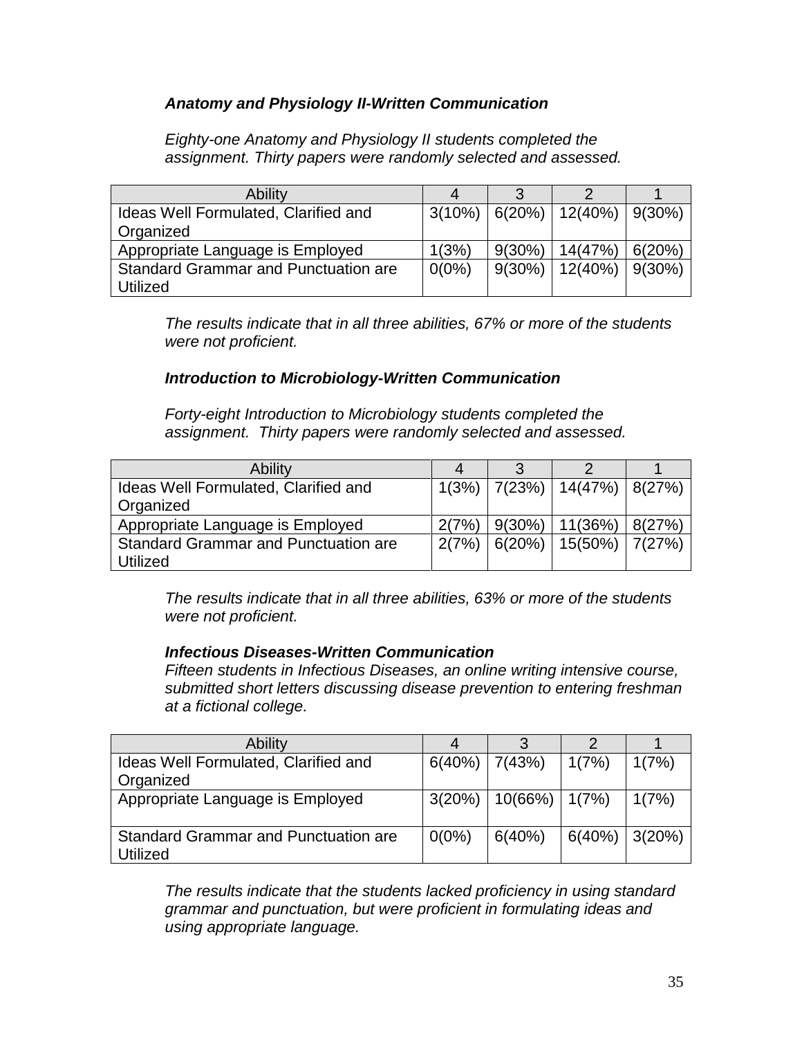***Anatomy and Physiology II-Written Communication***

*Eighty-one Anatomy and Physiology II students completed the assignment. Thirty papers were randomly selected and assessed.*

| Ability | 4 | 3 | 2 | 1 |
|---|---|---|---|---|
| Ideas Well Formulated, Clarified and Organized | 3(10%) | 6(20%) | 12(40%) | 9(30%) |
| Appropriate Language is Employed | 1(3%) | 9(30%) | 14(47%) | 6(20%) |
| Standard Grammar and Punctuation are Utilized | 0(0%) | 9(30%) | 12(40%) | 9(30%) |

*The results indicate that in all three abilities, 67% or more of the students were not proficient.*

***Introduction to Microbiology-Written Communication***

*Forty-eight Introduction to Microbiology students completed the assignment. Thirty papers were randomly selected and assessed.*

| Ability | 4 | 3 | 2 | 1 |
|---|---|---|---|---|
| Ideas Well Formulated, Clarified and Organized | 1(3%) | 7(23%) | 14(47%) | 8(27%) |
| Appropriate Language is Employed | 2(7%) | 9(30%) | 11(36%) | 8(27%) |
| Standard Grammar and Punctuation are Utilized | 2(7%) | 6(20%) | 15(50%) | 7(27%) |

*The results indicate that in all three abilities, 63% or more of the students were not proficient.*

***Infectious Diseases-Written Communication***

*Fifteen students in Infectious Diseases, an online writing intensive course, submitted short letters discussing disease prevention to entering freshman at a fictional college.*

| Ability | 4 | 3 | 2 | 1 |
|---|---|---|---|---|
| Ideas Well Formulated, Clarified and Organized | 6(40%) | 7(43%) | 1(7%) | 1(7%) |
| Appropriate Language is Employed | 3(20%) | 10(66%) | 1(7%) | 1(7%) |
| Standard Grammar and Punctuation are Utilized | 0(0%) | 6(40%) | 6(40%) | 3(20%) |

*The results indicate that the students lacked proficiency in using standard grammar and punctuation, but were proficient in formulating ideas and using appropriate language.*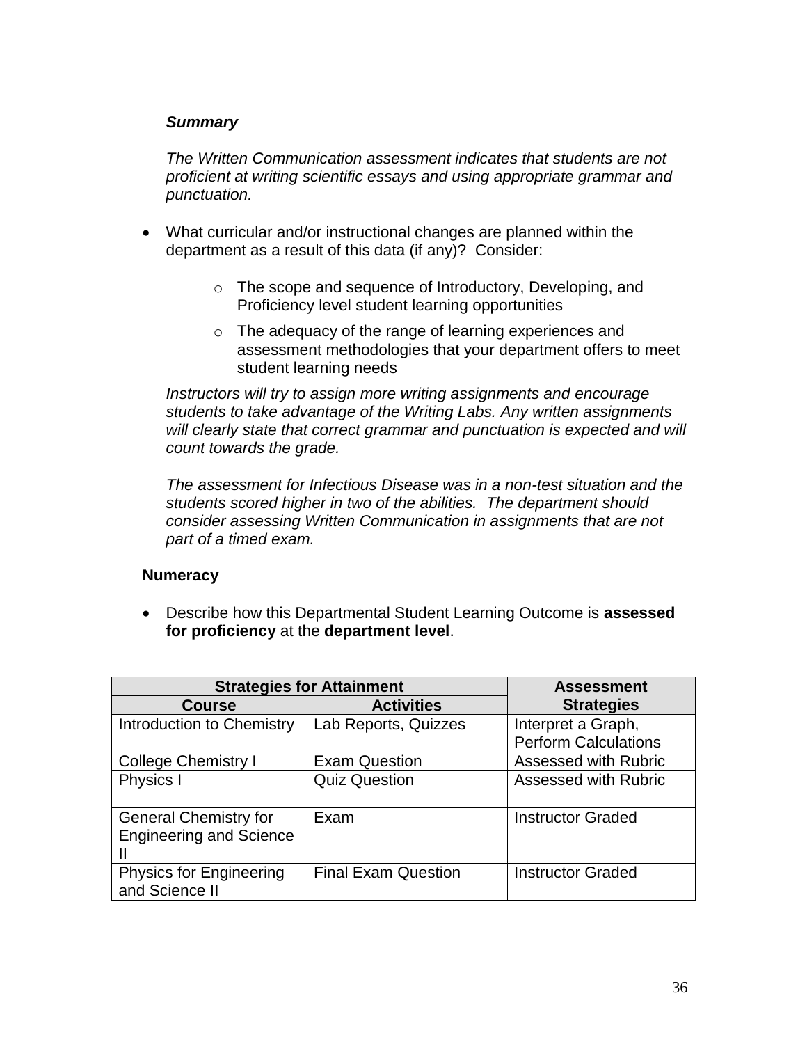***Summary***

*The Written Communication assessment indicates that students are not proficient at writing scientific essays and using appropriate grammar and punctuation.*

- What curricular and/or instructional changes are planned within the department as a result of this data (if any)? Consider:
  - The scope and sequence of Introductory, Developing, and Proficiency level student learning opportunities
  - The adequacy of the range of learning experiences and assessment methodologies that your department offers to meet student learning needs

*Instructors will try to assign more writing assignments and encourage students to take advantage of the Writing Labs. Any written assignments will clearly state that correct grammar and punctuation is expected and will count towards the grade.*

*The assessment for Infectious Disease was in a non-test situation and the students scored higher in two of the abilities. The department should consider assessing Written Communication in assignments that are not part of a timed exam.*

**Numeracy**

- Describe how this Departmental Student Learning Outcome is **assessed for proficiency** at the **department level**.

| **Strategies for Attainment** | | **Assessment Strategies** |
|---|---|---|
| **Course** | **Activities** | |
| Introduction to Chemistry | Lab Reports, Quizzes | Interpret a Graph, Perform Calculations |
| College Chemistry I | Exam Question | Assessed with Rubric |
| Physics I | Quiz Question | Assessed with Rubric |
| General Chemistry for Engineering and Science II | Exam | Instructor Graded |
| Physics for Engineering and Science II | Final Exam Question | Instructor Graded |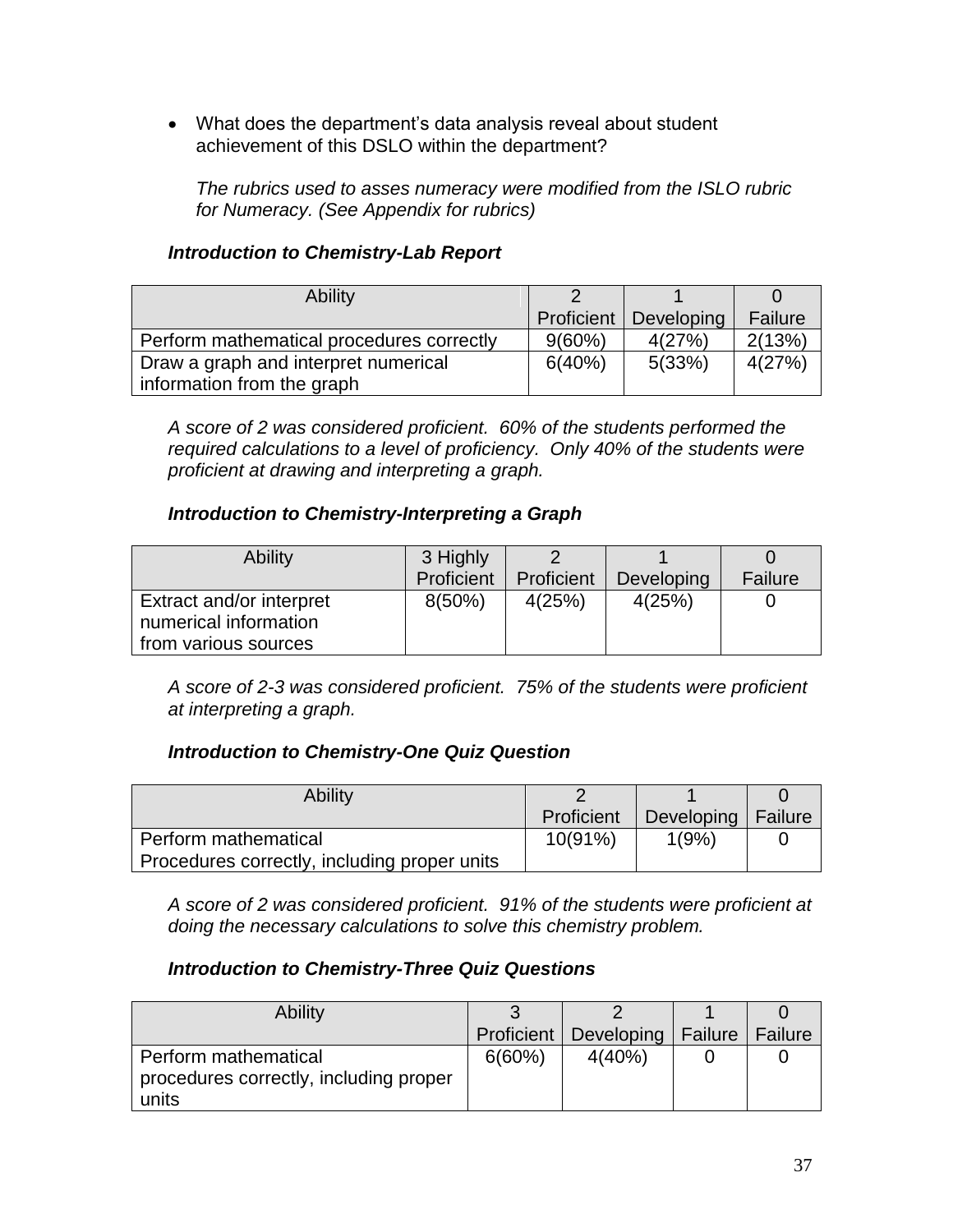- What does the department's data analysis reveal about student achievement of this DSLO within the department?

  *The rubrics used to asses numeracy were modified from the ISLO rubric for Numeracy. (See Appendix for rubrics)*

***Introduction to Chemistry-Lab Report***

| Ability | 2<br>Proficient | 1<br>Developing | 0<br>Failure |
|---|---|---|---|
| Perform mathematical procedures correctly | 9(60%) | 4(27%) | 2(13%) |
| Draw a graph and interpret numerical information from the graph | 6(40%) | 5(33%) | 4(27%) |

*A score of 2 was considered proficient. 60% of the students performed the required calculations to a level of proficiency. Only 40% of the students were proficient at drawing and interpreting a graph.*

***Introduction to Chemistry-Interpreting a Graph***

| Ability | 3 Highly Proficient | 2<br>Proficient | 1<br>Developing | 0<br>Failure |
|---|---|---|---|---|
| Extract and/or interpret numerical information from various sources | 8(50%) | 4(25%) | 4(25%) | 0 |

*A score of 2-3 was considered proficient. 75% of the students were proficient at interpreting a graph.*

***Introduction to Chemistry-One Quiz Question***

| Ability | 2<br>Proficient | 1<br>Developing | 0<br>Failure |
|---|---|---|---|
| Perform mathematical Procedures correctly, including proper units | 10(91%) | 1(9%) | 0 |

*A score of 2 was considered proficient. 91% of the students were proficient at doing the necessary calculations to solve this chemistry problem.*

***Introduction to Chemistry-Three Quiz Questions***

| Ability | 3<br>Proficient | 2<br>Developing | 1<br>Failure | 0<br>Failure |
|---|---|---|---|---|
| Perform mathematical procedures correctly, including proper units | 6(60%) | 4(40%) | 0 | 0 |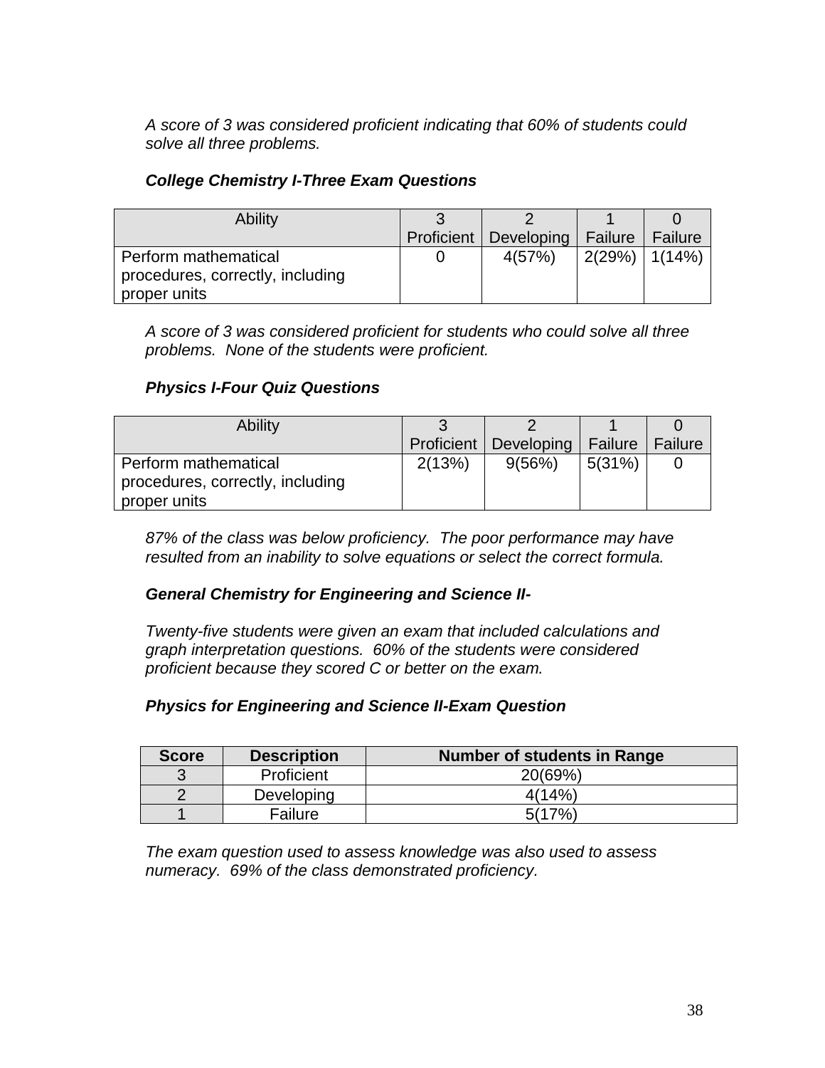*A score of 3 was considered proficient indicating that 60% of students could solve all three problems.*

***College Chemistry I-Three Exam Questions***

| Ability | 3 Proficient | 2 Developing | 1 Failure | 0 Failure |
|---|---|---|---|---|
| Perform mathematical procedures, correctly, including proper units | 0 | 4(57%) | 2(29%) | 1(14%) |

*A score of 3 was considered proficient for students who could solve all three problems. None of the students were proficient.*

***Physics I-Four Quiz Questions***

| Ability | 3 Proficient | 2 Developing | 1 Failure | 0 Failure |
|---|---|---|---|---|
| Perform mathematical procedures, correctly, including proper units | 2(13%) | 9(56%) | 5(31%) | 0 |

*87% of the class was below proficiency. The poor performance may have resulted from an inability to solve equations or select the correct formula.*

***General Chemistry for Engineering and Science II-***

*Twenty-five students were given an exam that included calculations and graph interpretation questions. 60% of the students were considered proficient because they scored C or better on the exam.*

***Physics for Engineering and Science II-Exam Question***

| Score | Description | Number of students in Range |
|---|---|---|
| 3 | Proficient | 20(69%) |
| 2 | Developing | 4(14%) |
| 1 | Failure | 5(17%) |

*The exam question used to assess knowledge was also used to assess numeracy. 69% of the class demonstrated proficiency.*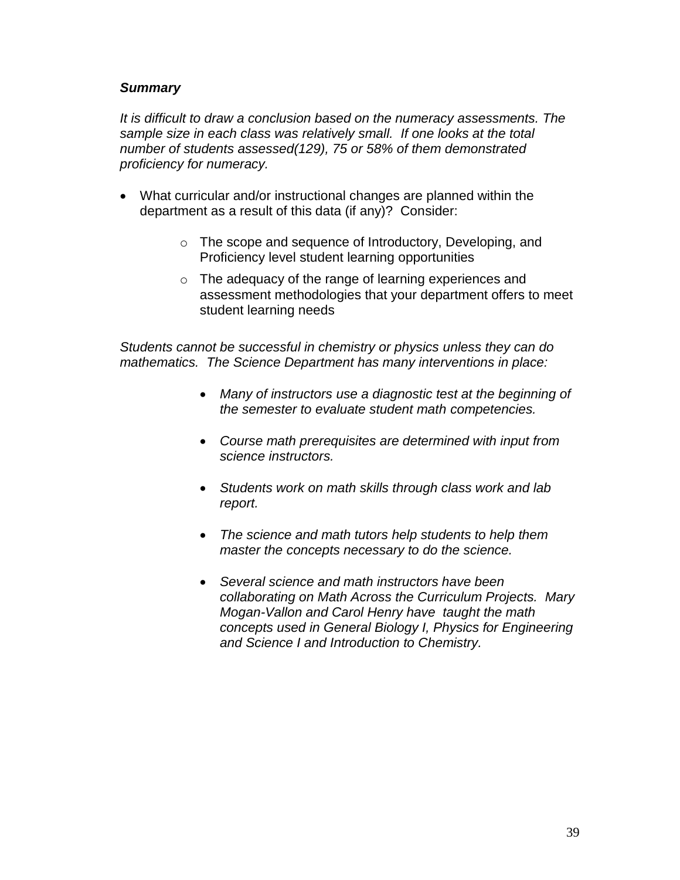***Summary***

*It is difficult to draw a conclusion based on the numeracy assessments. The sample size in each class was relatively small. If one looks at the total number of students assessed(129), 75 or 58% of them demonstrated proficiency for numeracy.*

- What curricular and/or instructional changes are planned within the department as a result of this data (if any)? Consider:
  - The scope and sequence of Introductory, Developing, and Proficiency level student learning opportunities
  - The adequacy of the range of learning experiences and assessment methodologies that your department offers to meet student learning needs

*Students cannot be successful in chemistry or physics unless they can do mathematics. The Science Department has many interventions in place:*

- *Many of instructors use a diagnostic test at the beginning of the semester to evaluate student math competencies.*
- *Course math prerequisites are determined with input from science instructors.*
- *Students work on math skills through class work and lab report.*
- *The science and math tutors help students to help them master the concepts necessary to do the science.*
- *Several science and math instructors have been collaborating on Math Across the Curriculum Projects. Mary Mogan-Vallon and Carol Henry have taught the math concepts used in General Biology I, Physics for Engineering and Science I and Introduction to Chemistry.*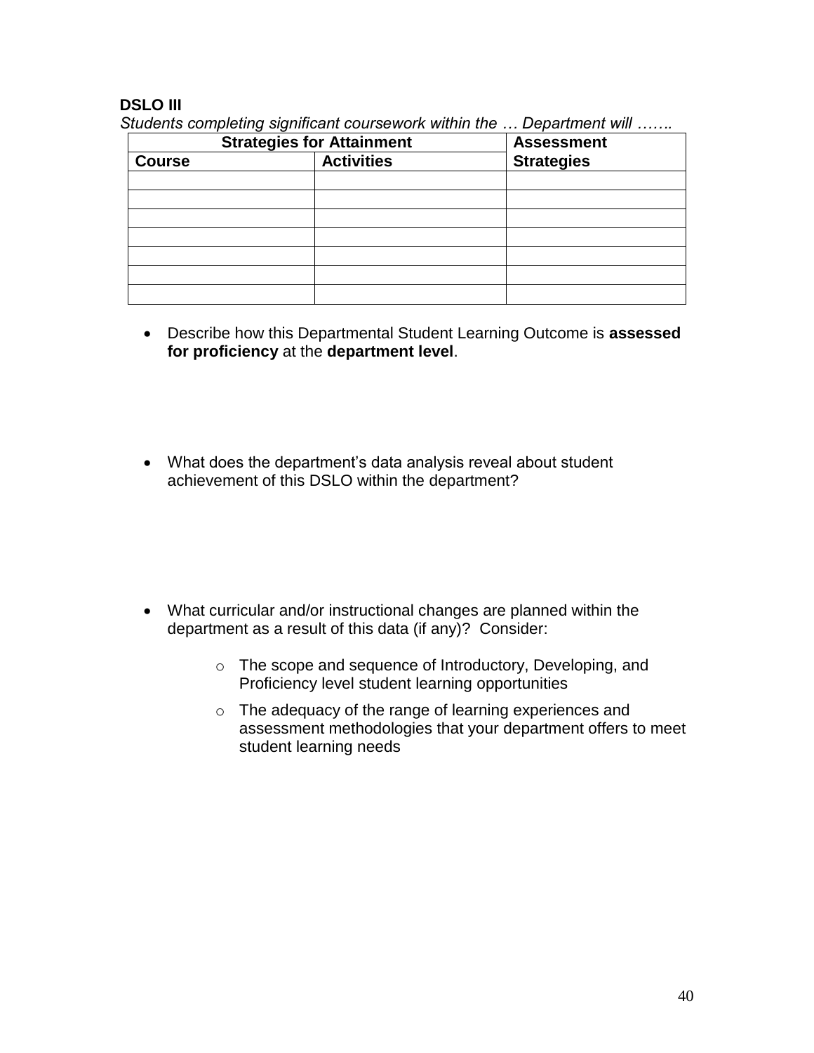**DSLO III**

*Students completing significant coursework within the … Department will …….*

| Strategies for Attainment | | Assessment Strategies |
|---|---|---|
| **Course** | **Activities** | |
| | | |
| | | |
| | | |
| | | |
| | | |
| | | |
| | | |

- Describe how this Departmental Student Learning Outcome is **assessed for proficiency** at the **department level**.

- What does the department's data analysis reveal about student achievement of this DSLO within the department?

- What curricular and/or instructional changes are planned within the department as a result of this data (if any)? Consider:
  - The scope and sequence of Introductory, Developing, and Proficiency level student learning opportunities
  - The adequacy of the range of learning experiences and assessment methodologies that your department offers to meet student learning needs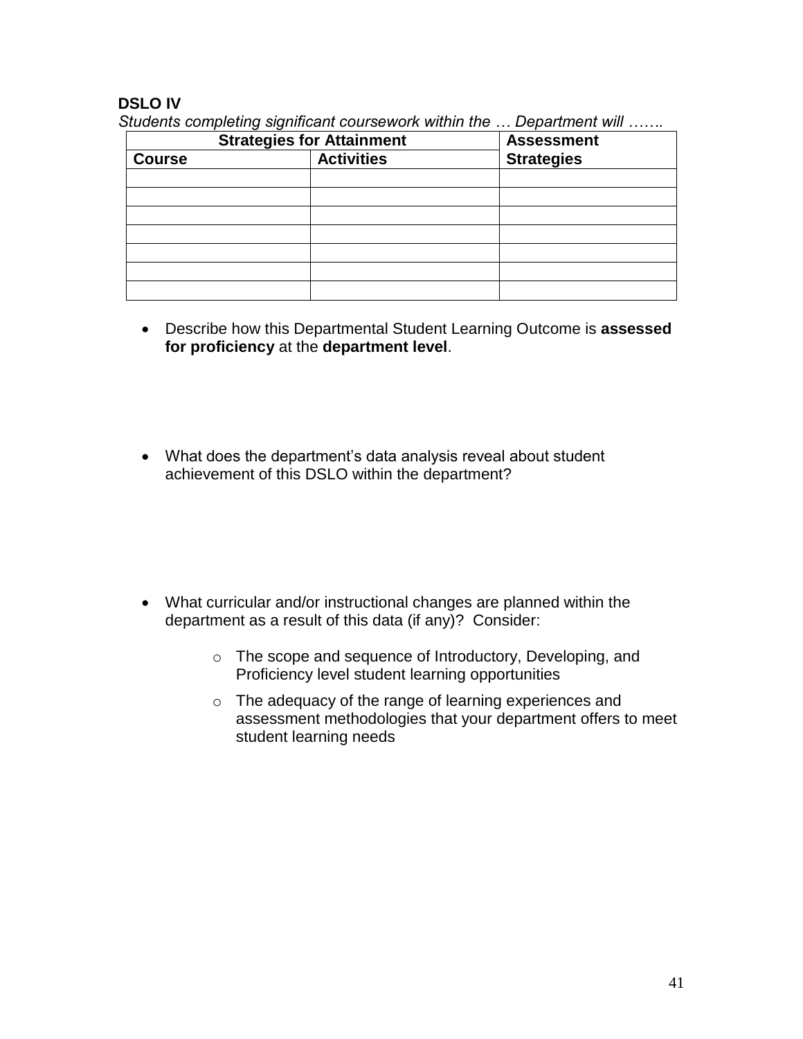**DSLO IV**

*Students completing significant coursework within the … Department will …….*

| Strategies for Attainment | | Assessment Strategies |
|---|---|---|
| **Course** | **Activities** | |
| | | |
| | | |
| | | |
| | | |
| | | |
| | | |
| | | |

- Describe how this Departmental Student Learning Outcome is **assessed for proficiency** at the **department level**.

- What does the department's data analysis reveal about student achievement of this DSLO within the department?

- What curricular and/or instructional changes are planned within the department as a result of this data (if any)? Consider:
  - The scope and sequence of Introductory, Developing, and Proficiency level student learning opportunities
  - The adequacy of the range of learning experiences and assessment methodologies that your department offers to meet student learning needs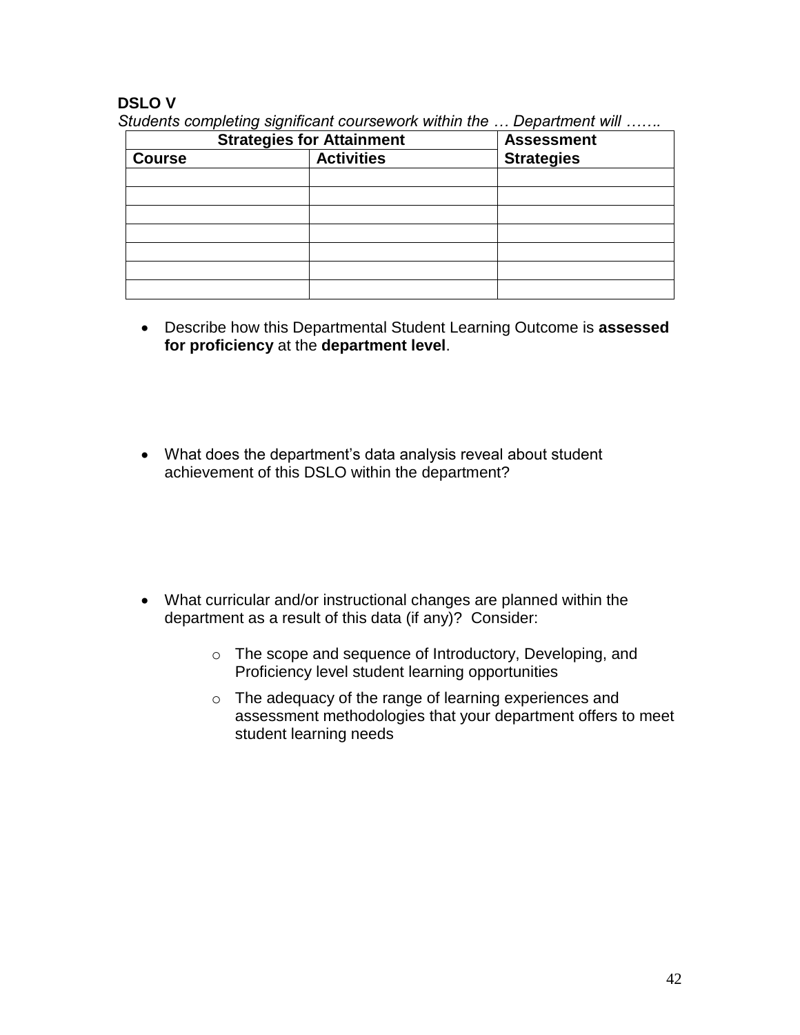**DSLO V**

*Students completing significant coursework within the … Department will …….*

| Strategies for Attainment | | Assessment Strategies |
|---|---|---|
| **Course** | **Activities** | |
| | | |
| | | |
| | | |
| | | |
| | | |
| | | |
| | | |

- Describe how this Departmental Student Learning Outcome is **assessed for proficiency** at the **department level**.

- What does the department's data analysis reveal about student achievement of this DSLO within the department?

- What curricular and/or instructional changes are planned within the department as a result of this data (if any)? Consider:
    - The scope and sequence of Introductory, Developing, and Proficiency level student learning opportunities
    - The adequacy of the range of learning experiences and assessment methodologies that your department offers to meet student learning needs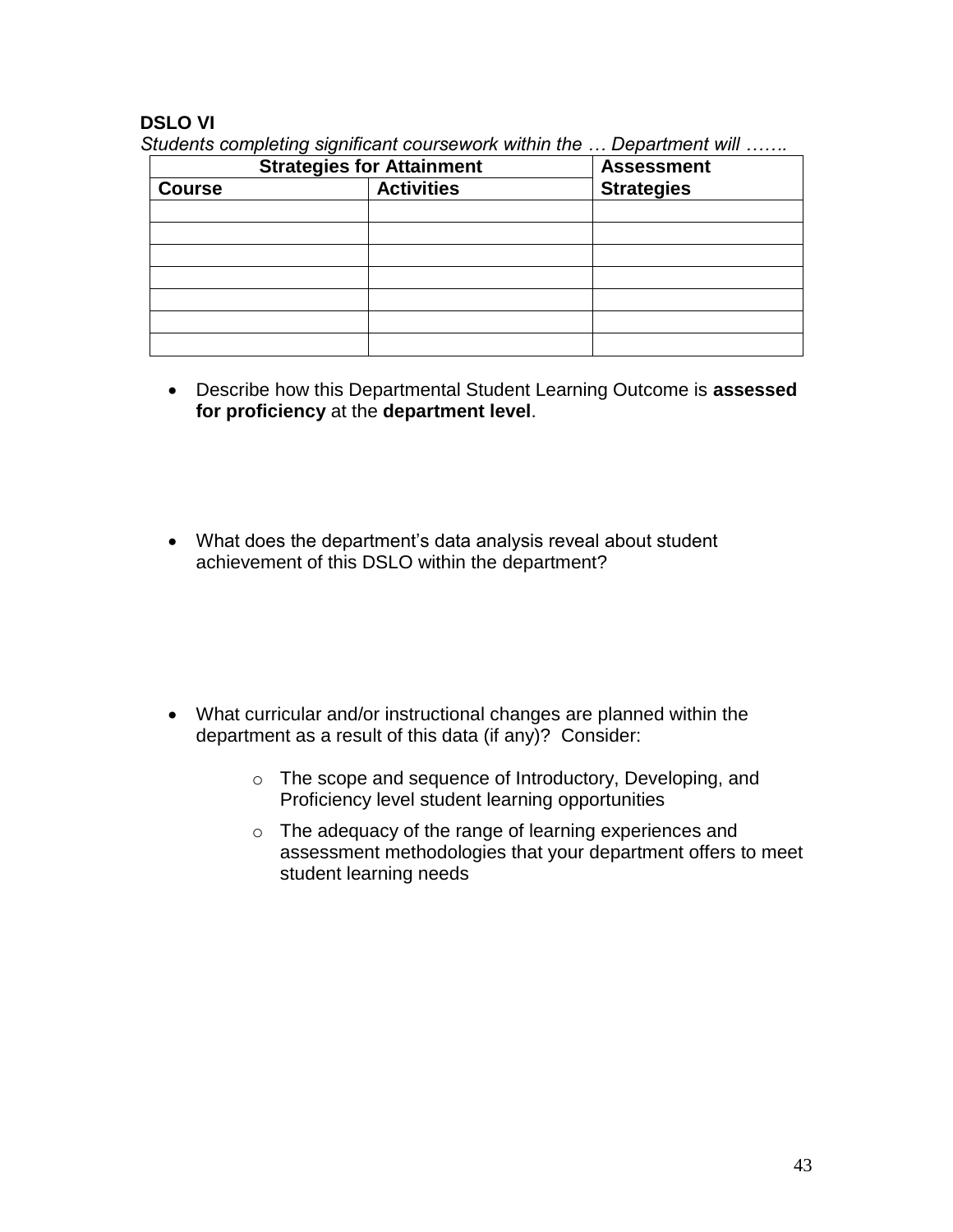**DSLO VI**

*Students completing significant coursework within the … Department will …….*

| Strategies for Attainment | | Assessment Strategies |
|---|---|---|
| **Course** | **Activities** | |
| | | |
| | | |
| | | |
| | | |
| | | |
| | | |
| | | |

- Describe how this Departmental Student Learning Outcome is **assessed for proficiency** at the **department level**.

- What does the department's data analysis reveal about student achievement of this DSLO within the department?

- What curricular and/or instructional changes are planned within the department as a result of this data (if any)? Consider:
    - The scope and sequence of Introductory, Developing, and Proficiency level student learning opportunities
    - The adequacy of the range of learning experiences and assessment methodologies that your department offers to meet student learning needs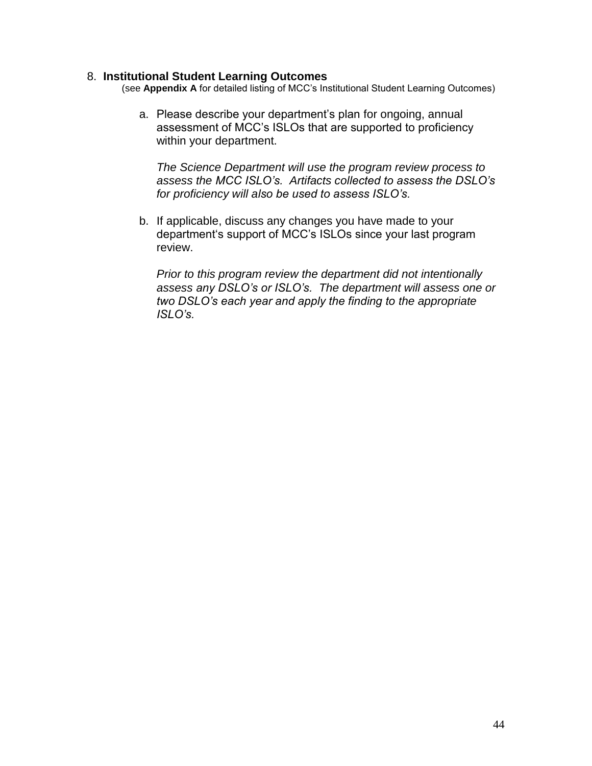## 8. Institutional Student Learning Outcomes

(see **Appendix A** for detailed listing of MCC's Institutional Student Learning Outcomes)

a. Please describe your department's plan for ongoing, annual assessment of MCC's ISLOs that are supported to proficiency within your department.

   *The Science Department will use the program review process to assess the MCC ISLO's. Artifacts collected to assess the DSLO's for proficiency will also be used to assess ISLO's.*

b. If applicable, discuss any changes you have made to your department's support of MCC's ISLOs since your last program review.

   *Prior to this program review the department did not intentionally assess any DSLO's or ISLO's. The department will assess one or two DSLO's each year and apply the finding to the appropriate ISLO's.*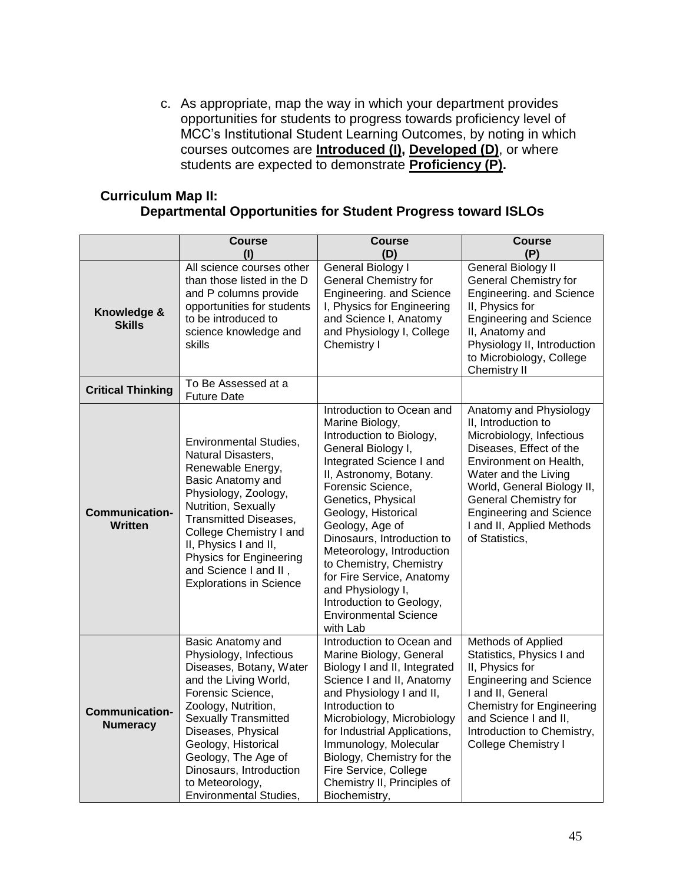c. As appropriate, map the way in which your department provides opportunities for students to progress towards proficiency level of MCC's Institutional Student Learning Outcomes, by noting in which courses outcomes are **Introduced (I), Developed (D)**, or where students are expected to demonstrate **Proficiency (P).**

**Curriculum Map II:**
**Departmental Opportunities for Student Progress toward ISLOs**

| | Course (I) | Course (D) | Course (P) |
|---|---|---|---|
| **Knowledge & Skills** | All science courses other than those listed in the D and P columns provide opportunities for students to be introduced to science knowledge and skills | General Biology I General Chemistry for Engineering. and Science I, Physics for Engineering and Science I, Anatomy and Physiology I, College Chemistry I | General Biology II General Chemistry for Engineering. and Science II, Physics for Engineering and Science II, Anatomy and Physiology II, Introduction to Microbiology, College Chemistry II |
| **Critical Thinking** | To Be Assessed at a Future Date | | |
| **Communication-Written** | Environmental Studies, Natural Disasters, Renewable Energy, Basic Anatomy and Physiology, Zoology, Nutrition, Sexually Transmitted Diseases, College Chemistry I and II, Physics I and II, Physics for Engineering and Science I and II , Explorations in Science | Introduction to Ocean and Marine Biology, Introduction to Biology, General Biology I, Integrated Science I and II, Astronomy, Botany. Forensic Science, Genetics, Physical Geology, Historical Geology, Age of Dinosaurs, Introduction to Meteorology, Introduction to Chemistry, Chemistry for Fire Service, Anatomy and Physiology I, Introduction to Geology, Environmental Science with Lab | Anatomy and Physiology II, Introduction to Microbiology, Infectious Diseases, Effect of the Environment on Health, Water and the Living World, General Biology II, General Chemistry for Engineering and Science I and II, Applied Methods of Statistics, |
| **Communication-Numeracy** | Basic Anatomy and Physiology, Infectious Diseases, Botany, Water and the Living World, Forensic Science, Zoology, Nutrition, Sexually Transmitted Diseases, Physical Geology, Historical Geology, The Age of Dinosaurs, Introduction to Meteorology, Environmental Studies, | Introduction to Ocean and Marine Biology, General Biology I and II, Integrated Science I and II, Anatomy and Physiology I and II, Introduction to Microbiology, Microbiology for Industrial Applications, Immunology, Molecular Biology, Chemistry for the Fire Service, College Chemistry II, Principles of Biochemistry, | Methods of Applied Statistics, Physics I and II, Physics for Engineering and Science I and II, General Chemistry for Engineering and Science I and II, Introduction to Chemistry, College Chemistry I |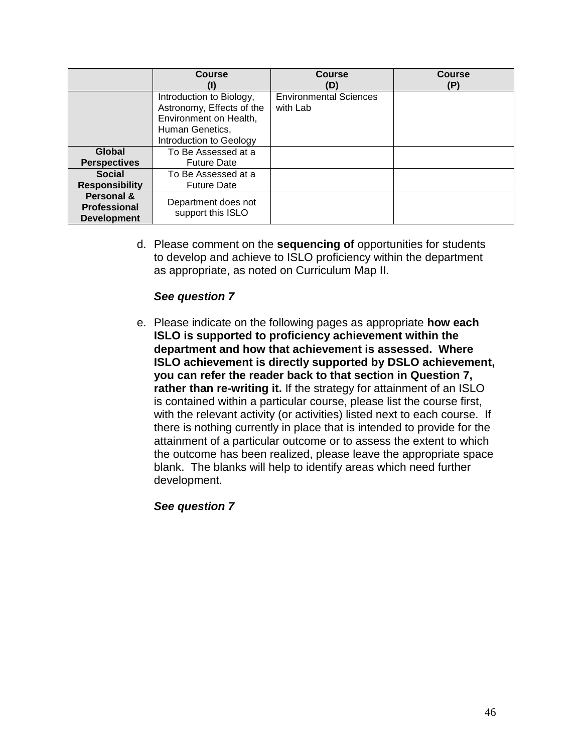| | Course (I) | Course (D) | Course (P) |
|---|---|---|---|
| | Introduction to Biology, Astronomy, Effects of the Environment on Health, Human Genetics, Introduction to Geology | Environmental Sciences with Lab | |
| **Global Perspectives** | To Be Assessed at a Future Date | | |
| **Social Responsibility** | To Be Assessed at a Future Date | | |
| **Personal & Professional Development** | Department does not support this ISLO | | |

d. Please comment on the **sequencing of** opportunities for students to develop and achieve to ISLO proficiency within the department as appropriate, as noted on Curriculum Map II.

   ***See question 7***

e. Please indicate on the following pages as appropriate **how each ISLO is supported to proficiency achievement within the department and how that achievement is assessed. Where ISLO achievement is directly supported by DSLO achievement, you can refer the reader back to that section in Question 7, rather than re-writing it.** If the strategy for attainment of an ISLO is contained within a particular course, please list the course first, with the relevant activity (or activities) listed next to each course. If there is nothing currently in place that is intended to provide for the attainment of a particular outcome or to assess the extent to which the outcome has been realized, please leave the appropriate space blank. The blanks will help to identify areas which need further development.

   ***See question 7***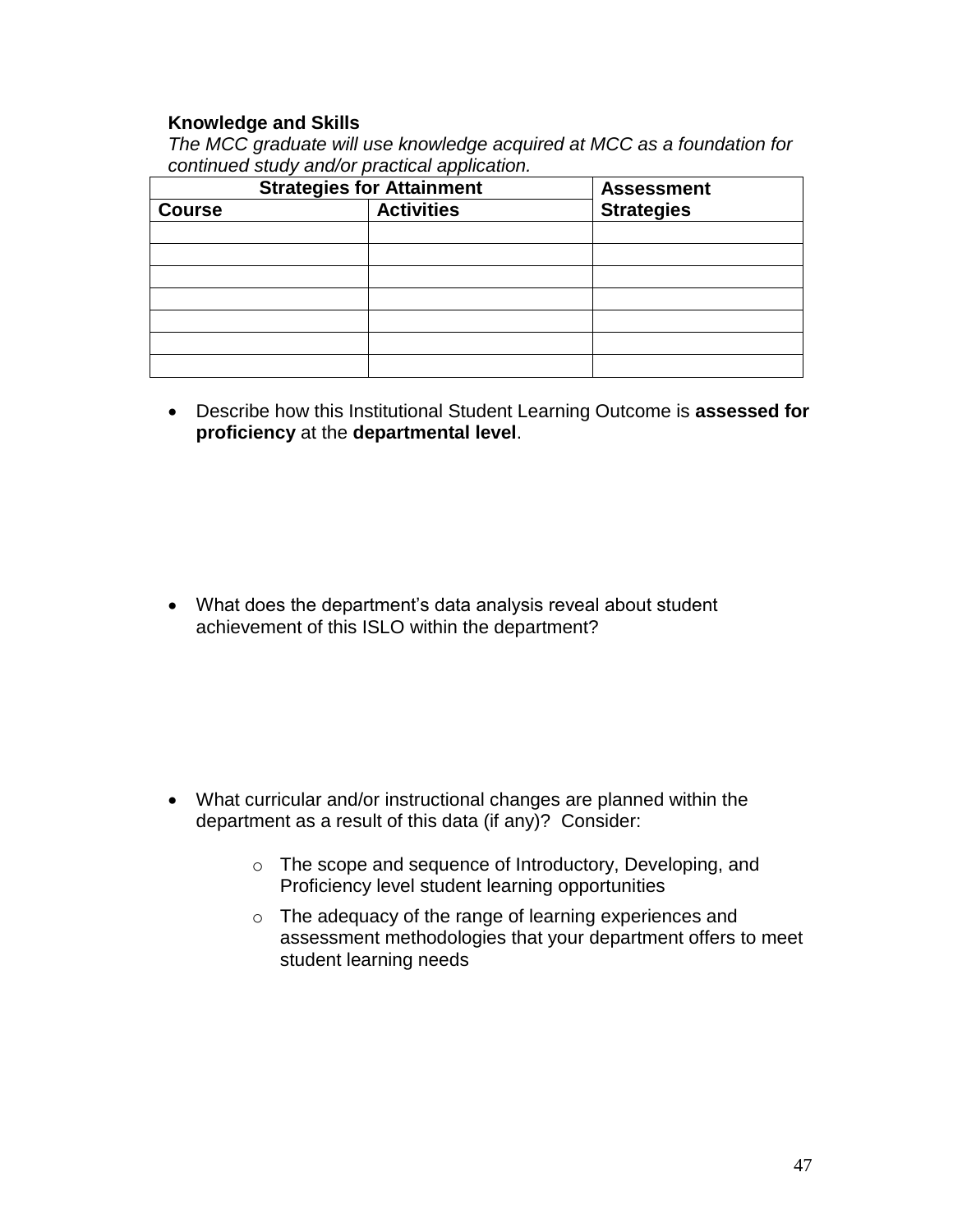**Knowledge and Skills**

*The MCC graduate will use knowledge acquired at MCC as a foundation for continued study and/or practical application.*

| Strategies for Attainment | | Assessment Strategies |
|---|---|---|
| **Course** | **Activities** | |
| | | |
| | | |
| | | |
| | | |
| | | |
| | | |
| | | |

- Describe how this Institutional Student Learning Outcome is **assessed for proficiency** at the **departmental level**.

- What does the department's data analysis reveal about student achievement of this ISLO within the department?

- What curricular and/or instructional changes are planned within the department as a result of this data (if any)? Consider:
  - The scope and sequence of Introductory, Developing, and Proficiency level student learning opportunities
  - The adequacy of the range of learning experiences and assessment methodologies that your department offers to meet student learning needs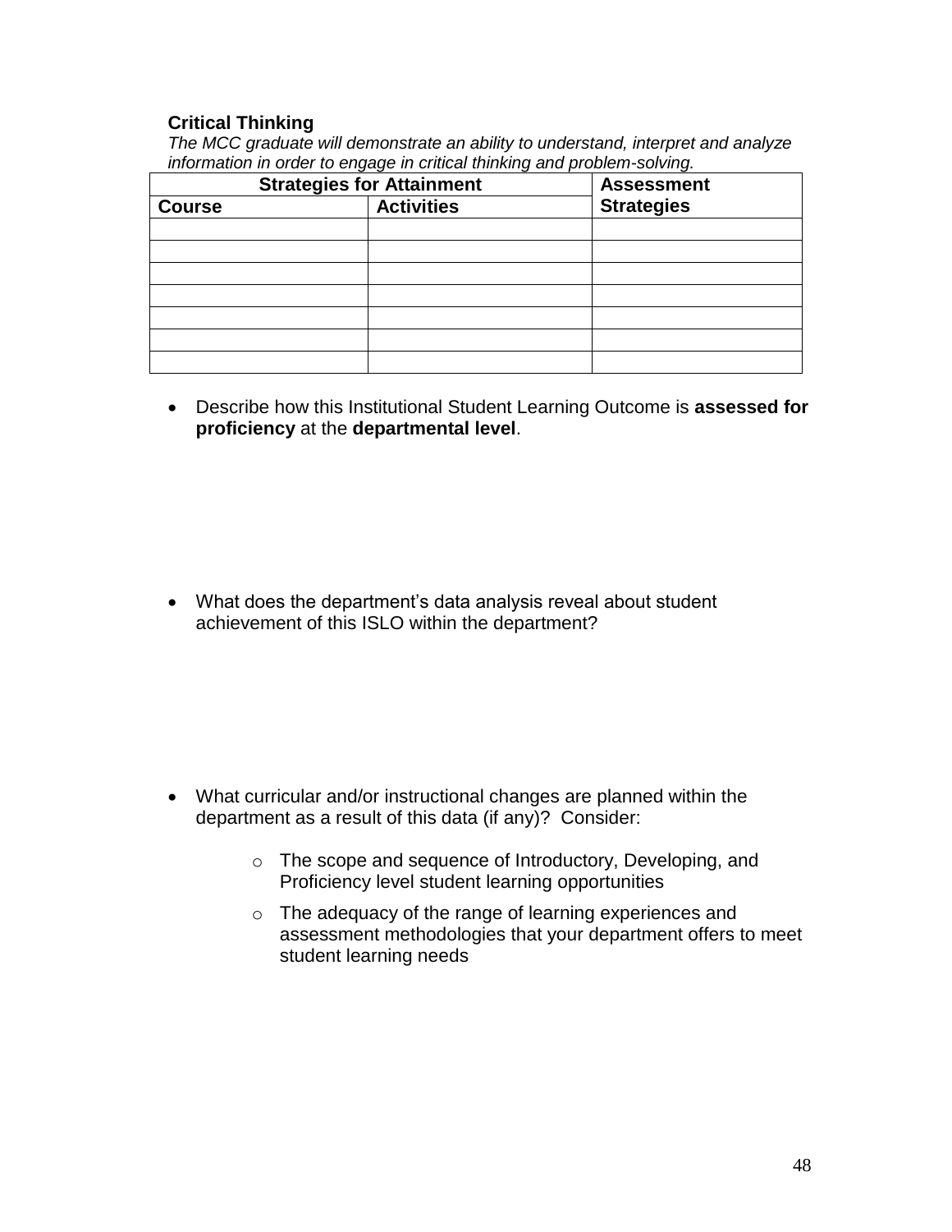**Critical Thinking**

*The MCC graduate will demonstrate an ability to understand, interpret and analyze information in order to engage in critical thinking and problem-solving.*

| Strategies for Attainment | | Assessment Strategies |
|---|---|---|
| **Course** | **Activities** | |
| | | |
| | | |
| | | |
| | | |
| | | |
| | | |
| | | |

- Describe how this Institutional Student Learning Outcome is **assessed for proficiency** at the **departmental level**.

- What does the department's data analysis reveal about student achievement of this ISLO within the department?

- What curricular and/or instructional changes are planned within the department as a result of this data (if any)? Consider:
    - The scope and sequence of Introductory, Developing, and Proficiency level student learning opportunities
    - The adequacy of the range of learning experiences and assessment methodologies that your department offers to meet student learning needs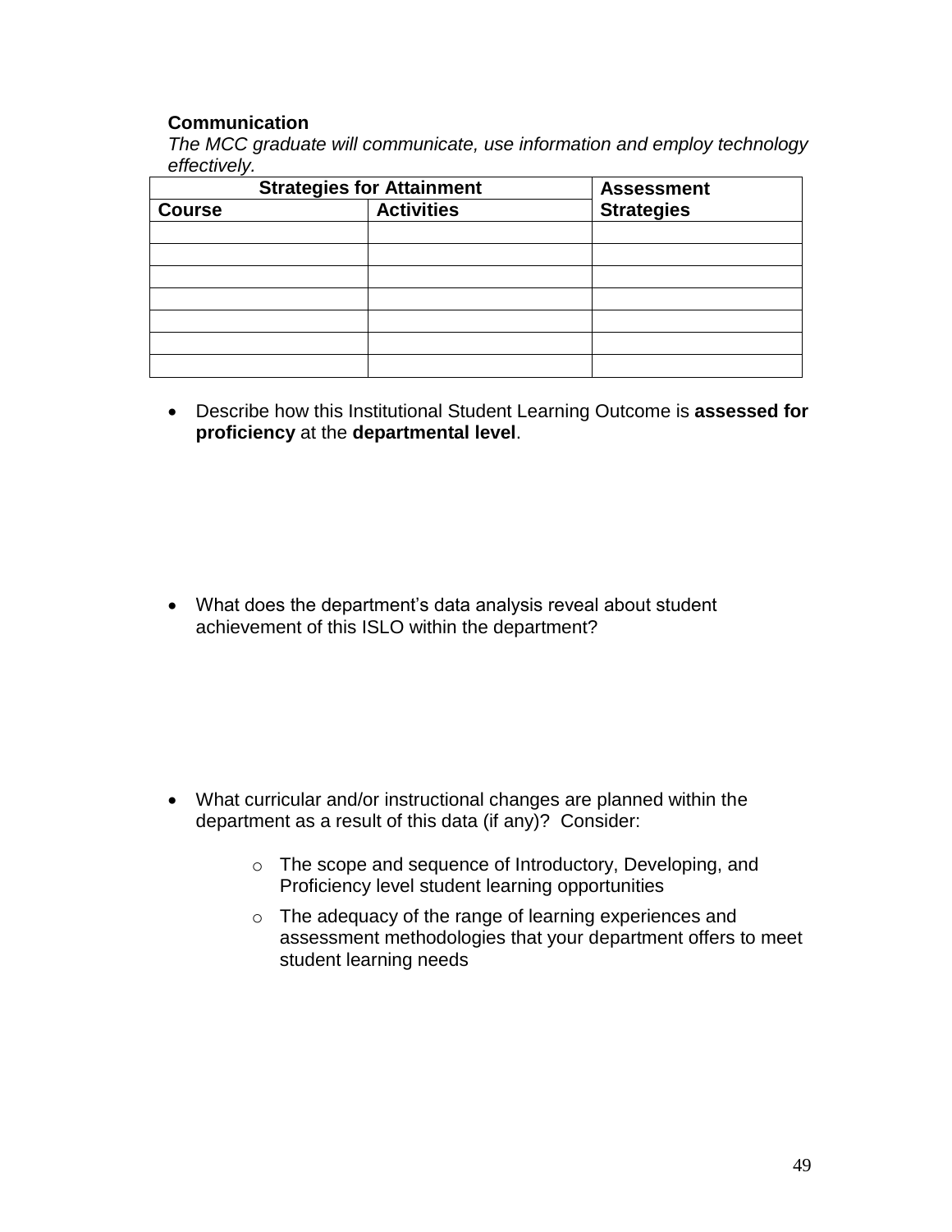**Communication**

*The MCC graduate will communicate, use information and employ technology effectively.*

| Strategies for Attainment | | Assessment Strategies |
|---|---|---|
| **Course** | **Activities** | |
| | | |
| | | |
| | | |
| | | |
| | | |
| | | |
| | | |

- Describe how this Institutional Student Learning Outcome is **assessed for proficiency** at the **departmental level**.

- What does the department's data analysis reveal about student achievement of this ISLO within the department?

- What curricular and/or instructional changes are planned within the department as a result of this data (if any)? Consider:
  - The scope and sequence of Introductory, Developing, and Proficiency level student learning opportunities
  - The adequacy of the range of learning experiences and assessment methodologies that your department offers to meet student learning needs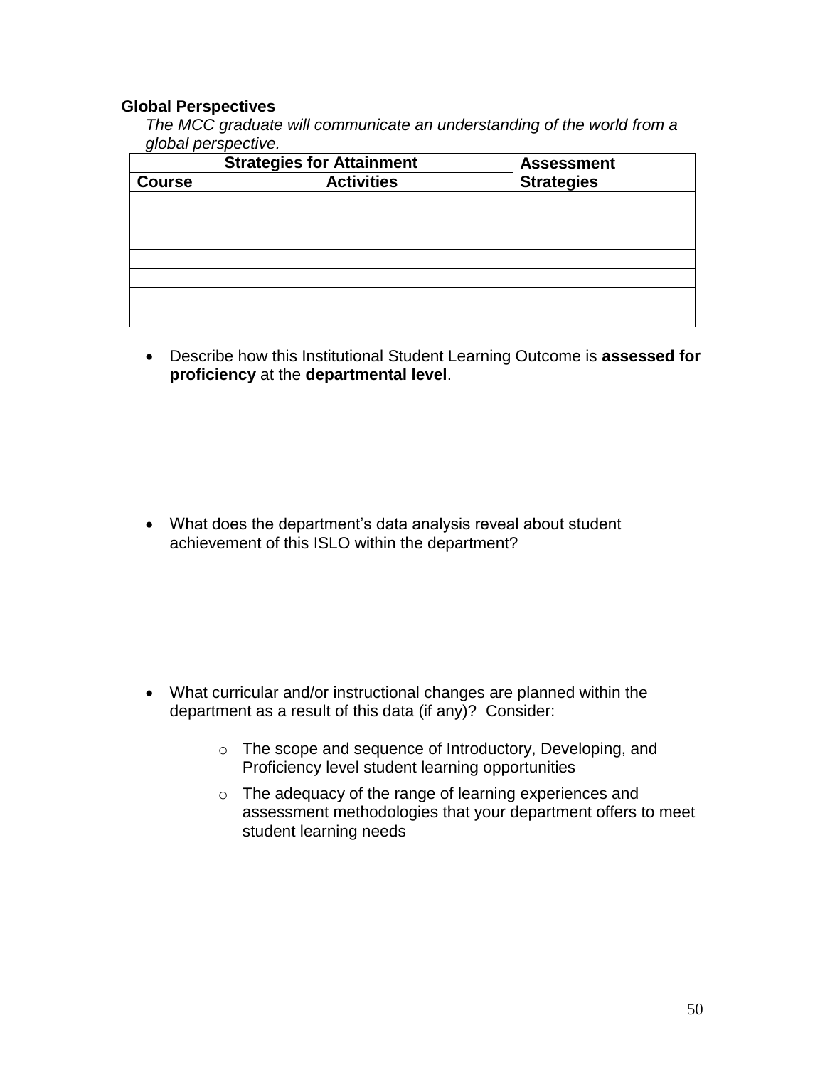**Global Perspectives**

*The MCC graduate will communicate an understanding of the world from a global perspective.*

| Strategies for Attainment | | Assessment Strategies |
|---|---|---|
| **Course** | **Activities** | |
| | | |
| | | |
| | | |
| | | |
| | | |
| | | |
| | | |

- Describe how this Institutional Student Learning Outcome is **assessed for proficiency** at the **departmental level**.

- What does the department's data analysis reveal about student achievement of this ISLO within the department?

- What curricular and/or instructional changes are planned within the department as a result of this data (if any)? Consider:

    - The scope and sequence of Introductory, Developing, and Proficiency level student learning opportunities
    - The adequacy of the range of learning experiences and assessment methodologies that your department offers to meet student learning needs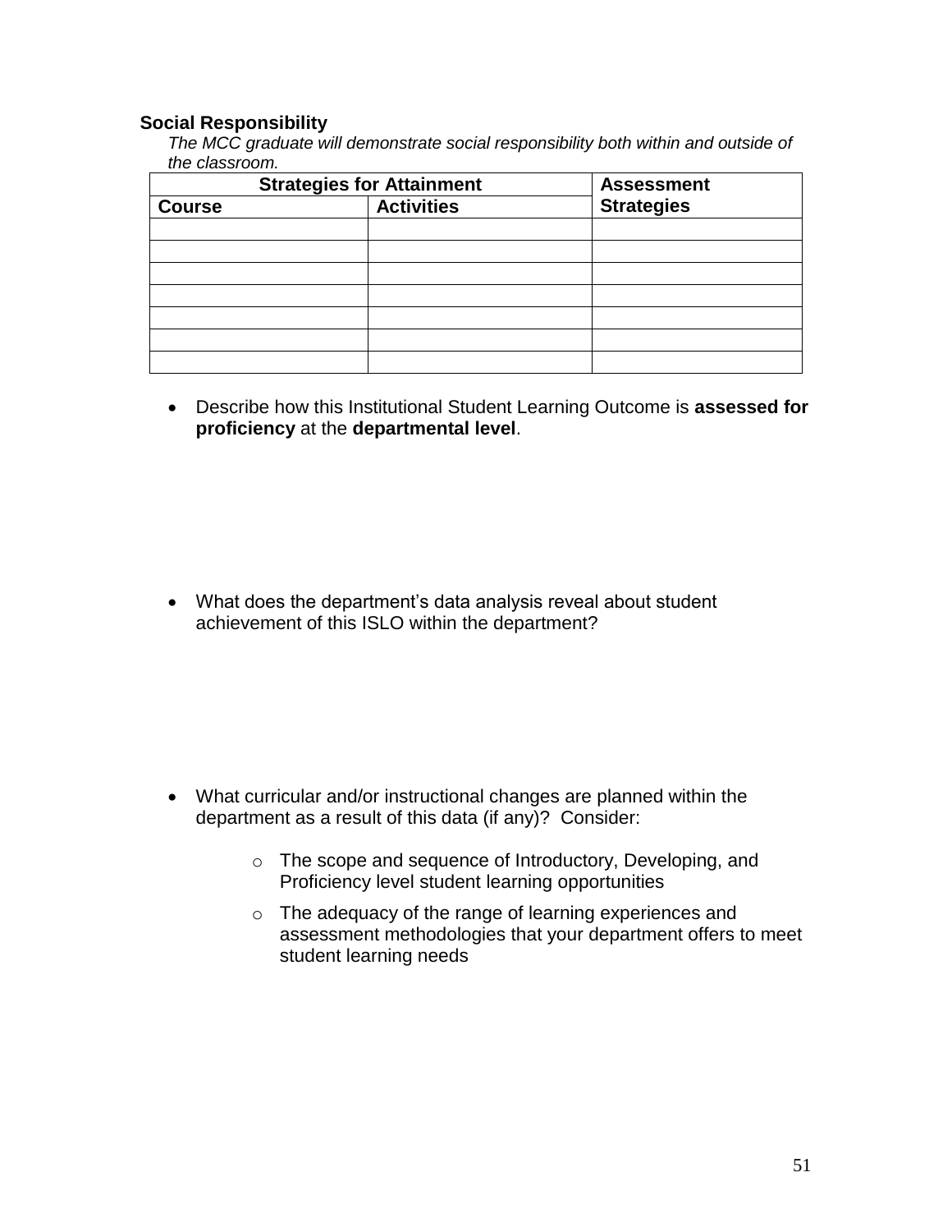**Social Responsibility**

*The MCC graduate will demonstrate social responsibility both within and outside of the classroom.*

| Strategies for Attainment | | Assessment Strategies |
|---|---|---|
| **Course** | **Activities** | |
| | | |
| | | |
| | | |
| | | |
| | | |
| | | |
| | | |

- Describe how this Institutional Student Learning Outcome is **assessed for proficiency** at the **departmental level**.

- What does the department's data analysis reveal about student achievement of this ISLO within the department?

- What curricular and/or instructional changes are planned within the department as a result of this data (if any)? Consider:
    - The scope and sequence of Introductory, Developing, and Proficiency level student learning opportunities
    - The adequacy of the range of learning experiences and assessment methodologies that your department offers to meet student learning needs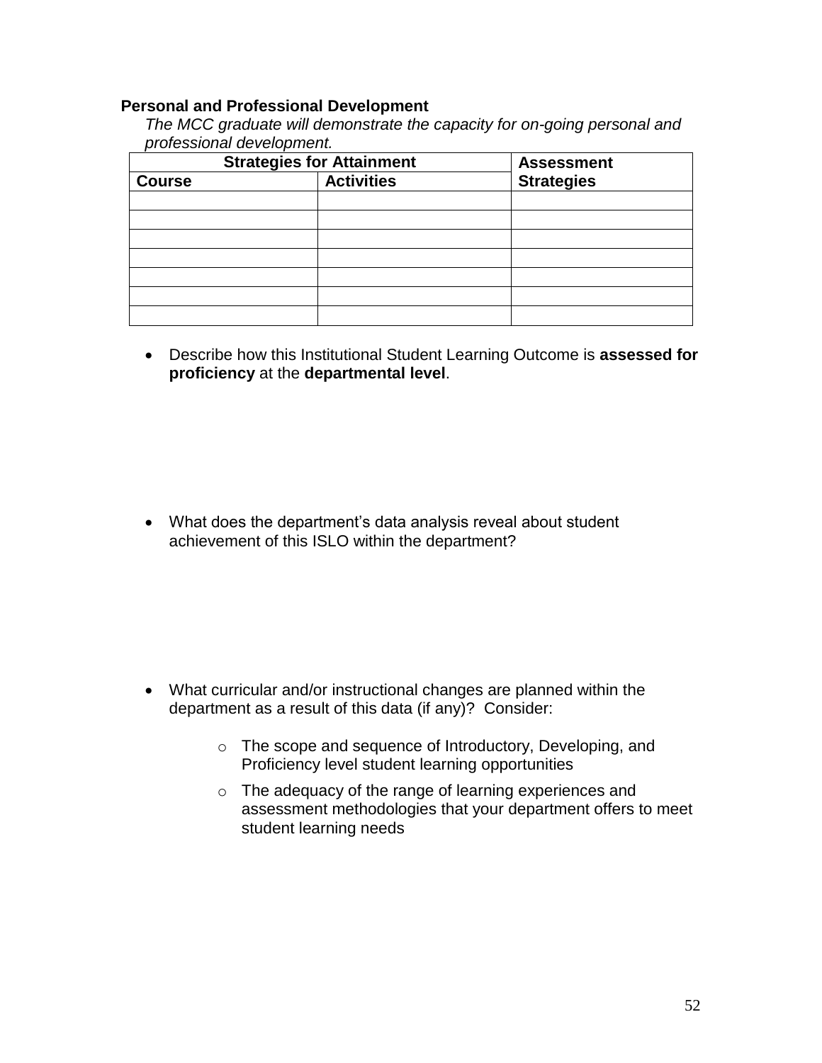**Personal and Professional Development**

*The MCC graduate will demonstrate the capacity for on-going personal and professional development.*

| Strategies for Attainment | | Assessment Strategies |
|---|---|---|
| **Course** | **Activities** | |
| | | |
| | | |
| | | |
| | | |
| | | |
| | | |
| | | |

- Describe how this Institutional Student Learning Outcome is **assessed for proficiency** at the **departmental level**.

- What does the department's data analysis reveal about student achievement of this ISLO within the department?

- What curricular and/or instructional changes are planned within the department as a result of this data (if any)? Consider:
  - The scope and sequence of Introductory, Developing, and Proficiency level student learning opportunities
  - The adequacy of the range of learning experiences and assessment methodologies that your department offers to meet student learning needs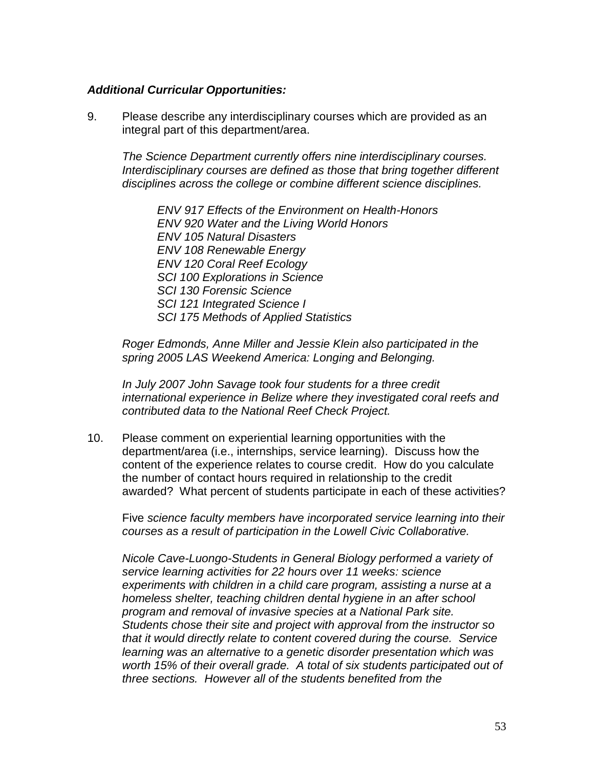***Additional Curricular Opportunities:***

9. Please describe any interdisciplinary courses which are provided as an integral part of this department/area.

   *The Science Department currently offers nine interdisciplinary courses. Interdisciplinary courses are defined as those that bring together different disciplines across the college or combine different science disciplines.*

   *ENV 917 Effects of the Environment on Health-Honors*
   *ENV 920 Water and the Living World Honors*
   *ENV 105 Natural Disasters*
   *ENV 108 Renewable Energy*
   *ENV 120 Coral Reef Ecology*
   *SCI 100 Explorations in Science*
   *SCI 130 Forensic Science*
   *SCI 121 Integrated Science I*
   *SCI 175 Methods of Applied Statistics*

   *Roger Edmonds, Anne Miller and Jessie Klein also participated in the spring 2005 LAS Weekend America: Longing and Belonging.*

   *In July 2007 John Savage took four students for a three credit international experience in Belize where they investigated coral reefs and contributed data to the National Reef Check Project.*

10. Please comment on experiential learning opportunities with the department/area (i.e., internships, service learning). Discuss how the content of the experience relates to course credit. How do you calculate the number of contact hours required in relationship to the credit awarded? What percent of students participate in each of these activities?

    Five *science faculty members have incorporated service learning into their courses as a result of participation in the Lowell Civic Collaborative.*

    *Nicole Cave-Luongo-Students in General Biology performed a variety of service learning activities for 22 hours over 11 weeks: science experiments with children in a child care program, assisting a nurse at a homeless shelter, teaching children dental hygiene in an after school program and removal of invasive species at a National Park site. Students chose their site and project with approval from the instructor so that it would directly relate to content covered during the course. Service learning was an alternative to a genetic disorder presentation which was worth 15% of their overall grade. A total of six students participated out of three sections. However all of the students benefited from the*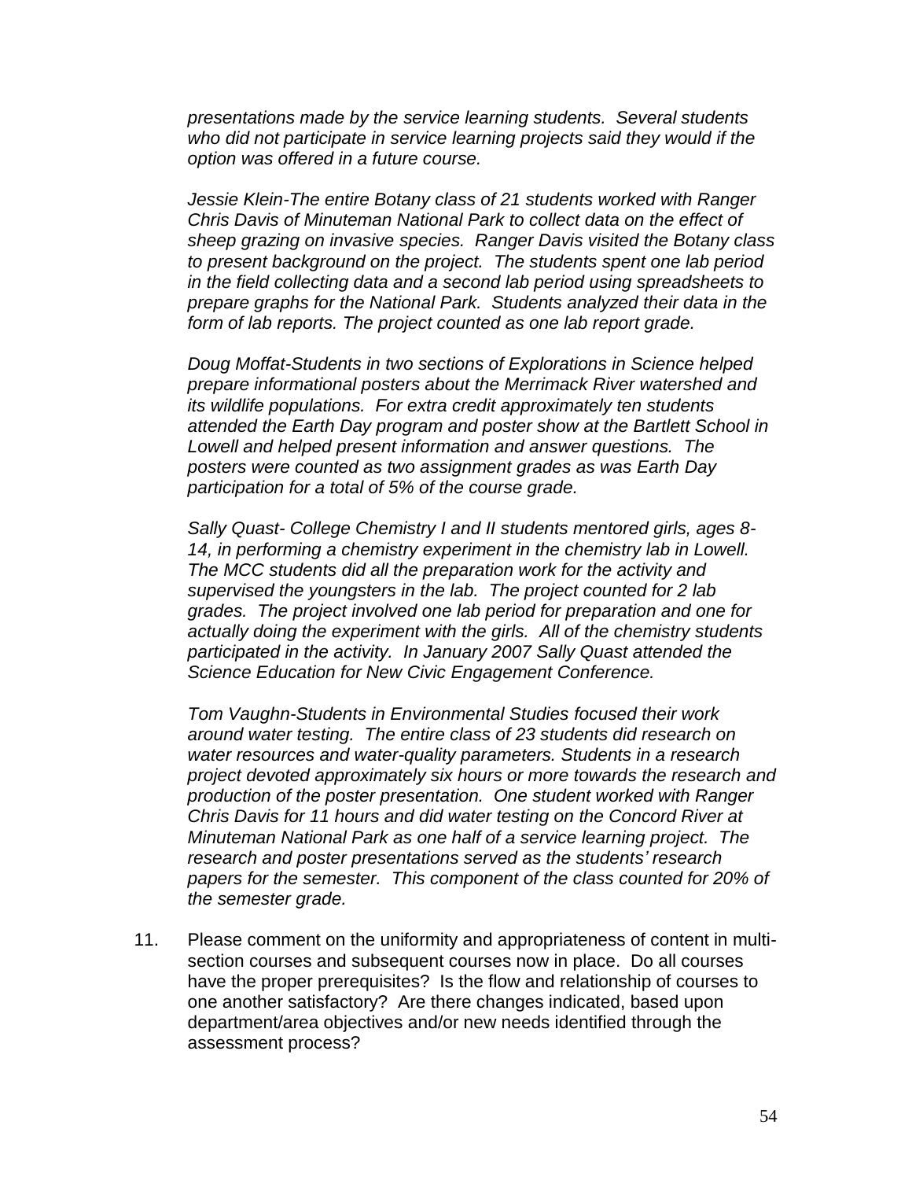*presentations made by the service learning students. Several students who did not participate in service learning projects said they would if the option was offered in a future course.*

*Jessie Klein-The entire Botany class of 21 students worked with Ranger Chris Davis of Minuteman National Park to collect data on the effect of sheep grazing on invasive species. Ranger Davis visited the Botany class to present background on the project. The students spent one lab period in the field collecting data and a second lab period using spreadsheets to prepare graphs for the National Park. Students analyzed their data in the form of lab reports. The project counted as one lab report grade.*

*Doug Moffat-Students in two sections of Explorations in Science helped prepare informational posters about the Merrimack River watershed and its wildlife populations. For extra credit approximately ten students attended the Earth Day program and poster show at the Bartlett School in Lowell and helped present information and answer questions. The posters were counted as two assignment grades as was Earth Day participation for a total of 5% of the course grade.*

*Sally Quast- College Chemistry I and II students mentored girls, ages 8-14, in performing a chemistry experiment in the chemistry lab in Lowell. The MCC students did all the preparation work for the activity and supervised the youngsters in the lab. The project counted for 2 lab grades. The project involved one lab period for preparation and one for actually doing the experiment with the girls. All of the chemistry students participated in the activity. In January 2007 Sally Quast attended the Science Education for New Civic Engagement Conference.*

*Tom Vaughn-Students in Environmental Studies focused their work around water testing. The entire class of 23 students did research on water resources and water-quality parameters. Students in a research project devoted approximately six hours or more towards the research and production of the poster presentation. One student worked with Ranger Chris Davis for 11 hours and did water testing on the Concord River at Minuteman National Park as one half of a service learning project. The research and poster presentations served as the students' research papers for the semester. This component of the class counted for 20% of the semester grade.*

11. Please comment on the uniformity and appropriateness of content in multi-section courses and subsequent courses now in place. Do all courses have the proper prerequisites? Is the flow and relationship of courses to one another satisfactory? Are there changes indicated, based upon department/area objectives and/or new needs identified through the assessment process?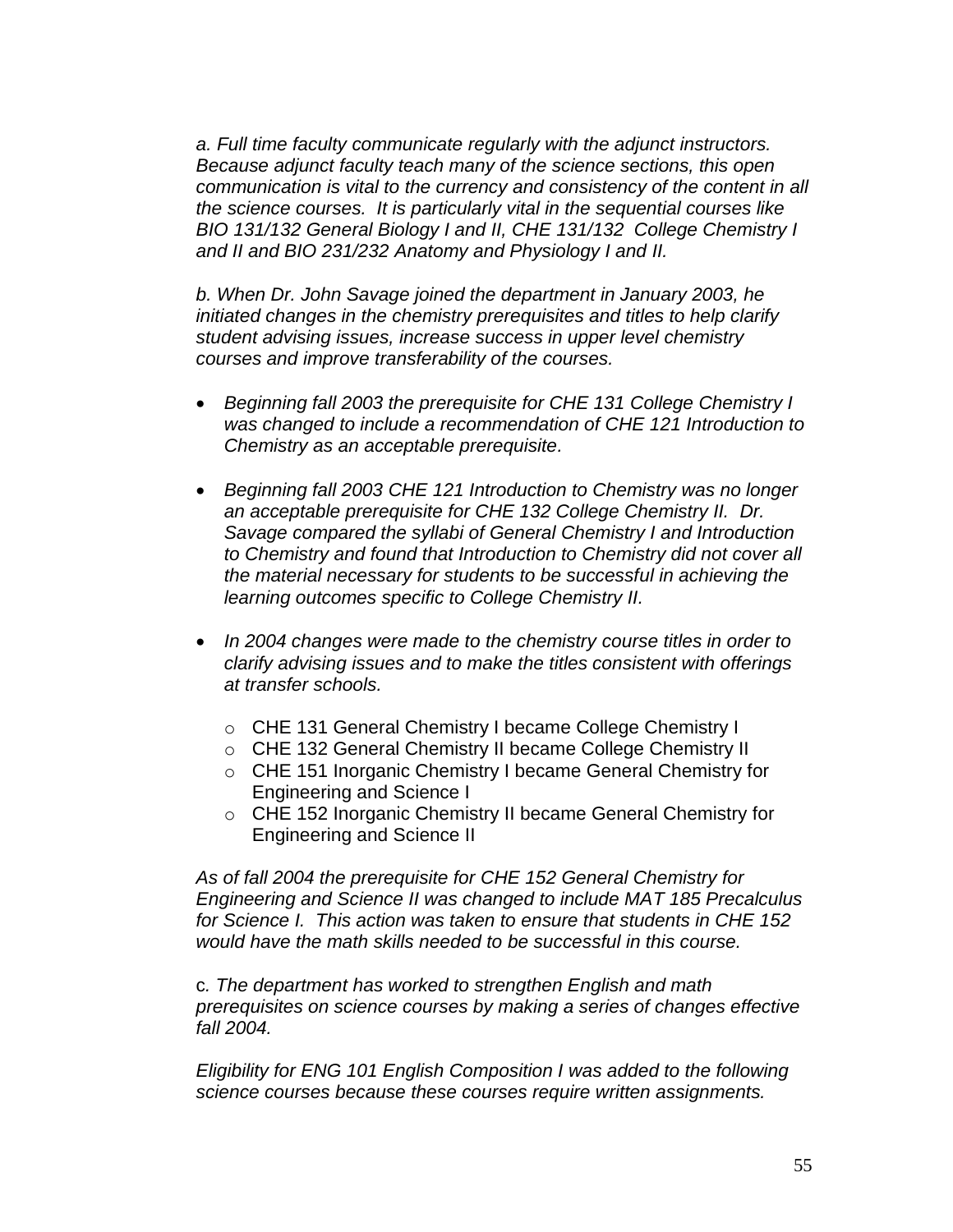*a. Full time faculty communicate regularly with the adjunct instructors. Because adjunct faculty teach many of the science sections, this open communication is vital to the currency and consistency of the content in all the science courses. It is particularly vital in the sequential courses like BIO 131/132 General Biology I and II, CHE 131/132 College Chemistry I and II and BIO 231/232 Anatomy and Physiology I and II.*

*b. When Dr. John Savage joined the department in January 2003, he initiated changes in the chemistry prerequisites and titles to help clarify student advising issues, increase success in upper level chemistry courses and improve transferability of the courses.*

- *Beginning fall 2003 the prerequisite for CHE 131 College Chemistry I was changed to include a recommendation of CHE 121 Introduction to Chemistry as an acceptable prerequisite.*
- *Beginning fall 2003 CHE 121 Introduction to Chemistry was no longer an acceptable prerequisite for CHE 132 College Chemistry II. Dr. Savage compared the syllabi of General Chemistry I and Introduction to Chemistry and found that Introduction to Chemistry did not cover all the material necessary for students to be successful in achieving the learning outcomes specific to College Chemistry II.*
- *In 2004 changes were made to the chemistry course titles in order to clarify advising issues and to make the titles consistent with offerings at transfer schools.*
    - CHE 131 General Chemistry I became College Chemistry I
    - CHE 132 General Chemistry II became College Chemistry II
    - CHE 151 Inorganic Chemistry I became General Chemistry for Engineering and Science I
    - CHE 152 Inorganic Chemistry II became General Chemistry for Engineering and Science II

*As of fall 2004 the prerequisite for CHE 152 General Chemistry for Engineering and Science II was changed to include MAT 185 Precalculus for Science I. This action was taken to ensure that students in CHE 152 would have the math skills needed to be successful in this course.*

c*. The department has worked to strengthen English and math prerequisites on science courses by making a series of changes effective fall 2004.*

*Eligibility for ENG 101 English Composition I was added to the following science courses because these courses require written assignments.*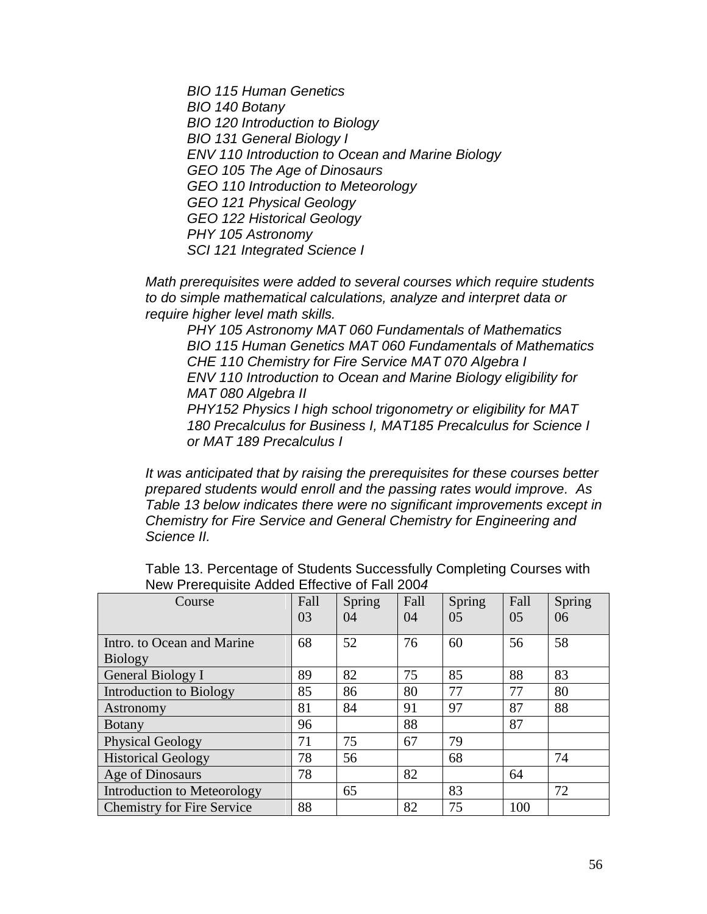*BIO 115 Human Genetics*
*BIO 140 Botany*
*BIO 120 Introduction to Biology*
*BIO 131 General Biology I*
*ENV 110 Introduction to Ocean and Marine Biology*
*GEO 105 The Age of Dinosaurs*
*GEO 110 Introduction to Meteorology*
*GEO 121 Physical Geology*
*GEO 122 Historical Geology*
*PHY 105 Astronomy*
*SCI 121 Integrated Science I*

*Math prerequisites were added to several courses which require students to do simple mathematical calculations, analyze and interpret data or require higher level math skills.*

*PHY 105 Astronomy MAT 060 Fundamentals of Mathematics*
*BIO 115 Human Genetics MAT 060 Fundamentals of Mathematics*
*CHE 110 Chemistry for Fire Service MAT 070 Algebra I*
*ENV 110 Introduction to Ocean and Marine Biology eligibility for MAT 080 Algebra II*
*PHY152 Physics I high school trigonometry or eligibility for MAT 180 Precalculus for Business I, MAT185 Precalculus for Science I or MAT 189 Precalculus I*

*It was anticipated that by raising the prerequisites for these courses better prepared students would enroll and the passing rates would improve. As Table 13 below indicates there were no significant improvements except in Chemistry for Fire Service and General Chemistry for Engineering and Science II.*

Table 13. Percentage of Students Successfully Completing Courses with New Prerequisite Added Effective of Fall 200*4*

| Course | Fall 03 | Spring 04 | Fall 04 | Spring 05 | Fall 05 | Spring 06 |
|---|---|---|---|---|---|---|
| Intro. to Ocean and Marine Biology | 68 | 52 | 76 | 60 | 56 | 58 |
| General Biology I | 89 | 82 | 75 | 85 | 88 | 83 |
| Introduction to Biology | 85 | 86 | 80 | 77 | 77 | 80 |
| Astronomy | 81 | 84 | 91 | 97 | 87 | 88 |
| Botany | 96 | | 88 | | 87 | |
| Physical Geology | 71 | 75 | 67 | 79 | | |
| Historical Geology | 78 | 56 | | 68 | | 74 |
| Age of Dinosaurs | 78 | | 82 | | 64 | |
| Introduction to Meteorology | | 65 | | 83 | | 72 |
| Chemistry for Fire Service | 88 | | 82 | 75 | 100 | |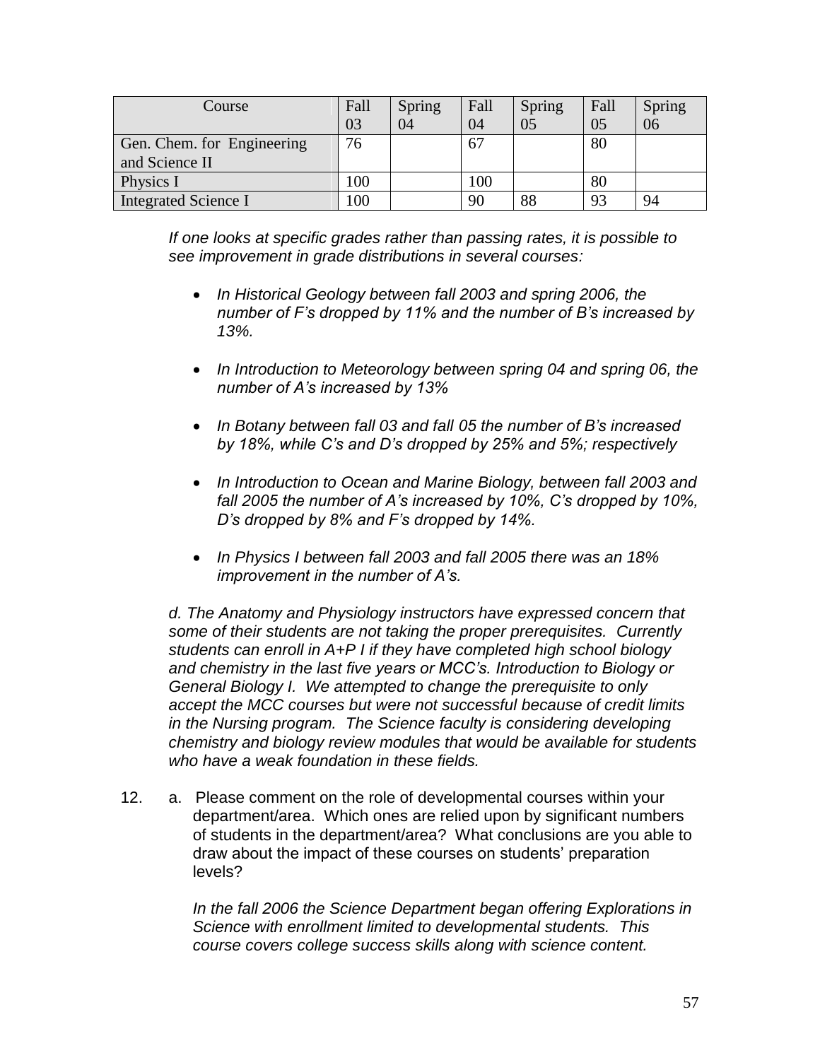| Course | Fall 03 | Spring 04 | Fall 04 | Spring 05 | Fall 05 | Spring 06 |
|---|---|---|---|---|---|---|
| Gen. Chem. for Engineering and Science II | 76 | | 67 | | 80 | |
| Physics I | 100 | | 100 | | 80 | |
| Integrated Science I | 100 | | 90 | 88 | 93 | 94 |

*If one looks at specific grades rather than passing rates, it is possible to see improvement in grade distributions in several courses:*

- *In Historical Geology between fall 2003 and spring 2006, the number of F's dropped by 11% and the number of B's increased by 13%.*
- *In Introduction to Meteorology between spring 04 and spring 06, the number of A's increased by 13%*
- *In Botany between fall 03 and fall 05 the number of B's increased by 18%, while C's and D's dropped by 25% and 5%; respectively*
- *In Introduction to Ocean and Marine Biology, between fall 2003 and fall 2005 the number of A's increased by 10%, C's dropped by 10%, D's dropped by 8% and F's dropped by 14%.*
- *In Physics I between fall 2003 and fall 2005 there was an 18% improvement in the number of A's.*

*d. The Anatomy and Physiology instructors have expressed concern that some of their students are not taking the proper prerequisites. Currently students can enroll in A+P I if they have completed high school biology and chemistry in the last five years or MCC's. Introduction to Biology or General Biology I. We attempted to change the prerequisite to only accept the MCC courses but were not successful because of credit limits in the Nursing program. The Science faculty is considering developing chemistry and biology review modules that would be available for students who have a weak foundation in these fields.*

12. a. Please comment on the role of developmental courses within your department/area. Which ones are relied upon by significant numbers of students in the department/area? What conclusions are you able to draw about the impact of these courses on students' preparation levels?

    *In the fall 2006 the Science Department began offering Explorations in Science with enrollment limited to developmental students. This course covers college success skills along with science content.*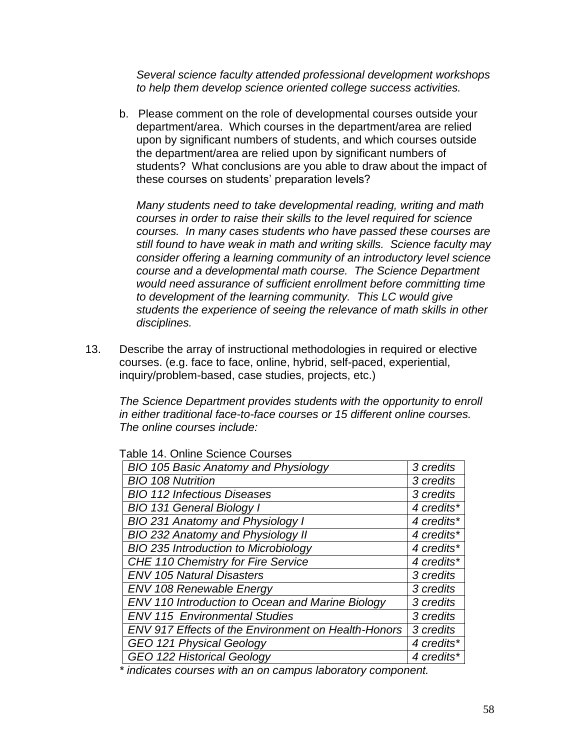*Several science faculty attended professional development workshops to help them develop science oriented college success activities.*

b. Please comment on the role of developmental courses outside your department/area. Which courses in the department/area are relied upon by significant numbers of students, and which courses outside the department/area are relied upon by significant numbers of students? What conclusions are you able to draw about the impact of these courses on students' preparation levels?

*Many students need to take developmental reading, writing and math courses in order to raise their skills to the level required for science courses. In many cases students who have passed these courses are still found to have weak in math and writing skills. Science faculty may consider offering a learning community of an introductory level science course and a developmental math course. The Science Department would need assurance of sufficient enrollment before committing time to development of the learning community. This LC would give students the experience of seeing the relevance of math skills in other disciplines.*

13. Describe the array of instructional methodologies in required or elective courses. (e.g. face to face, online, hybrid, self-paced, experiential, inquiry/problem-based, case studies, projects, etc.)

*The Science Department provides students with the opportunity to enroll in either traditional face-to-face courses or 15 different online courses. The online courses include:*

Table 14. Online Science Courses

| Course | Credits |
| --- | --- |
| *BIO 105 Basic Anatomy and Physiology* | *3 credits* |
| *BIO 108 Nutrition* | *3 credits* |
| *BIO 112 Infectious Diseases* | *3 credits* |
| *BIO 131 General Biology I* | *4 credits** |
| *BIO 231 Anatomy and Physiology I* | *4 credits** |
| *BIO 232 Anatomy and Physiology II* | *4 credits** |
| *BIO 235 Introduction to Microbiology* | *4 credits** |
| *CHE 110 Chemistry for Fire Service* | *4 credits** |
| *ENV 105 Natural Disasters* | *3 credits* |
| *ENV 108 Renewable Energy* | *3 credits* |
| *ENV 110 Introduction to Ocean and Marine Biology* | *3 credits* |
| *ENV 115 Environmental Studies* | *3 credits* |
| *ENV 917 Effects of the Environment on Health-Honors* | *3 credits* |
| *GEO 121 Physical Geology* | *4 credits** |
| *GEO 122 Historical Geology* | *4 credits** |

*\* indicates courses with an on campus laboratory component.*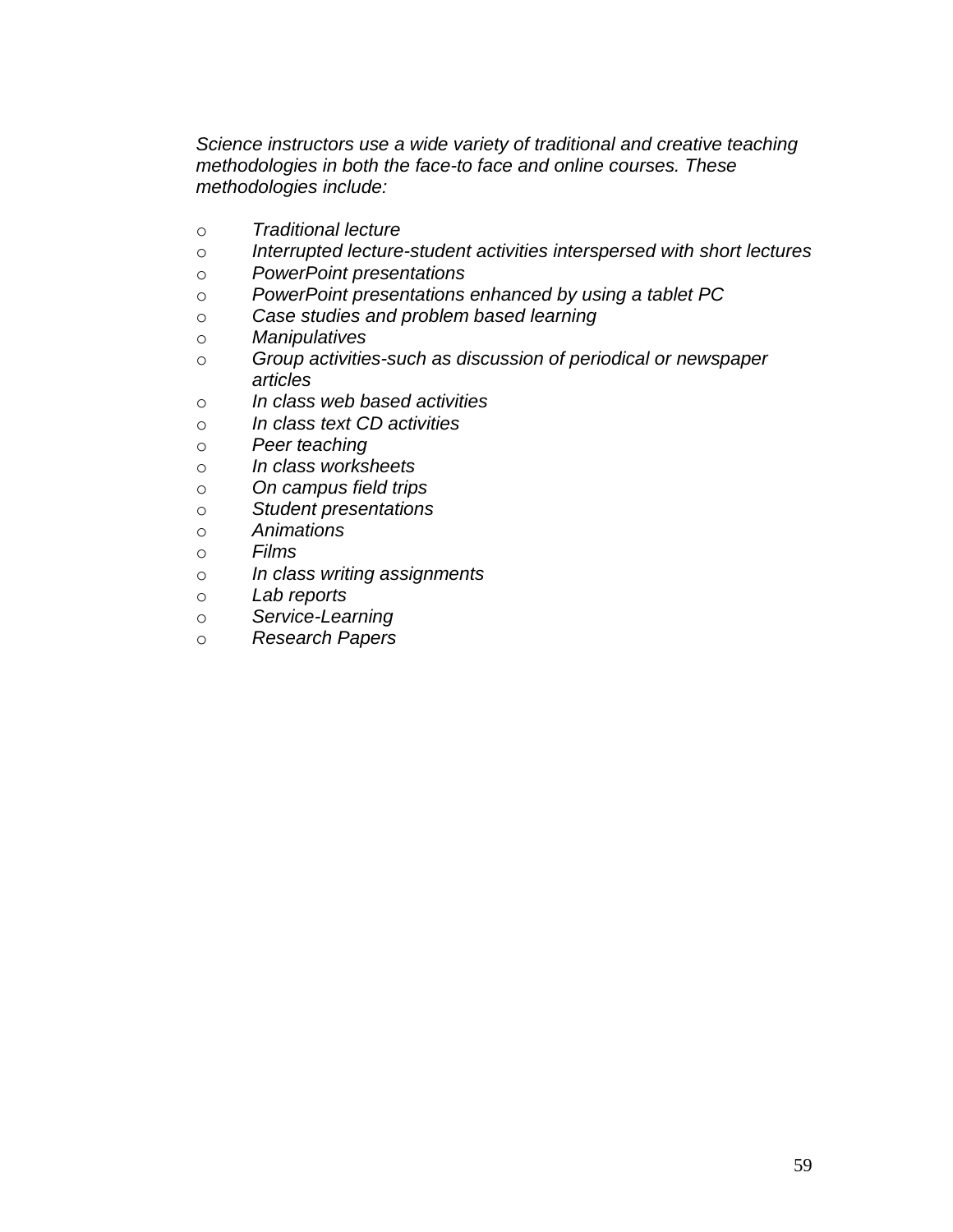*Science instructors use a wide variety of traditional and creative teaching methodologies in both the face-to face and online courses. These methodologies include:*

- *Traditional lecture*
- *Interrupted lecture-student activities interspersed with short lectures*
- *PowerPoint presentations*
- *PowerPoint presentations enhanced by using a tablet PC*
- *Case studies and problem based learning*
- *Manipulatives*
- *Group activities-such as discussion of periodical or newspaper articles*
- *In class web based activities*
- *In class text CD activities*
- *Peer teaching*
- *In class worksheets*
- *On campus field trips*
- *Student presentations*
- *Animations*
- *Films*
- *In class writing assignments*
- *Lab reports*
- *Service-Learning*
- *Research Papers*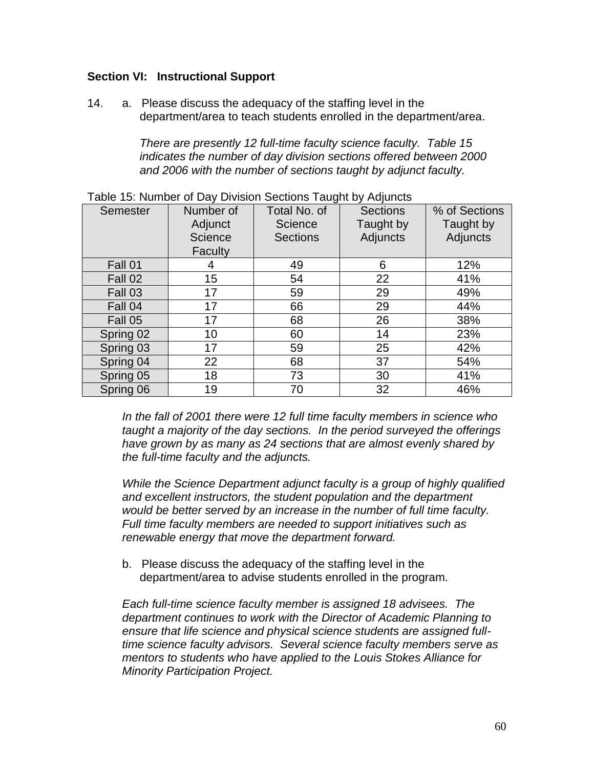## Section VI: Instructional Support

14. a. Please discuss the adequacy of the staffing level in the department/area to teach students enrolled in the department/area.

*There are presently 12 full-time faculty science faculty. Table 15 indicates the number of day division sections offered between 2000 and 2006 with the number of sections taught by adjunct faculty.*

Table 15: Number of Day Division Sections Taught by Adjuncts

| Semester | Number of Adjunct Science Faculty | Total No. of Science Sections | Sections Taught by Adjuncts | % of Sections Taught by Adjuncts |
|---|---|---|---|---|
| Fall 01 | 4 | 49 | 6 | 12% |
| Fall 02 | 15 | 54 | 22 | 41% |
| Fall 03 | 17 | 59 | 29 | 49% |
| Fall 04 | 17 | 66 | 29 | 44% |
| Fall 05 | 17 | 68 | 26 | 38% |
| Spring 02 | 10 | 60 | 14 | 23% |
| Spring 03 | 17 | 59 | 25 | 42% |
| Spring 04 | 22 | 68 | 37 | 54% |
| Spring 05 | 18 | 73 | 30 | 41% |
| Spring 06 | 19 | 70 | 32 | 46% |

*In the fall of 2001 there were 12 full time faculty members in science who taught a majority of the day sections. In the period surveyed the offerings have grown by as many as 24 sections that are almost evenly shared by the full-time faculty and the adjuncts.*

*While the Science Department adjunct faculty is a group of highly qualified and excellent instructors, the student population and the department would be better served by an increase in the number of full time faculty. Full time faculty members are needed to support initiatives such as renewable energy that move the department forward.*

b. Please discuss the adequacy of the staffing level in the department/area to advise students enrolled in the program.

*Each full-time science faculty member is assigned 18 advisees. The department continues to work with the Director of Academic Planning to ensure that life science and physical science students are assigned full-time science faculty advisors. Several science faculty members serve as mentors to students who have applied to the Louis Stokes Alliance for Minority Participation Project.*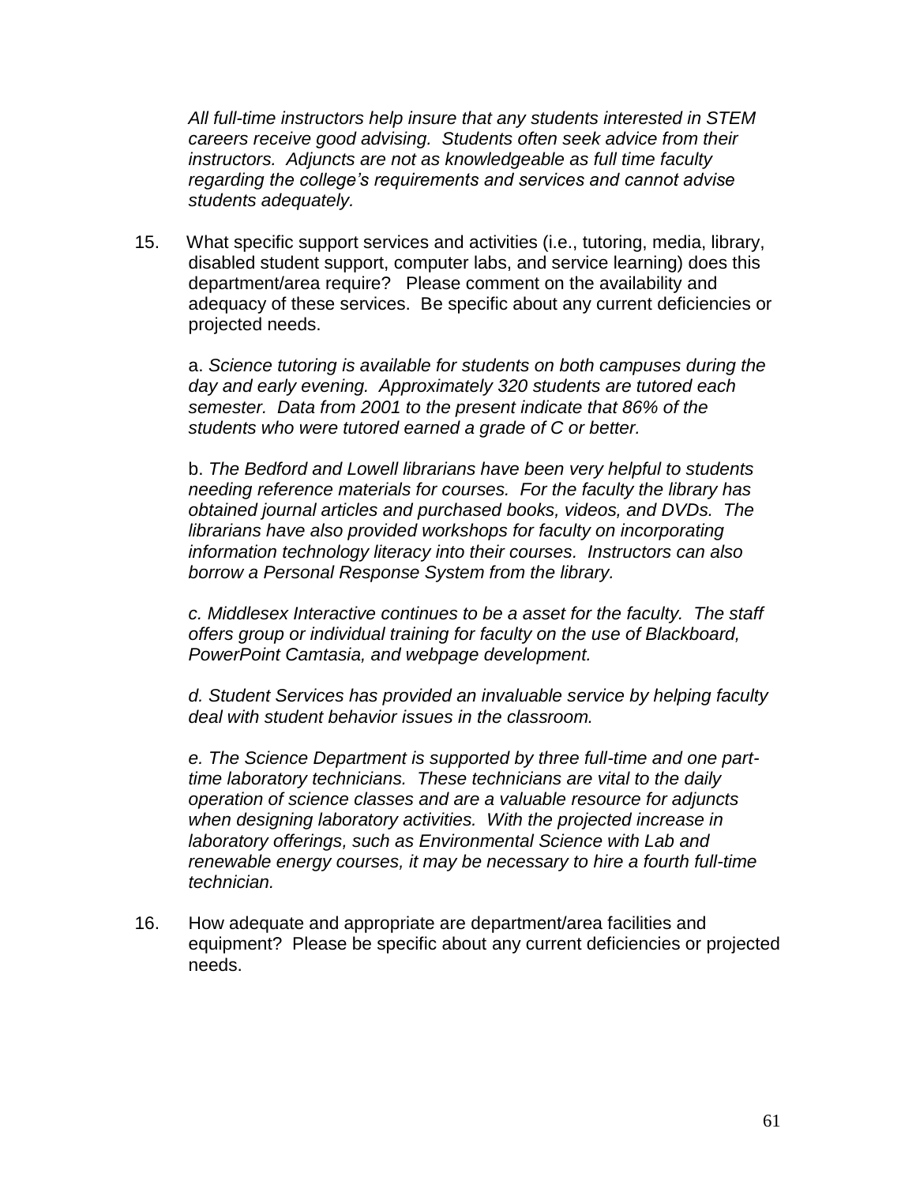*All full-time instructors help insure that any students interested in STEM careers receive good advising. Students often seek advice from their instructors. Adjuncts are not as knowledgeable as full time faculty regarding the college's requirements and services and cannot advise students adequately.*

15. What specific support services and activities (i.e., tutoring, media, library, disabled student support, computer labs, and service learning) does this department/area require? Please comment on the availability and adequacy of these services. Be specific about any current deficiencies or projected needs.

    a. *Science tutoring is available for students on both campuses during the day and early evening. Approximately 320 students are tutored each semester. Data from 2001 to the present indicate that 86% of the students who were tutored earned a grade of C or better.*

    b. *The Bedford and Lowell librarians have been very helpful to students needing reference materials for courses. For the faculty the library has obtained journal articles and purchased books, videos, and DVDs. The librarians have also provided workshops for faculty on incorporating information technology literacy into their courses. Instructors can also borrow a Personal Response System from the library.*

    *c. Middlesex Interactive continues to be a asset for the faculty. The staff offers group or individual training for faculty on the use of Blackboard, PowerPoint Camtasia, and webpage development.*

    *d. Student Services has provided an invaluable service by helping faculty deal with student behavior issues in the classroom.*

    *e. The Science Department is supported by three full-time and one part-time laboratory technicians. These technicians are vital to the daily operation of science classes and are a valuable resource for adjuncts when designing laboratory activities. With the projected increase in laboratory offerings, such as Environmental Science with Lab and renewable energy courses, it may be necessary to hire a fourth full-time technician.*

16. How adequate and appropriate are department/area facilities and equipment? Please be specific about any current deficiencies or projected needs.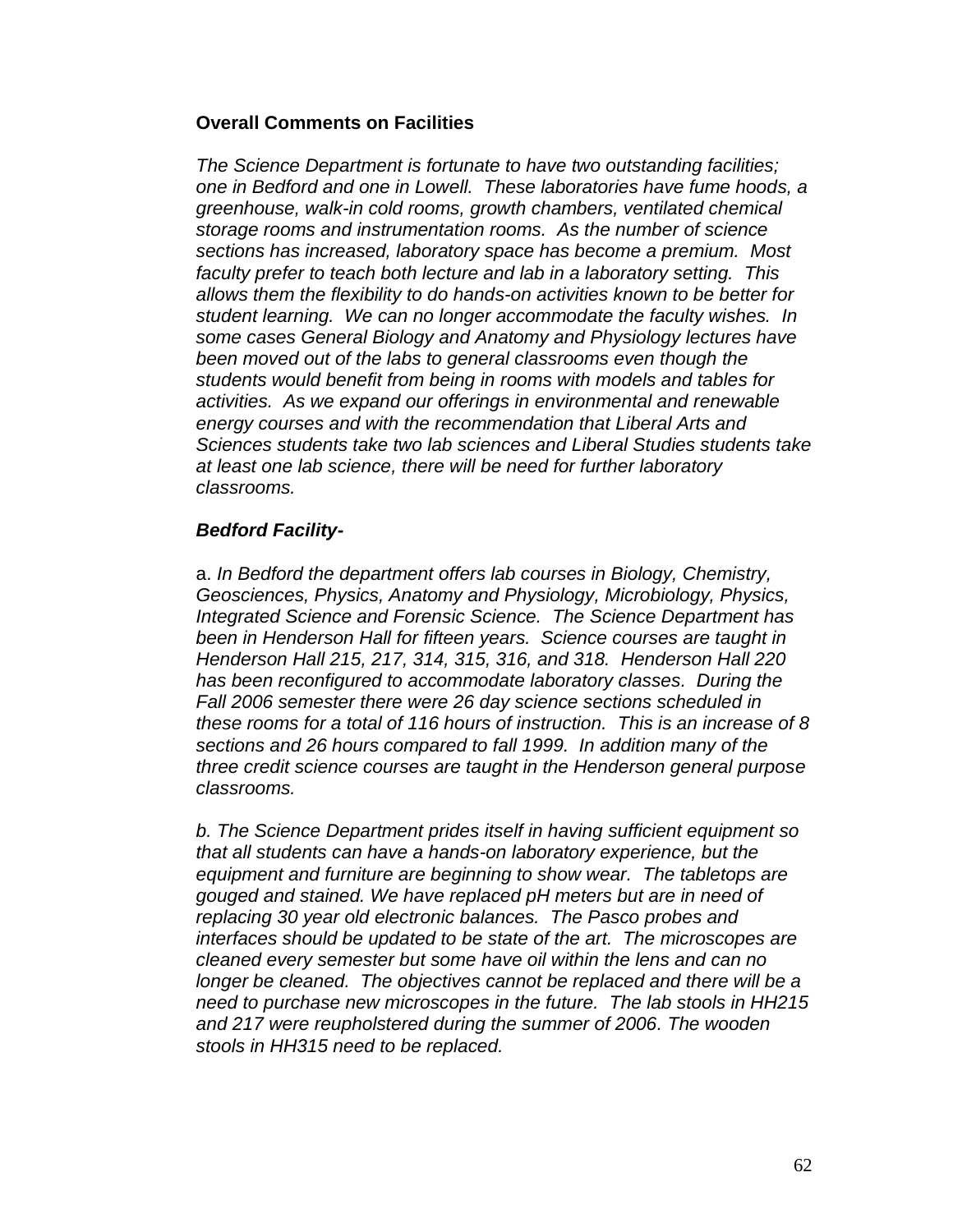**Overall Comments on Facilities**

*The Science Department is fortunate to have two outstanding facilities; one in Bedford and one in Lowell. These laboratories have fume hoods, a greenhouse, walk-in cold rooms, growth chambers, ventilated chemical storage rooms and instrumentation rooms. As the number of science sections has increased, laboratory space has become a premium. Most faculty prefer to teach both lecture and lab in a laboratory setting. This allows them the flexibility to do hands-on activities known to be better for student learning. We can no longer accommodate the faculty wishes. In some cases General Biology and Anatomy and Physiology lectures have been moved out of the labs to general classrooms even though the students would benefit from being in rooms with models and tables for activities. As we expand our offerings in environmental and renewable energy courses and with the recommendation that Liberal Arts and Sciences students take two lab sciences and Liberal Studies students take at least one lab science, there will be need for further laboratory classrooms.*

***Bedford Facility-***

a. *In Bedford the department offers lab courses in Biology, Chemistry, Geosciences, Physics, Anatomy and Physiology, Microbiology, Physics, Integrated Science and Forensic Science. The Science Department has been in Henderson Hall for fifteen years. Science courses are taught in Henderson Hall 215, 217, 314, 315, 316, and 318. Henderson Hall 220 has been reconfigured to accommodate laboratory classes. During the Fall 2006 semester there were 26 day science sections scheduled in these rooms for a total of 116 hours of instruction. This is an increase of 8 sections and 26 hours compared to fall 1999. In addition many of the three credit science courses are taught in the Henderson general purpose classrooms.*

*b. The Science Department prides itself in having sufficient equipment so that all students can have a hands-on laboratory experience, but the equipment and furniture are beginning to show wear. The tabletops are gouged and stained. We have replaced pH meters but are in need of replacing 30 year old electronic balances. The Pasco probes and interfaces should be updated to be state of the art. The microscopes are cleaned every semester but some have oil within the lens and can no longer be cleaned. The objectives cannot be replaced and there will be a need to purchase new microscopes in the future. The lab stools in HH215 and 217 were reupholstered during the summer of 2006. The wooden stools in HH315 need to be replaced.*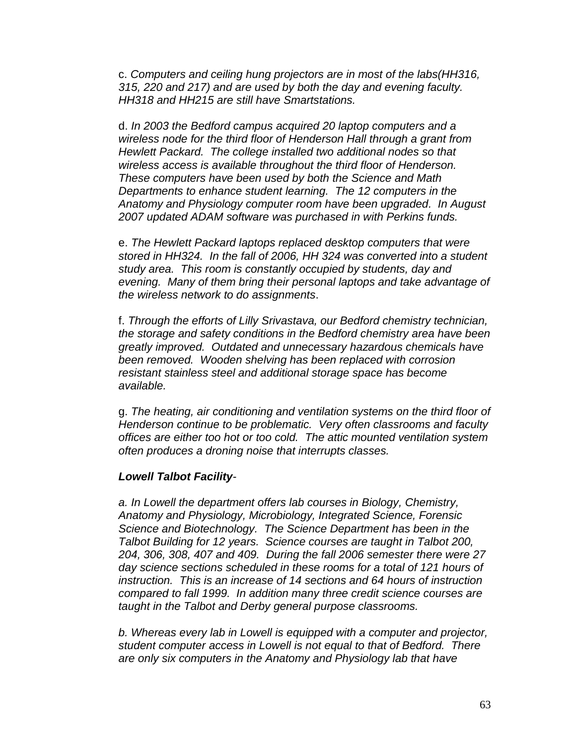c. *Computers and ceiling hung projectors are in most of the labs(HH316, 315, 220 and 217) and are used by both the day and evening faculty. HH318 and HH215 are still have Smartstations.*

d. *In 2003 the Bedford campus acquired 20 laptop computers and a wireless node for the third floor of Henderson Hall through a grant from Hewlett Packard. The college installed two additional nodes so that wireless access is available throughout the third floor of Henderson. These computers have been used by both the Science and Math Departments to enhance student learning. The 12 computers in the Anatomy and Physiology computer room have been upgraded. In August 2007 updated ADAM software was purchased in with Perkins funds.*

e. *The Hewlett Packard laptops replaced desktop computers that were stored in HH324. In the fall of 2006, HH 324 was converted into a student study area. This room is constantly occupied by students, day and evening. Many of them bring their personal laptops and take advantage of the wireless network to do assignments*.

f. *Through the efforts of Lilly Srivastava, our Bedford chemistry technician, the storage and safety conditions in the Bedford chemistry area have been greatly improved. Outdated and unnecessary hazardous chemicals have been removed. Wooden shelving has been replaced with corrosion resistant stainless steel and additional storage space has become available.*

g. *The heating, air conditioning and ventilation systems on the third floor of Henderson continue to be problematic. Very often classrooms and faculty offices are either too hot or too cold. The attic mounted ventilation system often produces a droning noise that interrupts classes.*

***Lowell Talbot Facility***-

*a. In Lowell the department offers lab courses in Biology, Chemistry, Anatomy and Physiology, Microbiology, Integrated Science, Forensic Science and Biotechnology. The Science Department has been in the Talbot Building for 12 years. Science courses are taught in Talbot 200, 204, 306, 308, 407 and 409. During the fall 2006 semester there were 27 day science sections scheduled in these rooms for a total of 121 hours of instruction. This is an increase of 14 sections and 64 hours of instruction compared to fall 1999. In addition many three credit science courses are taught in the Talbot and Derby general purpose classrooms.*

*b. Whereas every lab in Lowell is equipped with a computer and projector, student computer access in Lowell is not equal to that of Bedford. There are only six computers in the Anatomy and Physiology lab that have*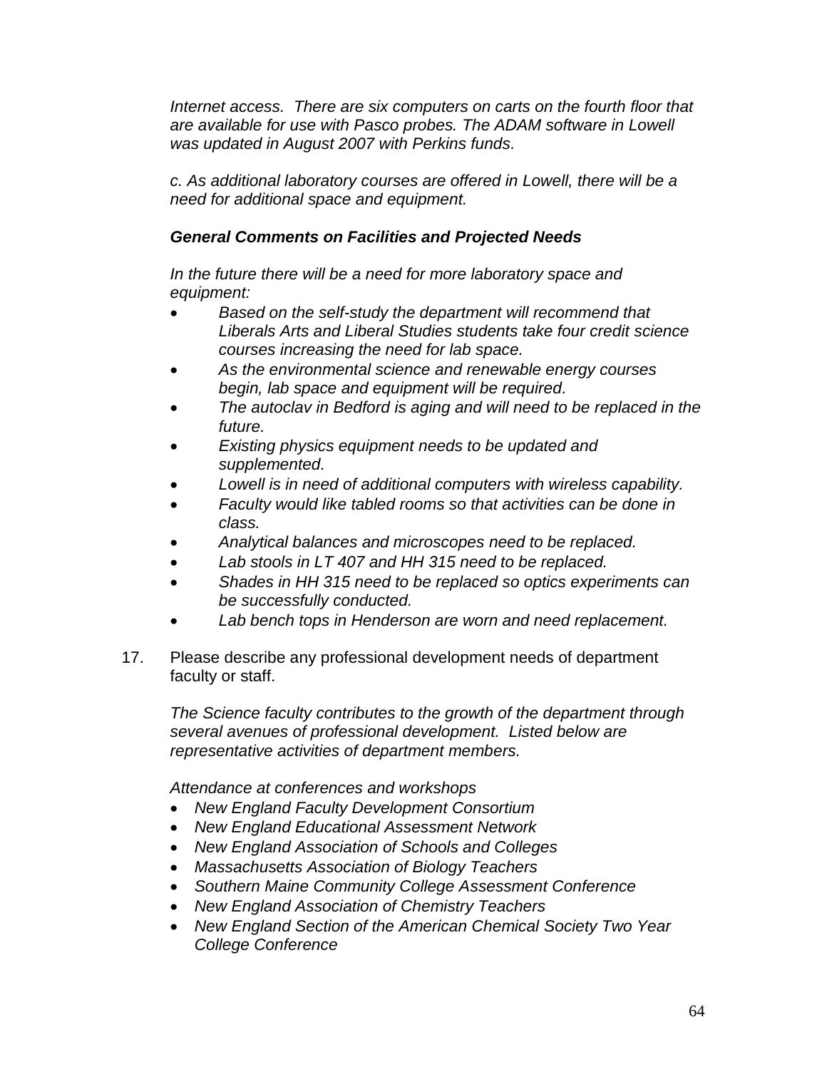*Internet access. There are six computers on carts on the fourth floor that are available for use with Pasco probes. The ADAM software in Lowell was updated in August 2007 with Perkins funds.*

*c. As additional laboratory courses are offered in Lowell, there will be a need for additional space and equipment.*

***General Comments on Facilities and Projected Needs***

*In the future there will be a need for more laboratory space and equipment:*

- *Based on the self-study the department will recommend that Liberals Arts and Liberal Studies students take four credit science courses increasing the need for lab space.*
- *As the environmental science and renewable energy courses begin, lab space and equipment will be required.*
- *The autoclav in Bedford is aging and will need to be replaced in the future.*
- *Existing physics equipment needs to be updated and supplemented.*
- *Lowell is in need of additional computers with wireless capability.*
- *Faculty would like tabled rooms so that activities can be done in class.*
- *Analytical balances and microscopes need to be replaced.*
- *Lab stools in LT 407 and HH 315 need to be replaced.*
- *Shades in HH 315 need to be replaced so optics experiments can be successfully conducted.*
- *Lab bench tops in Henderson are worn and need replacement.*

17. Please describe any professional development needs of department faculty or staff.

*The Science faculty contributes to the growth of the department through several avenues of professional development. Listed below are representative activities of department members.*

*Attendance at conferences and workshops*

- *New England Faculty Development Consortium*
- *New England Educational Assessment Network*
- *New England Association of Schools and Colleges*
- *Massachusetts Association of Biology Teachers*
- *Southern Maine Community College Assessment Conference*
- *New England Association of Chemistry Teachers*
- *New England Section of the American Chemical Society Two Year College Conference*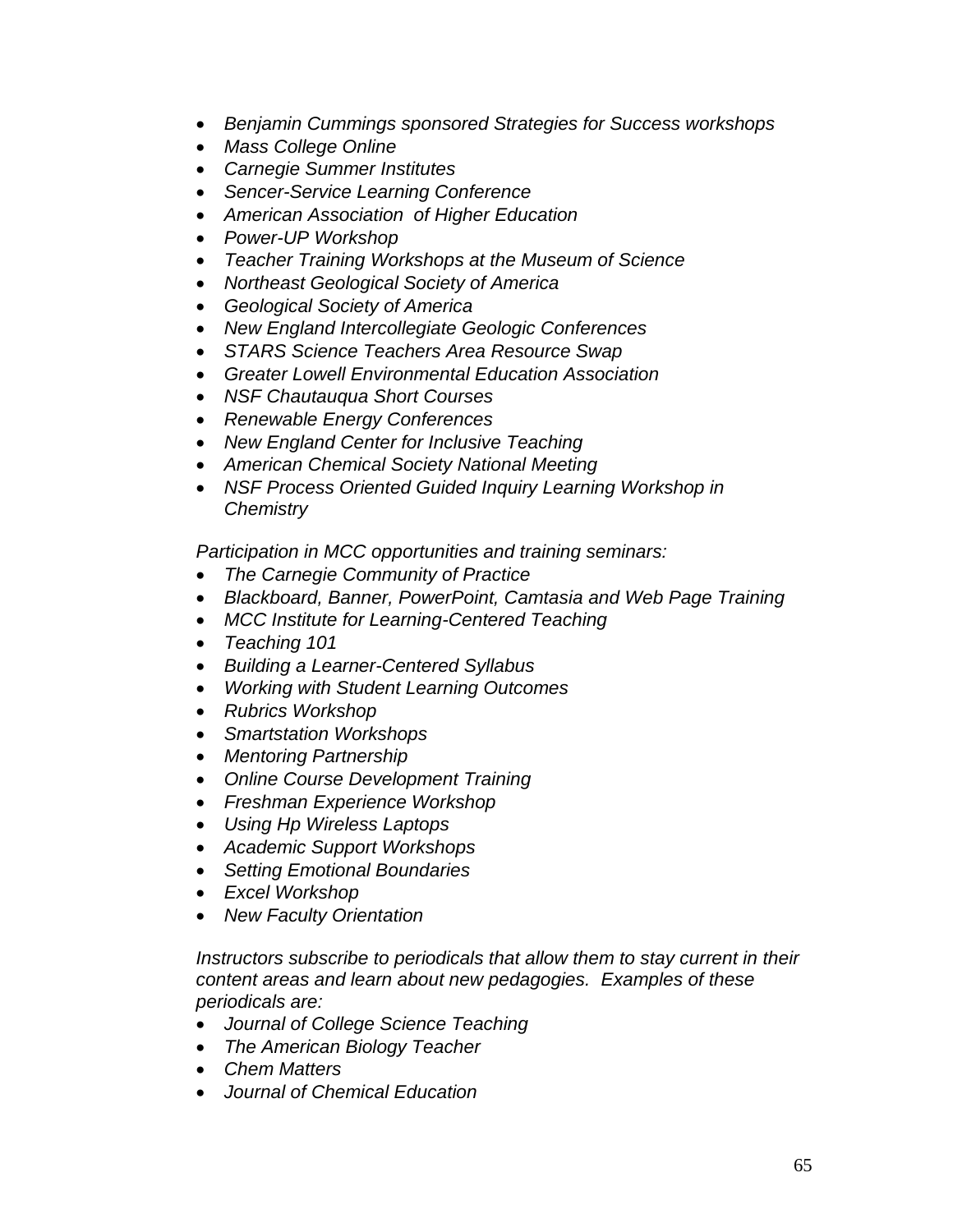- *Benjamin Cummings sponsored Strategies for Success workshops*
- *Mass College Online*
- *Carnegie Summer Institutes*
- *Sencer-Service Learning Conference*
- *American Association of Higher Education*
- *Power-UP Workshop*
- *Teacher Training Workshops at the Museum of Science*
- *Northeast Geological Society of America*
- *Geological Society of America*
- *New England Intercollegiate Geologic Conferences*
- *STARS Science Teachers Area Resource Swap*
- *Greater Lowell Environmental Education Association*
- *NSF Chautauqua Short Courses*
- *Renewable Energy Conferences*
- *New England Center for Inclusive Teaching*
- *American Chemical Society National Meeting*
- *NSF Process Oriented Guided Inquiry Learning Workshop in Chemistry*

*Participation in MCC opportunities and training seminars:*

- *The Carnegie Community of Practice*
- *Blackboard, Banner, PowerPoint, Camtasia and Web Page Training*
- *MCC Institute for Learning-Centered Teaching*
- *Teaching 101*
- *Building a Learner-Centered Syllabus*
- *Working with Student Learning Outcomes*
- *Rubrics Workshop*
- *Smartstation Workshops*
- *Mentoring Partnership*
- *Online Course Development Training*
- *Freshman Experience Workshop*
- *Using Hp Wireless Laptops*
- *Academic Support Workshops*
- *Setting Emotional Boundaries*
- *Excel Workshop*
- *New Faculty Orientation*

*Instructors subscribe to periodicals that allow them to stay current in their content areas and learn about new pedagogies. Examples of these periodicals are:*

- *Journal of College Science Teaching*
- *The American Biology Teacher*
- *Chem Matters*
- *Journal of Chemical Education*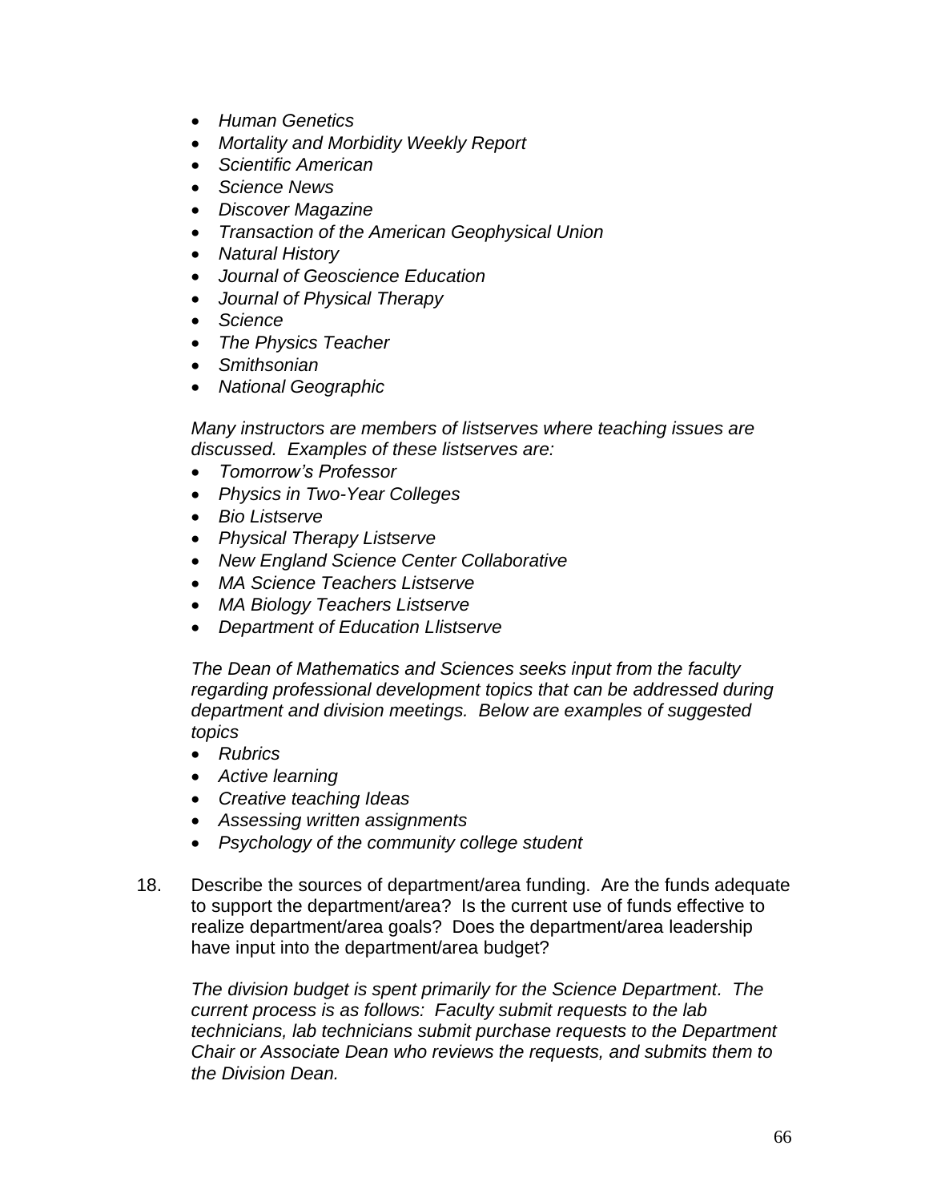- *Human Genetics*
- *Mortality and Morbidity Weekly Report*
- *Scientific American*
- *Science News*
- *Discover Magazine*
- *Transaction of the American Geophysical Union*
- *Natural History*
- *Journal of Geoscience Education*
- *Journal of Physical Therapy*
- *Science*
- *The Physics Teacher*
- *Smithsonian*
- *National Geographic*

*Many instructors are members of listserves where teaching issues are discussed. Examples of these listserves are:*

- *Tomorrow's Professor*
- *Physics in Two-Year Colleges*
- *Bio Listserve*
- *Physical Therapy Listserve*
- *New England Science Center Collaborative*
- *MA Science Teachers Listserve*
- *MA Biology Teachers Listserve*
- *Department of Education Llistserve*

*The Dean of Mathematics and Sciences seeks input from the faculty regarding professional development topics that can be addressed during department and division meetings. Below are examples of suggested topics*

- *Rubrics*
- *Active learning*
- *Creative teaching Ideas*
- *Assessing written assignments*
- *Psychology of the community college student*

18. Describe the sources of department/area funding. Are the funds adequate to support the department/area? Is the current use of funds effective to realize department/area goals? Does the department/area leadership have input into the department/area budget?

    *The division budget is spent primarily for the Science Department. The current process is as follows: Faculty submit requests to the lab technicians, lab technicians submit purchase requests to the Department Chair or Associate Dean who reviews the requests, and submits them to the Division Dean.*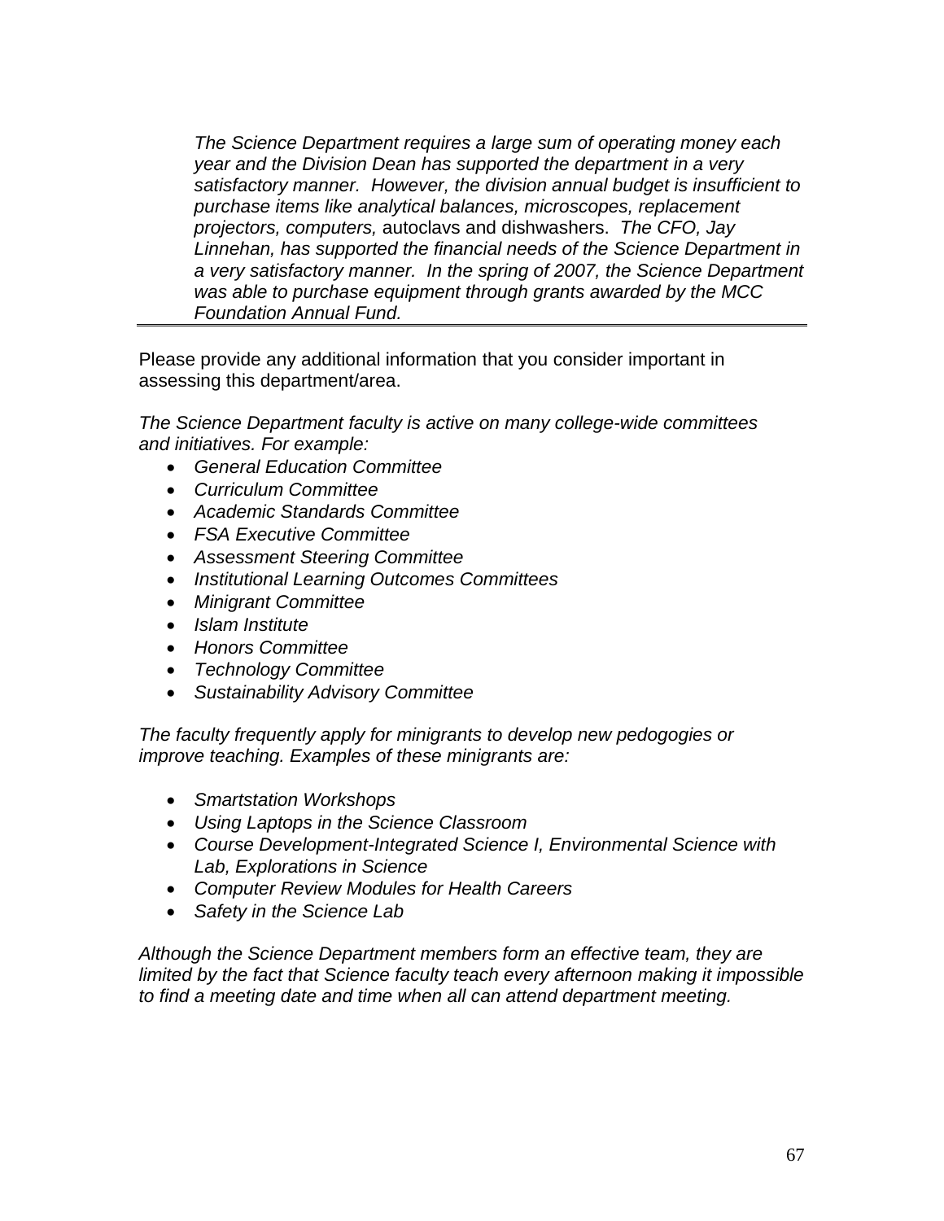*The Science Department requires a large sum of operating money each year and the Division Dean has supported the department in a very satisfactory manner. However, the division annual budget is insufficient to purchase items like analytical balances, microscopes, replacement projectors, computers,* autoclavs and dishwashers. *The CFO, Jay Linnehan, has supported the financial needs of the Science Department in a very satisfactory manner. In the spring of 2007, the Science Department was able to purchase equipment through grants awarded by the MCC Foundation Annual Fund.*

---

Please provide any additional information that you consider important in assessing this department/area.

*The Science Department faculty is active on many college-wide committees and initiatives. For example:*

- *General Education Committee*
- *Curriculum Committee*
- *Academic Standards Committee*
- *FSA Executive Committee*
- *Assessment Steering Committee*
- *Institutional Learning Outcomes Committees*
- *Minigrant Committee*
- *Islam Institute*
- *Honors Committee*
- *Technology Committee*
- *Sustainability Advisory Committee*

*The faculty frequently apply for minigrants to develop new pedogogies or improve teaching. Examples of these minigrants are:*

- *Smartstation Workshops*
- *Using Laptops in the Science Classroom*
- *Course Development-Integrated Science I, Environmental Science with Lab, Explorations in Science*
- *Computer Review Modules for Health Careers*
- *Safety in the Science Lab*

*Although the Science Department members form an effective team, they are limited by the fact that Science faculty teach every afternoon making it impossible to find a meeting date and time when all can attend department meeting.*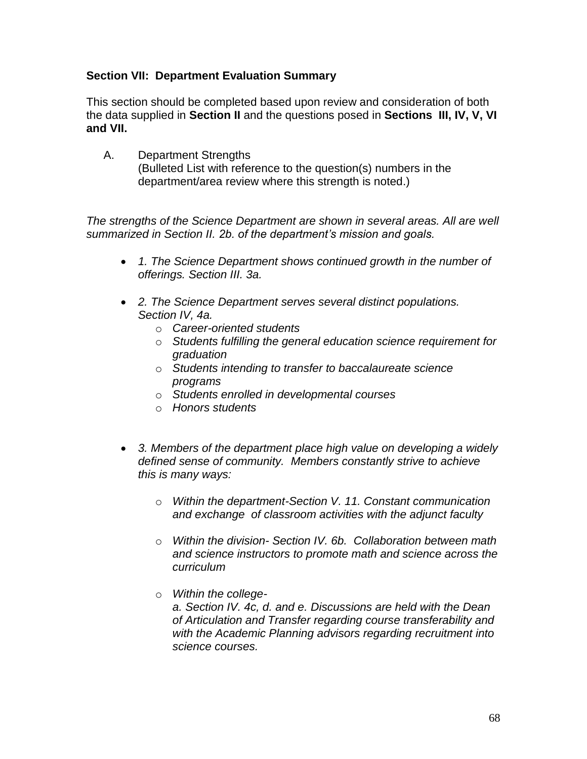### Section VII: Department Evaluation Summary

This section should be completed based upon review and consideration of both the data supplied in **Section II** and the questions posed in **Sections III, IV, V, VI and VII.**

A. Department Strengths
(Bulleted List with reference to the question(s) numbers in the department/area review where this strength is noted.)

*The strengths of the Science Department are shown in several areas. All are well summarized in Section II. 2b. of the department's mission and goals.*

- *1. The Science Department shows continued growth in the number of offerings. Section III. 3a.*
- *2. The Science Department serves several distinct populations. Section IV, 4a.*
  - *Career-oriented students*
  - *Students fulfilling the general education science requirement for graduation*
  - *Students intending to transfer to baccalaureate science programs*
  - *Students enrolled in developmental courses*
  - *Honors students*
- *3. Members of the department place high value on developing a widely defined sense of community. Members constantly strive to achieve this is many ways:*
  - *Within the department-Section V. 11. Constant communication and exchange of classroom activities with the adjunct faculty*
  - *Within the division- Section IV. 6b. Collaboration between math and science instructors to promote math and science across the curriculum*
  - *Within the college-*
    *a. Section IV. 4c, d. and e. Discussions are held with the Dean of Articulation and Transfer regarding course transferability and with the Academic Planning advisors regarding recruitment into science courses.*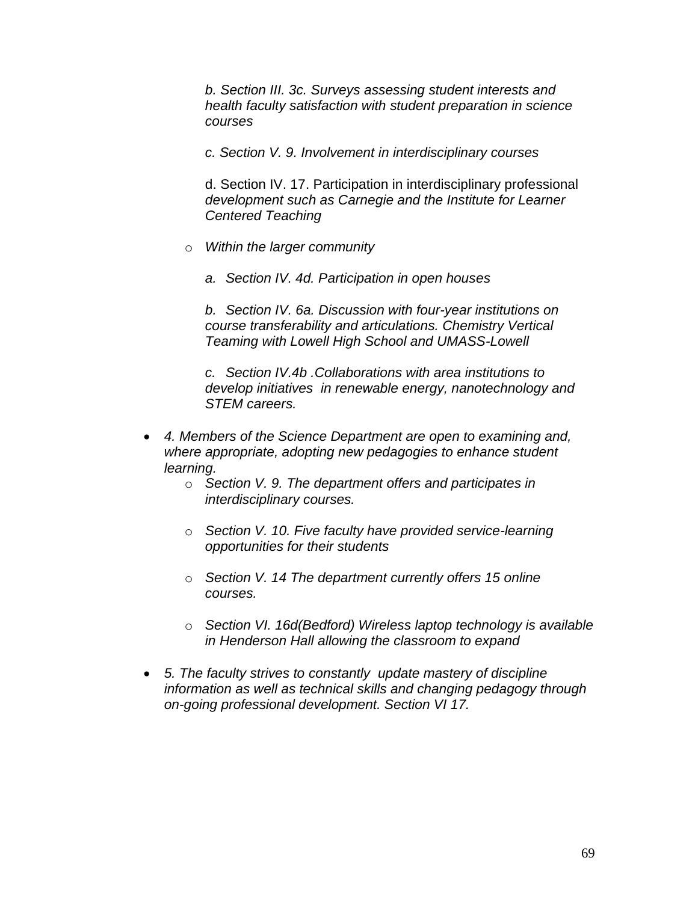*b. Section III. 3c. Surveys assessing student interests and health faculty satisfaction with student preparation in science courses*

*c. Section V. 9. Involvement in interdisciplinary courses*

d. Section IV. 17. Participation in interdisciplinary professional *development such as Carnegie and the Institute for Learner Centered Teaching*

- *Within the larger community*

  *a. Section IV. 4d. Participation in open houses*

  *b. Section IV. 6a. Discussion with four-year institutions on course transferability and articulations. Chemistry Vertical Teaming with Lowell High School and UMASS-Lowell*

  *c. Section IV.4b .Collaborations with area institutions to develop initiatives in renewable energy, nanotechnology and STEM careers.*

- *4. Members of the Science Department are open to examining and, where appropriate, adopting new pedagogies to enhance student learning.*
  - *Section V. 9. The department offers and participates in interdisciplinary courses.*
  - *Section V. 10. Five faculty have provided service-learning opportunities for their students*
  - *Section V. 14 The department currently offers 15 online courses.*
  - *Section VI. 16d(Bedford) Wireless laptop technology is available in Henderson Hall allowing the classroom to expand*
- *5. The faculty strives to constantly update mastery of discipline information as well as technical skills and changing pedagogy through on-going professional development. Section VI 17.*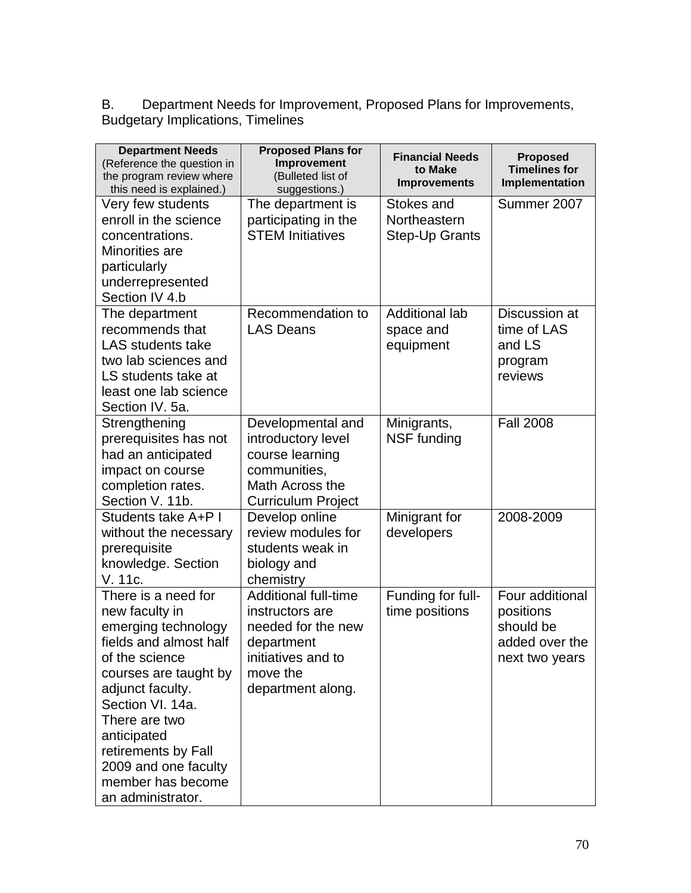B. Department Needs for Improvement, Proposed Plans for Improvements, Budgetary Implications, Timelines

| Department Needs (Reference the question in the program review where this need is explained.) | Proposed Plans for Improvement (Bulleted list of suggestions.) | Financial Needs to Make Improvements | Proposed Timelines for Implementation |
|---|---|---|---|
| Very few students enroll in the science concentrations. Minorities are particularly underrepresented Section IV 4.b | The department is participating in the STEM Initiatives | Stokes and Northeastern Step-Up Grants | Summer 2007 |
| The department recommends that LAS students take two lab sciences and LS students take at least one lab science Section IV. 5a. | Recommendation to LAS Deans | Additional lab space and equipment | Discussion at time of LAS and LS program reviews |
| Strengthening prerequisites has not had an anticipated impact on course completion rates. Section V. 11b. | Developmental and introductory level course learning communities, Math Across the Curriculum Project | Minigrants, NSF funding | Fall 2008 |
| Students take A+P I without the necessary prerequisite knowledge. Section V. 11c. | Develop online review modules for students weak in biology and chemistry | Minigrant for developers | 2008-2009 |
| There is a need for new faculty in emerging technology fields and almost half of the science courses are taught by adjunct faculty. Section VI. 14a. There are two anticipated retirements by Fall 2009 and one faculty member has become an administrator. | Additional full-time instructors are needed for the new department initiatives and to move the department along. | Funding for full-time positions | Four additional positions should be added over the next two years |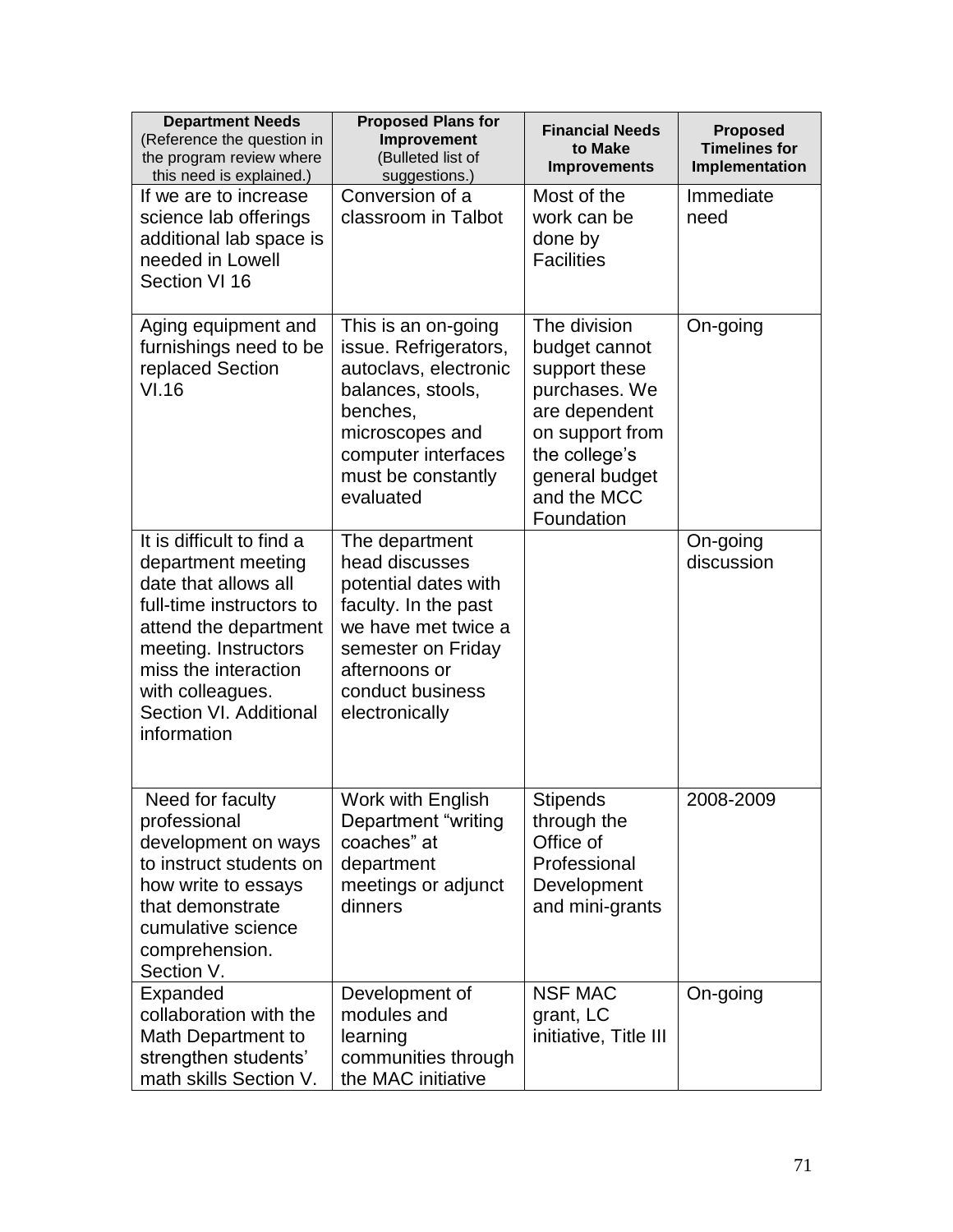| Department Needs (Reference the question in the program review where this need is explained.) | Proposed Plans for Improvement (Bulleted list of suggestions.) | Financial Needs to Make Improvements | Proposed Timelines for Implementation |
|---|---|---|---|
| If we are to increase science lab offerings additional lab space is needed in Lowell Section VI 16 | Conversion of a classroom in Talbot | Most of the work can be done by Facilities | Immediate need |
| Aging equipment and furnishings need to be replaced Section VI.16 | This is an on-going issue. Refrigerators, autoclavs, electronic balances, stools, benches, microscopes and computer interfaces must be constantly evaluated | The division budget cannot support these purchases. We are dependent on support from the college's general budget and the MCC Foundation | On-going |
| It is difficult to find a department meeting date that allows all full-time instructors to attend the department meeting. Instructors miss the interaction with colleagues. Section VI. Additional information | The department head discusses potential dates with faculty. In the past we have met twice a semester on Friday afternoons or conduct business electronically | | On-going discussion |
| Need for faculty professional development on ways to instruct students on how write to essays that demonstrate cumulative science comprehension. Section V. | Work with English Department "writing coaches" at department meetings or adjunct dinners | Stipends through the Office of Professional Development and mini-grants | 2008-2009 |
| Expanded collaboration with the Math Department to strengthen students' math skills Section V. | Development of modules and learning communities through the MAC initiative | NSF MAC grant, LC initiative, Title III | On-going |